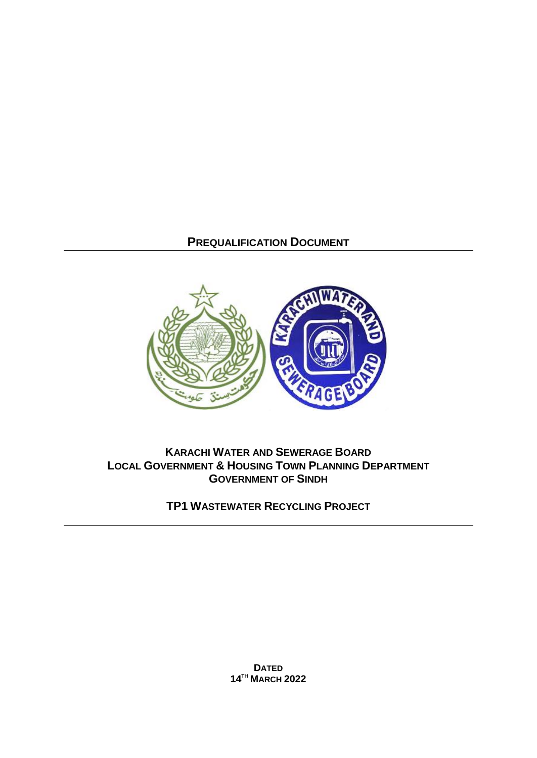# PREQUALIFICATION DOCUMENT

**KARACHI WATER AND SEWERAGE BOARD**
**LOCAL GOVERNMENT & HOUSING TOWN PLANNING DEPARTMENT**
**GOVERNMENT OF SINDH**

## TP1 WASTEWATER RECYCLING PROJECT

**DATED**
**14TH MARCH 2022**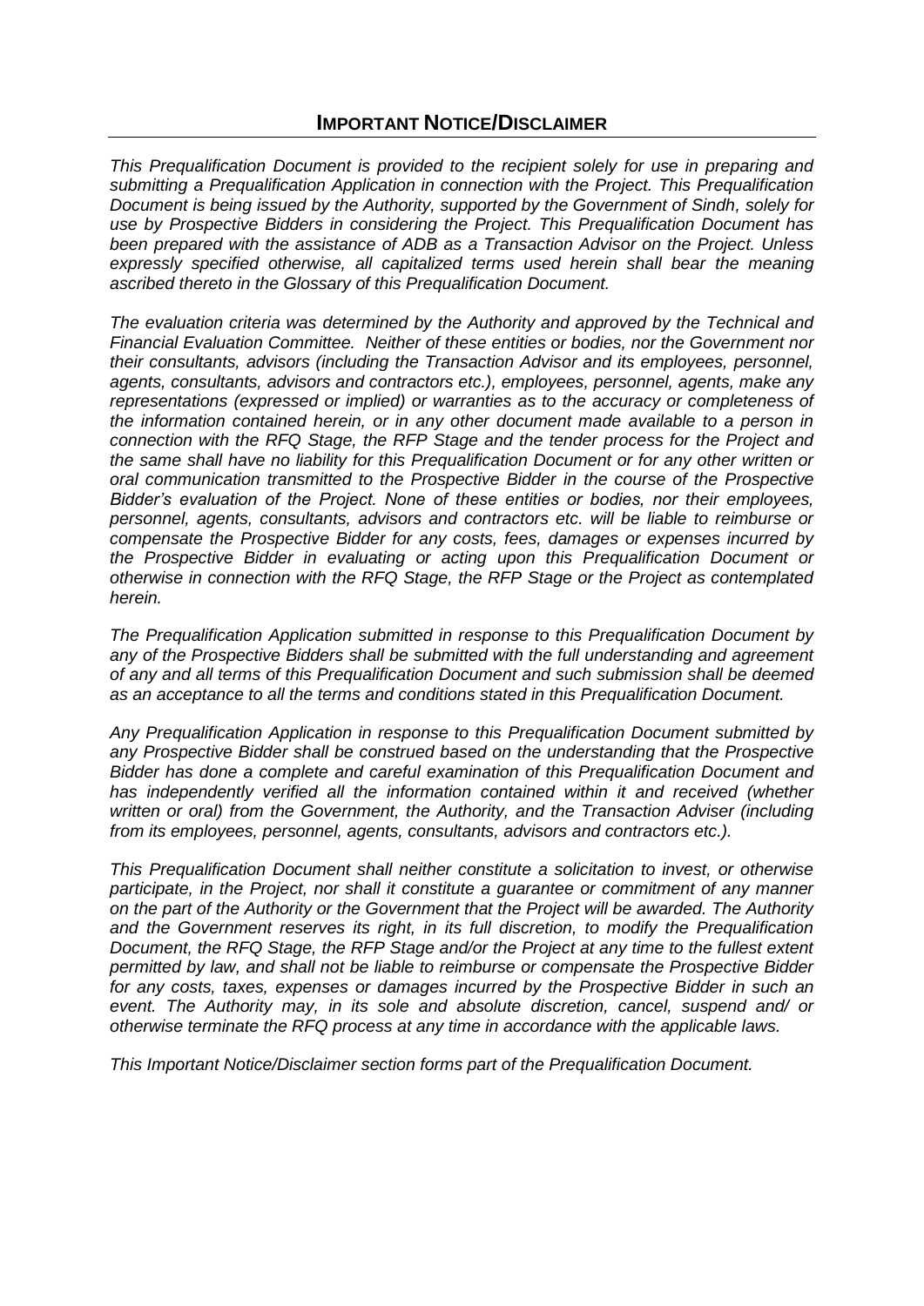## IMPORTANT NOTICE/DISCLAIMER

*This Prequalification Document is provided to the recipient solely for use in preparing and submitting a Prequalification Application in connection with the Project. This Prequalification Document is being issued by the Authority, supported by the Government of Sindh, solely for use by Prospective Bidders in considering the Project. This Prequalification Document has been prepared with the assistance of ADB as a Transaction Advisor on the Project. Unless expressly specified otherwise, all capitalized terms used herein shall bear the meaning ascribed thereto in the Glossary of this Prequalification Document.*

*The evaluation criteria was determined by the Authority and approved by the Technical and Financial Evaluation Committee. Neither of these entities or bodies, nor the Government nor their consultants, advisors (including the Transaction Advisor and its employees, personnel, agents, consultants, advisors and contractors etc.), employees, personnel, agents, make any representations (expressed or implied) or warranties as to the accuracy or completeness of the information contained herein, or in any other document made available to a person in connection with the RFQ Stage, the RFP Stage and the tender process for the Project and the same shall have no liability for this Prequalification Document or for any other written or oral communication transmitted to the Prospective Bidder in the course of the Prospective Bidder's evaluation of the Project. None of these entities or bodies, nor their employees, personnel, agents, consultants, advisors and contractors etc. will be liable to reimburse or compensate the Prospective Bidder for any costs, fees, damages or expenses incurred by the Prospective Bidder in evaluating or acting upon this Prequalification Document or otherwise in connection with the RFQ Stage, the RFP Stage or the Project as contemplated herein.*

*The Prequalification Application submitted in response to this Prequalification Document by any of the Prospective Bidders shall be submitted with the full understanding and agreement of any and all terms of this Prequalification Document and such submission shall be deemed as an acceptance to all the terms and conditions stated in this Prequalification Document.*

*Any Prequalification Application in response to this Prequalification Document submitted by any Prospective Bidder shall be construed based on the understanding that the Prospective Bidder has done a complete and careful examination of this Prequalification Document and has independently verified all the information contained within it and received (whether written or oral) from the Government, the Authority, and the Transaction Adviser (including from its employees, personnel, agents, consultants, advisors and contractors etc.).*

*This Prequalification Document shall neither constitute a solicitation to invest, or otherwise participate, in the Project, nor shall it constitute a guarantee or commitment of any manner on the part of the Authority or the Government that the Project will be awarded. The Authority and the Government reserves its right, in its full discretion, to modify the Prequalification Document, the RFQ Stage, the RFP Stage and/or the Project at any time to the fullest extent permitted by law, and shall not be liable to reimburse or compensate the Prospective Bidder for any costs, taxes, expenses or damages incurred by the Prospective Bidder in such an event. The Authority may, in its sole and absolute discretion, cancel, suspend and/ or otherwise terminate the RFQ process at any time in accordance with the applicable laws.*

*This Important Notice/Disclaimer section forms part of the Prequalification Document.*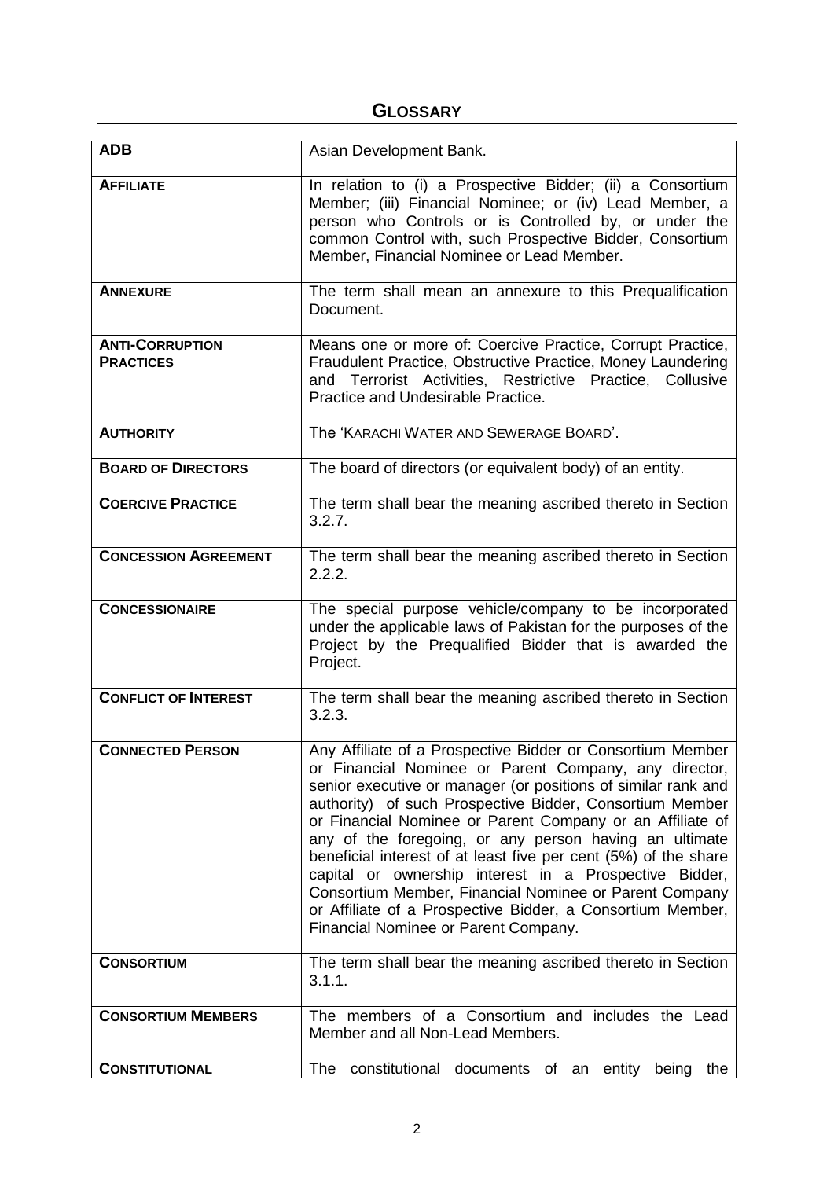## GLOSSARY

| | |
|---|---|
| **ADB** | Asian Development Bank. |
| **AFFILIATE** | In relation to (i) a Prospective Bidder; (ii) a Consortium Member; (iii) Financial Nominee; or (iv) Lead Member, a person who Controls or is Controlled by, or under the common Control with, such Prospective Bidder, Consortium Member, Financial Nominee or Lead Member. |
| **ANNEXURE** | The term shall mean an annexure to this Prequalification Document. |
| **ANTI-CORRUPTION PRACTICES** | Means one or more of: Coercive Practice, Corrupt Practice, Fraudulent Practice, Obstructive Practice, Money Laundering and Terrorist Activities, Restrictive Practice, Collusive Practice and Undesirable Practice. |
| **AUTHORITY** | The 'KARACHI WATER AND SEWERAGE BOARD'. |
| **BOARD OF DIRECTORS** | The board of directors (or equivalent body) of an entity. |
| **COERCIVE PRACTICE** | The term shall bear the meaning ascribed thereto in Section 3.2.7. |
| **CONCESSION AGREEMENT** | The term shall bear the meaning ascribed thereto in Section 2.2.2. |
| **CONCESSIONAIRE** | The special purpose vehicle/company to be incorporated under the applicable laws of Pakistan for the purposes of the Project by the Prequalified Bidder that is awarded the Project. |
| **CONFLICT OF INTEREST** | The term shall bear the meaning ascribed thereto in Section 3.2.3. |
| **CONNECTED PERSON** | Any Affiliate of a Prospective Bidder or Consortium Member or Financial Nominee or Parent Company, any director, senior executive or manager (or positions of similar rank and authority) of such Prospective Bidder, Consortium Member or Financial Nominee or Parent Company or an Affiliate of any of the foregoing, or any person having an ultimate beneficial interest of at least five per cent (5%) of the share capital or ownership interest in a Prospective Bidder, Consortium Member, Financial Nominee or Parent Company or Affiliate of a Prospective Bidder, a Consortium Member, Financial Nominee or Parent Company. |
| **CONSORTIUM** | The term shall bear the meaning ascribed thereto in Section 3.1.1. |
| **CONSORTIUM MEMBERS** | The members of a Consortium and includes the Lead Member and all Non-Lead Members. |
| **CONSTITUTIONAL** | The constitutional documents of an entity being the |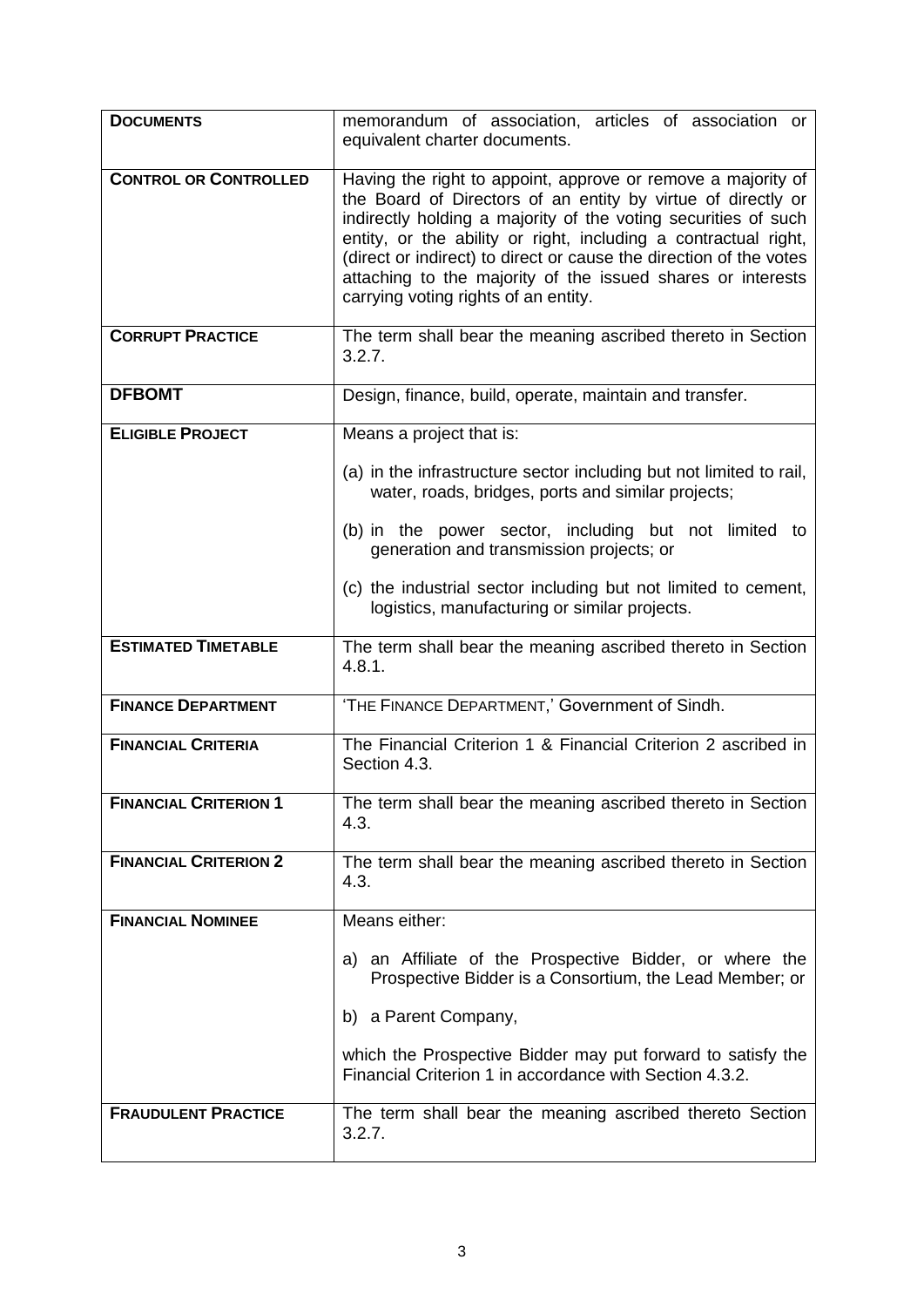| | |
|---|---|
| **DOCUMENTS** | memorandum of association, articles of association or equivalent charter documents. |
| **CONTROL OR CONTROLLED** | Having the right to appoint, approve or remove a majority of the Board of Directors of an entity by virtue of directly or indirectly holding a majority of the voting securities of such entity, or the ability or right, including a contractual right, (direct or indirect) to direct or cause the direction of the votes attaching to the majority of the issued shares or interests carrying voting rights of an entity. |
| **CORRUPT PRACTICE** | The term shall bear the meaning ascribed thereto in Section 3.2.7. |
| **DFBOMT** | Design, finance, build, operate, maintain and transfer. |
| **ELIGIBLE PROJECT** | Means a project that is:<br><br>(a) in the infrastructure sector including but not limited to rail, water, roads, bridges, ports and similar projects;<br><br>(b) in the power sector, including but not limited to generation and transmission projects; or<br><br>(c) the industrial sector including but not limited to cement, logistics, manufacturing or similar projects. |
| **ESTIMATED TIMETABLE** | The term shall bear the meaning ascribed thereto in Section 4.8.1. |
| **FINANCE DEPARTMENT** | 'THE FINANCE DEPARTMENT,' Government of Sindh. |
| **FINANCIAL CRITERIA** | The Financial Criterion 1 & Financial Criterion 2 ascribed in Section 4.3. |
| **FINANCIAL CRITERION 1** | The term shall bear the meaning ascribed thereto in Section 4.3. |
| **FINANCIAL CRITERION 2** | The term shall bear the meaning ascribed thereto in Section 4.3. |
| **FINANCIAL NOMINEE** | Means either:<br><br>a) an Affiliate of the Prospective Bidder, or where the Prospective Bidder is a Consortium, the Lead Member; or<br><br>b) a Parent Company,<br><br>which the Prospective Bidder may put forward to satisfy the Financial Criterion 1 in accordance with Section 4.3.2. |
| **FRAUDULENT PRACTICE** | The term shall bear the meaning ascribed thereto Section 3.2.7. |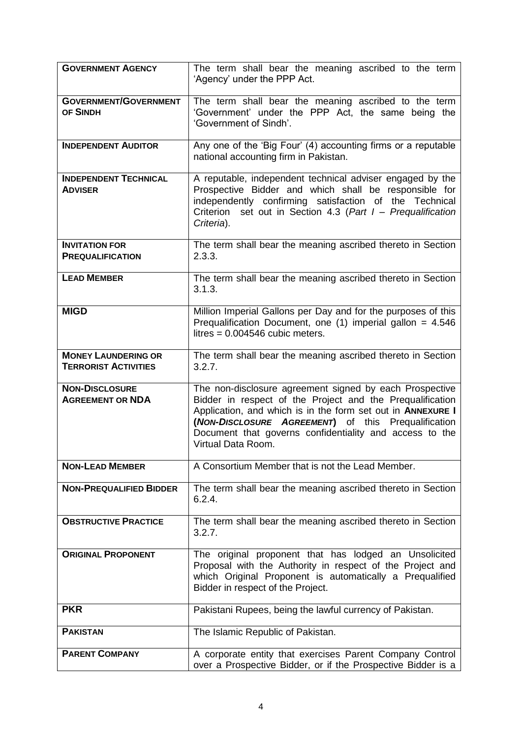| | |
|---|---|
| **GOVERNMENT AGENCY** | The term shall bear the meaning ascribed to the term 'Agency' under the PPP Act. |
| **GOVERNMENT/GOVERNMENT OF SINDH** | The term shall bear the meaning ascribed to the term 'Government' under the PPP Act, the same being the 'Government of Sindh'. |
| **INDEPENDENT AUDITOR** | Any one of the 'Big Four' (4) accounting firms or a reputable national accounting firm in Pakistan. |
| **INDEPENDENT TECHNICAL ADVISER** | A reputable, independent technical adviser engaged by the Prospective Bidder and which shall be responsible for independently confirming satisfaction of the Technical Criterion set out in Section 4.3 (*Part I – Prequalification Criteria*). |
| **INVITATION FOR PREQUALIFICATION** | The term shall bear the meaning ascribed thereto in Section 2.3.3. |
| **LEAD MEMBER** | The term shall bear the meaning ascribed thereto in Section 3.1.3. |
| **MIGD** | Million Imperial Gallons per Day and for the purposes of this Prequalification Document, one (1) imperial gallon = 4.546 litres = 0.004546 cubic meters. |
| **MONEY LAUNDERING OR TERRORIST ACTIVITIES** | The term shall bear the meaning ascribed thereto in Section 3.2.7. |
| **NON-DISCLOSURE AGREEMENT OR NDA** | The non-disclosure agreement signed by each Prospective Bidder in respect of the Project and the Prequalification Application, and which is in the form set out in **ANNEXURE I (*NON-DISCLOSURE AGREEMENT*)** of this Prequalification Document that governs confidentiality and access to the Virtual Data Room. |
| **NON-LEAD MEMBER** | A Consortium Member that is not the Lead Member. |
| **NON-PREQUALIFIED BIDDER** | The term shall bear the meaning ascribed thereto in Section 6.2.4. |
| **OBSTRUCTIVE PRACTICE** | The term shall bear the meaning ascribed thereto in Section 3.2.7. |
| **ORIGINAL PROPONENT** | The original proponent that has lodged an Unsolicited Proposal with the Authority in respect of the Project and which Original Proponent is automatically a Prequalified Bidder in respect of the Project. |
| **PKR** | Pakistani Rupees, being the lawful currency of Pakistan. |
| **PAKISTAN** | The Islamic Republic of Pakistan. |
| **PARENT COMPANY** | A corporate entity that exercises Parent Company Control over a Prospective Bidder, or if the Prospective Bidder is a |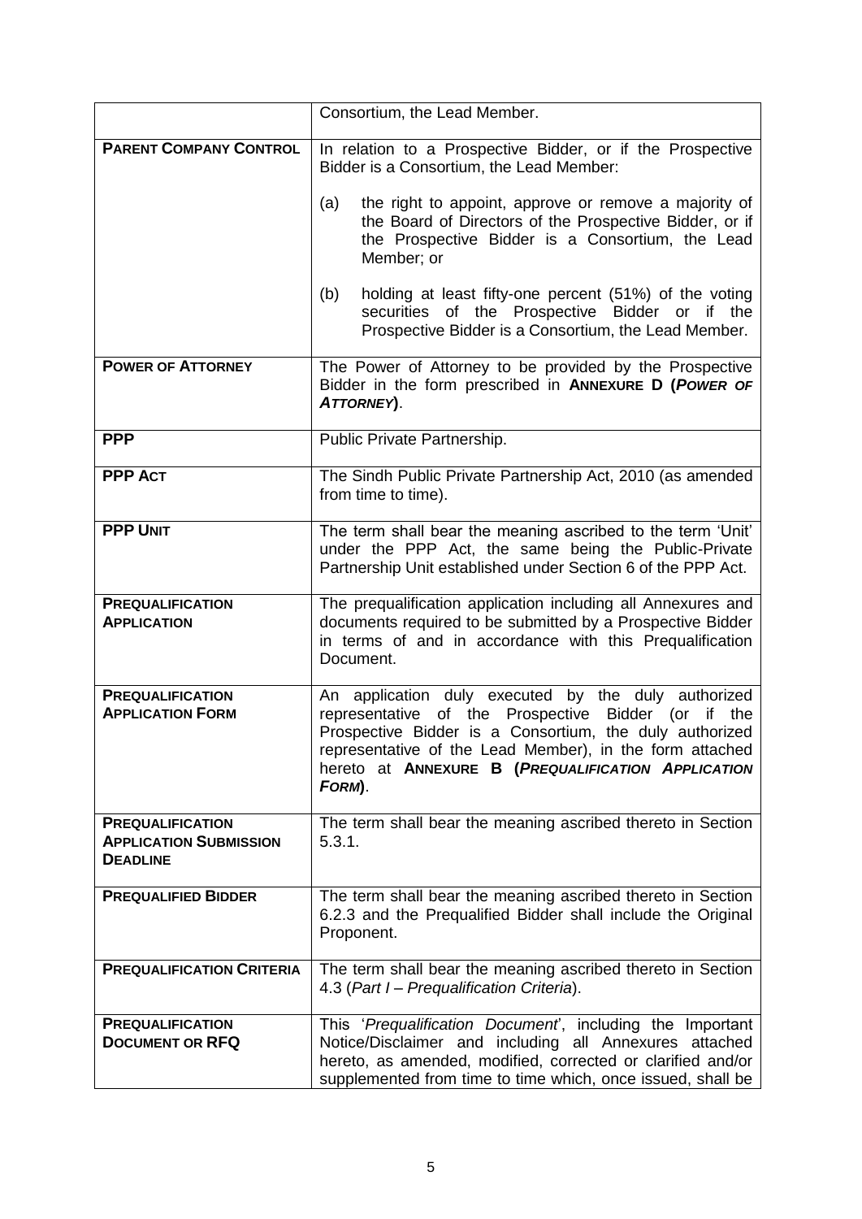| | |
|---|---|
| | Consortium, the Lead Member. |
| **PARENT COMPANY CONTROL** | In relation to a Prospective Bidder, or if the Prospective Bidder is a Consortium, the Lead Member:<br><br>(a) the right to appoint, approve or remove a majority of the Board of Directors of the Prospective Bidder, or if the Prospective Bidder is a Consortium, the Lead Member; or<br><br>(b) holding at least fifty-one percent (51%) of the voting securities of the Prospective Bidder or if the Prospective Bidder is a Consortium, the Lead Member. |
| **POWER OF ATTORNEY** | The Power of Attorney to be provided by the Prospective Bidder in the form prescribed in **ANNEXURE D (*POWER OF ATTORNEY*)**. |
| **PPP** | Public Private Partnership. |
| **PPP ACT** | The Sindh Public Private Partnership Act, 2010 (as amended from time to time). |
| **PPP UNIT** | The term shall bear the meaning ascribed to the term 'Unit' under the PPP Act, the same being the Public-Private Partnership Unit established under Section 6 of the PPP Act. |
| **PREQUALIFICATION APPLICATION** | The prequalification application including all Annexures and documents required to be submitted by a Prospective Bidder in terms of and in accordance with this Prequalification Document. |
| **PREQUALIFICATION APPLICATION FORM** | An application duly executed by the duly authorized representative of the Prospective Bidder (or if the Prospective Bidder is a Consortium, the duly authorized representative of the Lead Member), in the form attached hereto at **ANNEXURE B (*PREQUALIFICATION APPLICATION FORM*)**. |
| **PREQUALIFICATION APPLICATION SUBMISSION DEADLINE** | The term shall bear the meaning ascribed thereto in Section 5.3.1. |
| **PREQUALIFIED BIDDER** | The term shall bear the meaning ascribed thereto in Section 6.2.3 and the Prequalified Bidder shall include the Original Proponent. |
| **PREQUALIFICATION CRITERIA** | The term shall bear the meaning ascribed thereto in Section 4.3 (*Part I – Prequalification Criteria*). |
| **PREQUALIFICATION DOCUMENT OR RFQ** | This '*Prequalification Document*', including the Important Notice/Disclaimer and including all Annexures attached hereto, as amended, modified, corrected or clarified and/or supplemented from time to time which, once issued, shall be |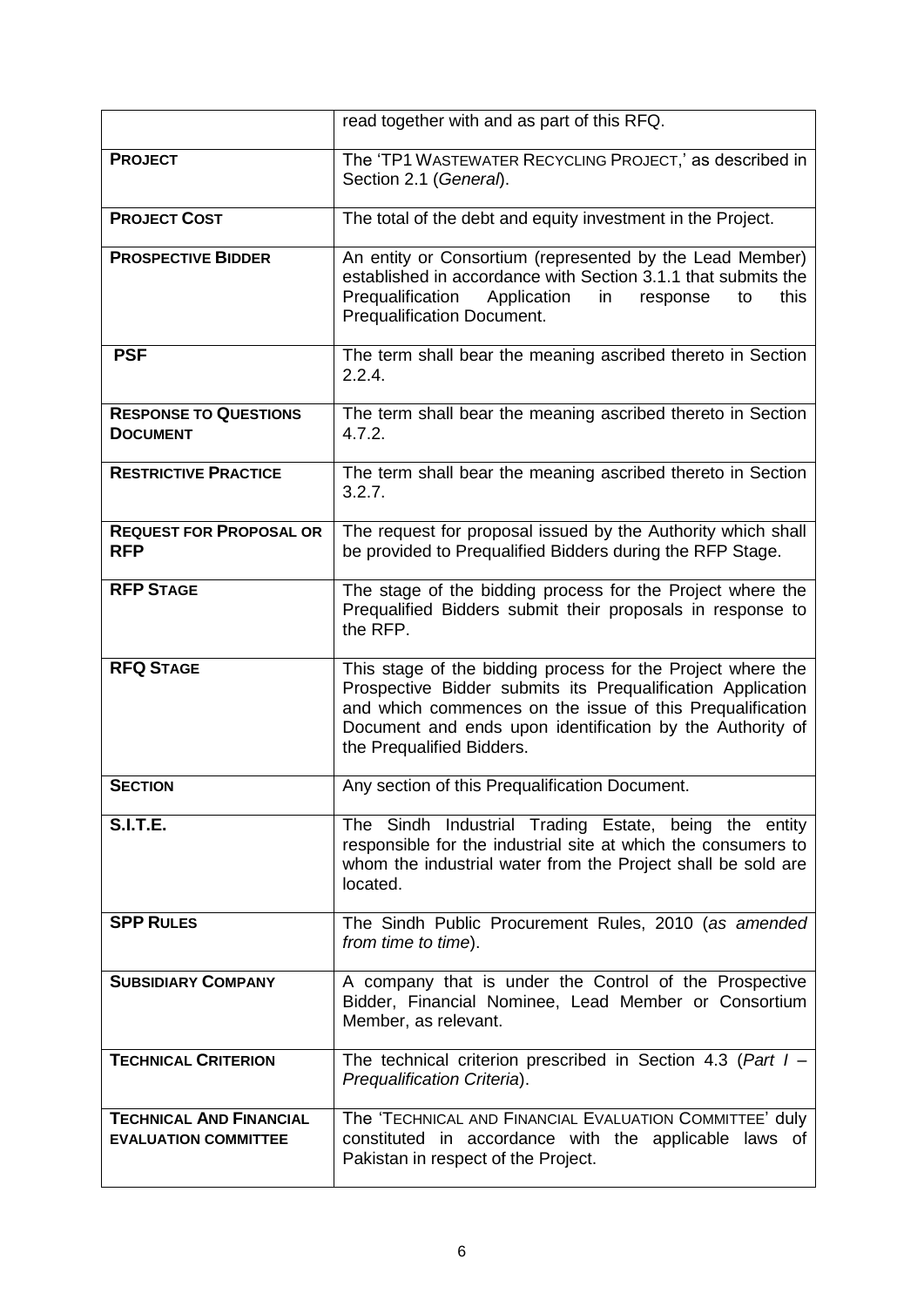| | |
|---|---|
| | read together with and as part of this RFQ. |
| **PROJECT** | The 'TP1 WASTEWATER RECYCLING PROJECT,' as described in Section 2.1 (*General*). |
| **PROJECT COST** | The total of the debt and equity investment in the Project. |
| **PROSPECTIVE BIDDER** | An entity or Consortium (represented by the Lead Member) established in accordance with Section 3.1.1 that submits the Prequalification Application in response to this Prequalification Document. |
| **PSF** | The term shall bear the meaning ascribed thereto in Section 2.2.4. |
| **RESPONSE TO QUESTIONS DOCUMENT** | The term shall bear the meaning ascribed thereto in Section 4.7.2. |
| **RESTRICTIVE PRACTICE** | The term shall bear the meaning ascribed thereto in Section 3.2.7. |
| **REQUEST FOR PROPOSAL OR RFP** | The request for proposal issued by the Authority which shall be provided to Prequalified Bidders during the RFP Stage. |
| **RFP STAGE** | The stage of the bidding process for the Project where the Prequalified Bidders submit their proposals in response to the RFP. |
| **RFQ STAGE** | This stage of the bidding process for the Project where the Prospective Bidder submits its Prequalification Application and which commences on the issue of this Prequalification Document and ends upon identification by the Authority of the Prequalified Bidders. |
| **SECTION** | Any section of this Prequalification Document. |
| **S.I.T.E.** | The Sindh Industrial Trading Estate, being the entity responsible for the industrial site at which the consumers to whom the industrial water from the Project shall be sold are located. |
| **SPP RULES** | The Sindh Public Procurement Rules, 2010 (*as amended from time to time*). |
| **SUBSIDIARY COMPANY** | A company that is under the Control of the Prospective Bidder, Financial Nominee, Lead Member or Consortium Member, as relevant. |
| **TECHNICAL CRITERION** | The technical criterion prescribed in Section 4.3 (*Part I – Prequalification Criteria*). |
| **TECHNICAL AND FINANCIAL EVALUATION COMMITTEE** | The 'TECHNICAL AND FINANCIAL EVALUATION COMMITTEE' duly constituted in accordance with the applicable laws of Pakistan in respect of the Project. |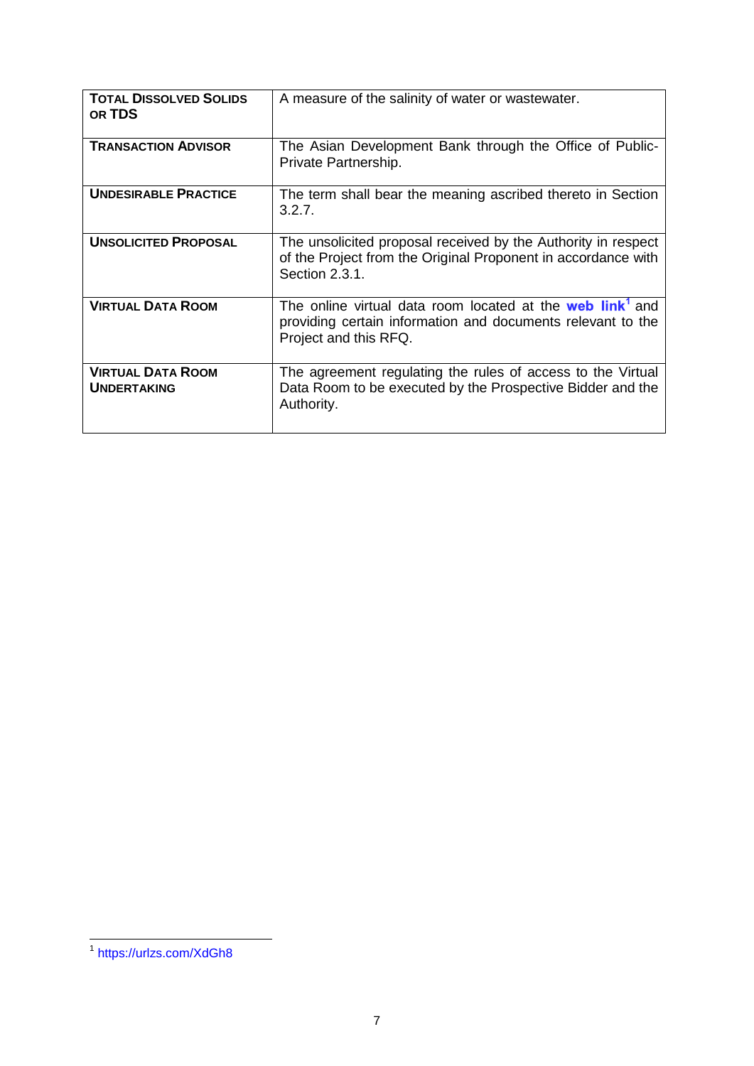| | |
|---|---|
| **TOTAL DISSOLVED SOLIDS OR TDS** | A measure of the salinity of water or wastewater. |
| **TRANSACTION ADVISOR** | The Asian Development Bank through the Office of Public-Private Partnership. |
| **UNDESIRABLE PRACTICE** | The term shall bear the meaning ascribed thereto in Section 3.2.7. |
| **UNSOLICITED PROPOSAL** | The unsolicited proposal received by the Authority in respect of the Project from the Original Proponent in accordance with Section 2.3.1. |
| **VIRTUAL DATA ROOM** | The online virtual data room located at the **web link**[1] and providing certain information and documents relevant to the Project and this RFQ. |
| **VIRTUAL DATA ROOM UNDERTAKING** | The agreement regulating the rules of access to the Virtual Data Room to be executed by the Prospective Bidder and the Authority. |

[1] https://urlzs.com/XdGh8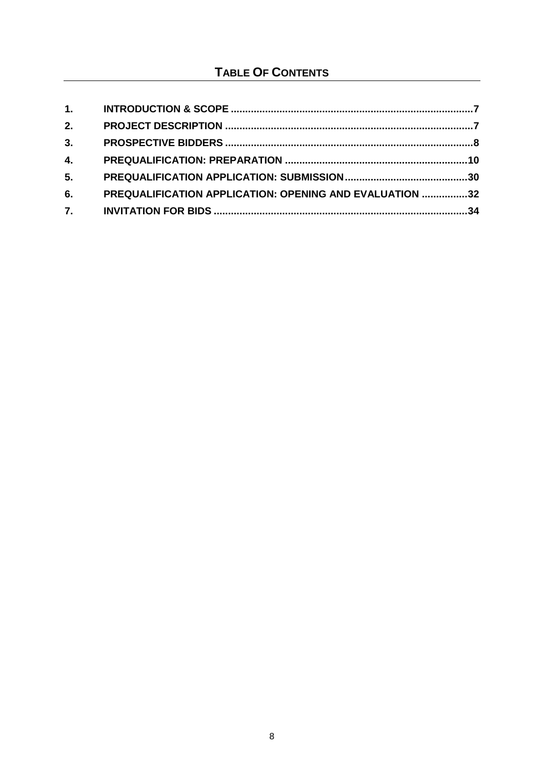## TABLE OF CONTENTS

| | | |
|---|---|---|
| **1.** | **INTRODUCTION & SCOPE** | **7** |
| **2.** | **PROJECT DESCRIPTION** | **7** |
| **3.** | **PROSPECTIVE BIDDERS** | **8** |
| **4.** | **PREQUALIFICATION: PREPARATION** | **10** |
| **5.** | **PREQUALIFICATION APPLICATION: SUBMISSION** | **30** |
| **6.** | **PREQUALIFICATION APPLICATION: OPENING AND EVALUATION** | **32** |
| **7.** | **INVITATION FOR BIDS** | **34** |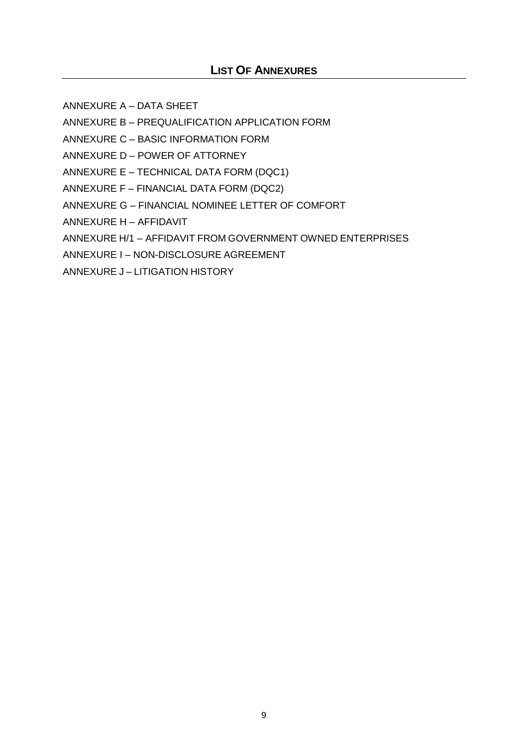## List Of Annexures

ANNEXURE A – DATA SHEET

ANNEXURE B – PREQUALIFICATION APPLICATION FORM

ANNEXURE C – BASIC INFORMATION FORM

ANNEXURE D – POWER OF ATTORNEY

ANNEXURE E – TECHNICAL DATA FORM (DQC1)

ANNEXURE F – FINANCIAL DATA FORM (DQC2)

ANNEXURE G – FINANCIAL NOMINEE LETTER OF COMFORT

ANNEXURE H – AFFIDAVIT

ANNEXURE H/1 – AFFIDAVIT FROM GOVERNMENT OWNED ENTERPRISES

ANNEXURE I – NON-DISCLOSURE AGREEMENT

ANNEXURE J – LITIGATION HISTORY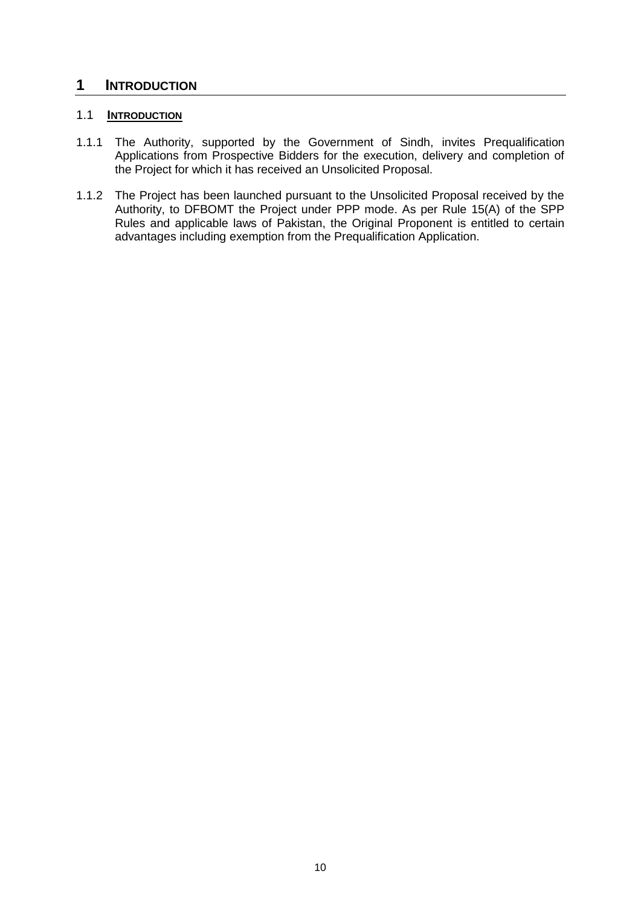# 1 INTRODUCTION

## 1.1 INTRODUCTION

1.1.1 The Authority, supported by the Government of Sindh, invites Prequalification Applications from Prospective Bidders for the execution, delivery and completion of the Project for which it has received an Unsolicited Proposal.

1.1.2 The Project has been launched pursuant to the Unsolicited Proposal received by the Authority, to DFBOMT the Project under PPP mode. As per Rule 15(A) of the SPP Rules and applicable laws of Pakistan, the Original Proponent is entitled to certain advantages including exemption from the Prequalification Application.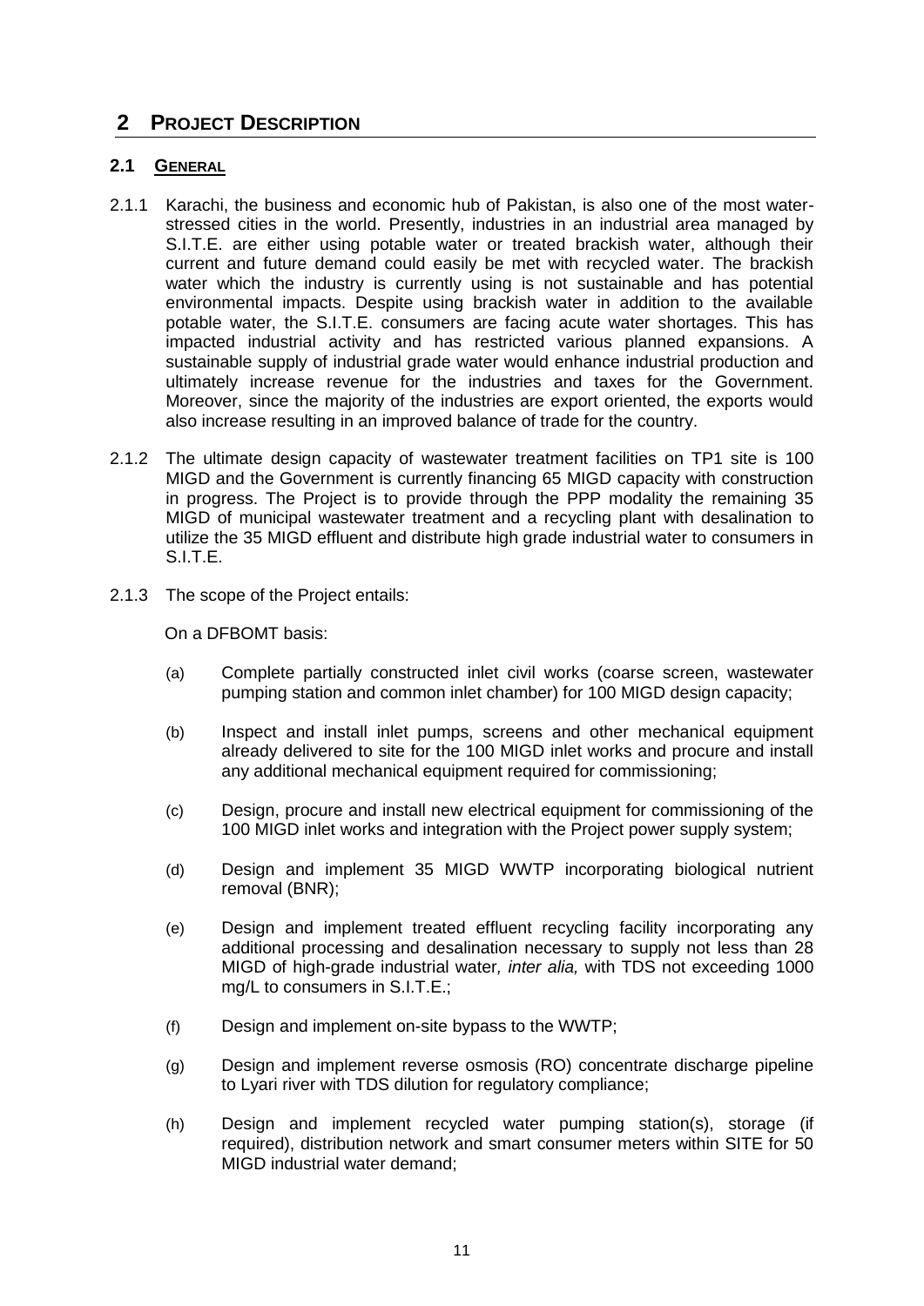# 2 PROJECT DESCRIPTION

## 2.1 GENERAL

2.1.1 Karachi, the business and economic hub of Pakistan, is also one of the most water-stressed cities in the world. Presently, industries in an industrial area managed by S.I.T.E. are either using potable water or treated brackish water, although their current and future demand could easily be met with recycled water. The brackish water which the industry is currently using is not sustainable and has potential environmental impacts. Despite using brackish water in addition to the available potable water, the S.I.T.E. consumers are facing acute water shortages. This has impacted industrial activity and has restricted various planned expansions. A sustainable supply of industrial grade water would enhance industrial production and ultimately increase revenue for the industries and taxes for the Government. Moreover, since the majority of the industries are export oriented, the exports would also increase resulting in an improved balance of trade for the country.

2.1.2 The ultimate design capacity of wastewater treatment facilities on TP1 site is 100 MIGD and the Government is currently financing 65 MIGD capacity with construction in progress. The Project is to provide through the PPP modality the remaining 35 MIGD of municipal wastewater treatment and a recycling plant with desalination to utilize the 35 MIGD effluent and distribute high grade industrial water to consumers in S.I.T.E.

2.1.3 The scope of the Project entails:

On a DFBOMT basis:

(a) Complete partially constructed inlet civil works (coarse screen, wastewater pumping station and common inlet chamber) for 100 MIGD design capacity;

(b) Inspect and install inlet pumps, screens and other mechanical equipment already delivered to site for the 100 MIGD inlet works and procure and install any additional mechanical equipment required for commissioning;

(c) Design, procure and install new electrical equipment for commissioning of the 100 MIGD inlet works and integration with the Project power supply system;

(d) Design and implement 35 MIGD WWTP incorporating biological nutrient removal (BNR);

(e) Design and implement treated effluent recycling facility incorporating any additional processing and desalination necessary to supply not less than 28 MIGD of high-grade industrial water*, inter alia,* with TDS not exceeding 1000 mg/L to consumers in S.I.T.E.;

(f) Design and implement on-site bypass to the WWTP;

(g) Design and implement reverse osmosis (RO) concentrate discharge pipeline to Lyari river with TDS dilution for regulatory compliance;

(h) Design and implement recycled water pumping station(s), storage (if required), distribution network and smart consumer meters within SITE for 50 MIGD industrial water demand;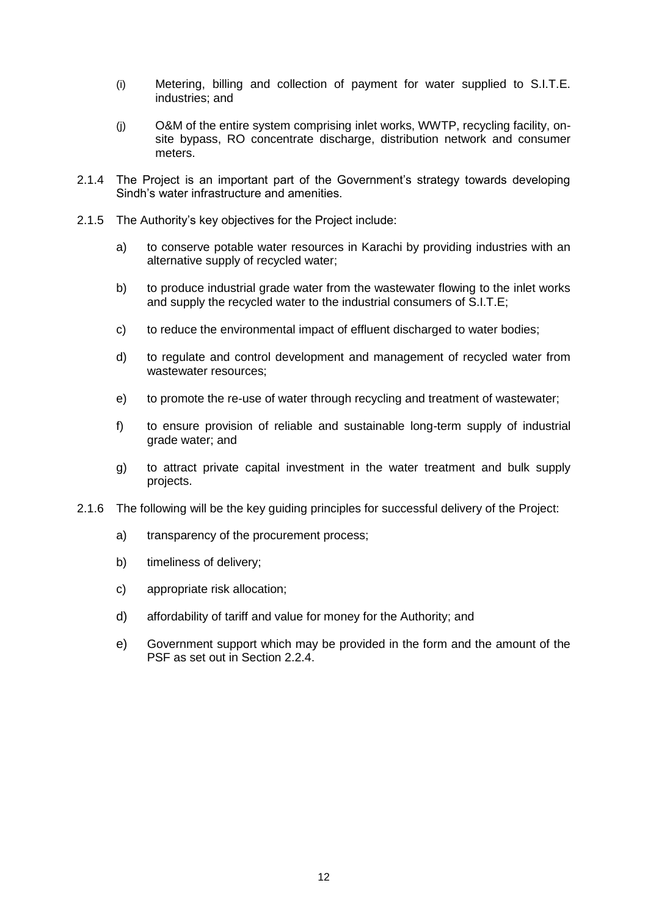(i) Metering, billing and collection of payment for water supplied to S.I.T.E. industries; and

(j) O&M of the entire system comprising inlet works, WWTP, recycling facility, on-site bypass, RO concentrate discharge, distribution network and consumer meters.

2.1.4 The Project is an important part of the Government's strategy towards developing Sindh's water infrastructure and amenities.

2.1.5 The Authority's key objectives for the Project include:

a) to conserve potable water resources in Karachi by providing industries with an alternative supply of recycled water;

b) to produce industrial grade water from the wastewater flowing to the inlet works and supply the recycled water to the industrial consumers of S.I.T.E;

c) to reduce the environmental impact of effluent discharged to water bodies;

d) to regulate and control development and management of recycled water from wastewater resources;

e) to promote the re-use of water through recycling and treatment of wastewater;

f) to ensure provision of reliable and sustainable long-term supply of industrial grade water; and

g) to attract private capital investment in the water treatment and bulk supply projects.

2.1.6 The following will be the key guiding principles for successful delivery of the Project:

a) transparency of the procurement process;

b) timeliness of delivery;

c) appropriate risk allocation;

d) affordability of tariff and value for money for the Authority; and

e) Government support which may be provided in the form and the amount of the PSF as set out in Section 2.2.4.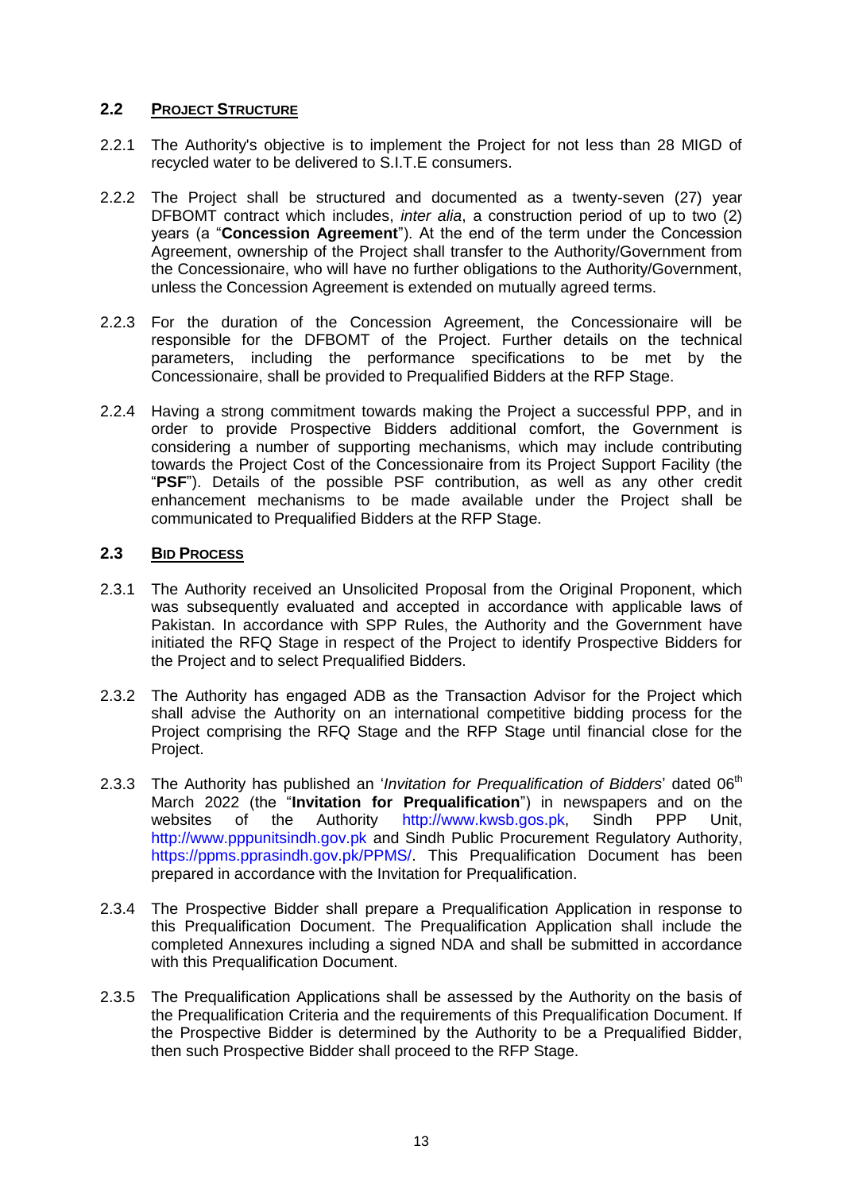## 2.2 PROJECT STRUCTURE

2.2.1 The Authority's objective is to implement the Project for not less than 28 MIGD of recycled water to be delivered to S.I.T.E consumers.

2.2.2 The Project shall be structured and documented as a twenty-seven (27) year DFBOMT contract which includes, *inter alia*, a construction period of up to two (2) years (a "**Concession Agreement**"). At the end of the term under the Concession Agreement, ownership of the Project shall transfer to the Authority/Government from the Concessionaire, who will have no further obligations to the Authority/Government, unless the Concession Agreement is extended on mutually agreed terms.

2.2.3 For the duration of the Concession Agreement, the Concessionaire will be responsible for the DFBOMT of the Project. Further details on the technical parameters, including the performance specifications to be met by the Concessionaire, shall be provided to Prequalified Bidders at the RFP Stage.

2.2.4 Having a strong commitment towards making the Project a successful PPP, and in order to provide Prospective Bidders additional comfort, the Government is considering a number of supporting mechanisms, which may include contributing towards the Project Cost of the Concessionaire from its Project Support Facility (the "**PSF**"). Details of the possible PSF contribution, as well as any other credit enhancement mechanisms to be made available under the Project shall be communicated to Prequalified Bidders at the RFP Stage.

## 2.3 BID PROCESS

2.3.1 The Authority received an Unsolicited Proposal from the Original Proponent, which was subsequently evaluated and accepted in accordance with applicable laws of Pakistan. In accordance with SPP Rules, the Authority and the Government have initiated the RFQ Stage in respect of the Project to identify Prospective Bidders for the Project and to select Prequalified Bidders.

2.3.2 The Authority has engaged ADB as the Transaction Advisor for the Project which shall advise the Authority on an international competitive bidding process for the Project comprising the RFQ Stage and the RFP Stage until financial close for the Project.

2.3.3 The Authority has published an '*Invitation for Prequalification of Bidders*' dated 06th March 2022 (the "**Invitation for Prequalification**") in newspapers and on the websites of the Authority http://www.kwsb.gos.pk, Sindh PPP Unit, http://www.pppunitsindh.gov.pk and Sindh Public Procurement Regulatory Authority, https://ppms.pprasindh.gov.pk/PPMS/. This Prequalification Document has been prepared in accordance with the Invitation for Prequalification.

2.3.4 The Prospective Bidder shall prepare a Prequalification Application in response to this Prequalification Document. The Prequalification Application shall include the completed Annexures including a signed NDA and shall be submitted in accordance with this Prequalification Document.

2.3.5 The Prequalification Applications shall be assessed by the Authority on the basis of the Prequalification Criteria and the requirements of this Prequalification Document. If the Prospective Bidder is determined by the Authority to be a Prequalified Bidder, then such Prospective Bidder shall proceed to the RFP Stage.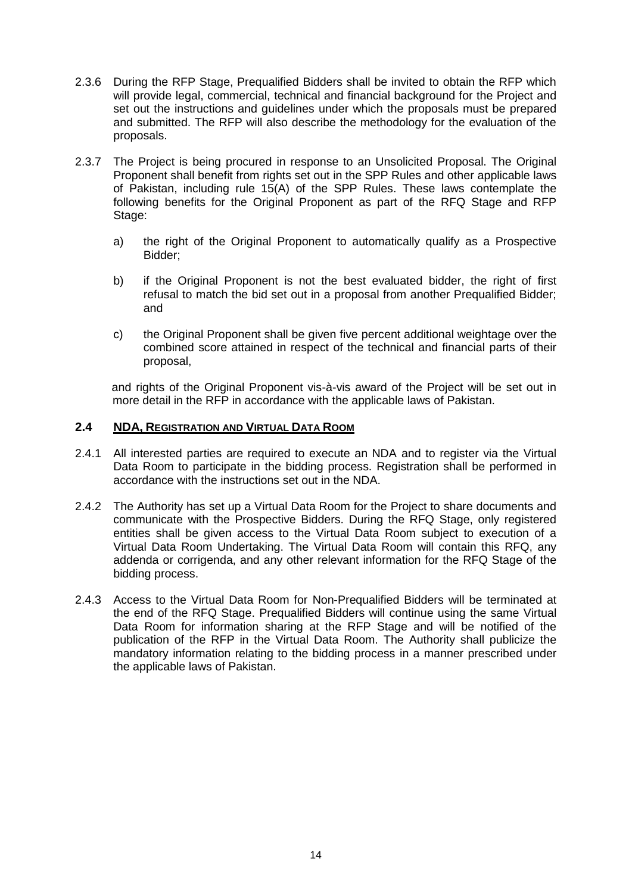2.3.6 During the RFP Stage, Prequalified Bidders shall be invited to obtain the RFP which will provide legal, commercial, technical and financial background for the Project and set out the instructions and guidelines under which the proposals must be prepared and submitted. The RFP will also describe the methodology for the evaluation of the proposals.

2.3.7 The Project is being procured in response to an Unsolicited Proposal. The Original Proponent shall benefit from rights set out in the SPP Rules and other applicable laws of Pakistan, including rule 15(A) of the SPP Rules. These laws contemplate the following benefits for the Original Proponent as part of the RFQ Stage and RFP Stage:

a) the right of the Original Proponent to automatically qualify as a Prospective Bidder;

b) if the Original Proponent is not the best evaluated bidder, the right of first refusal to match the bid set out in a proposal from another Prequalified Bidder; and

c) the Original Proponent shall be given five percent additional weightage over the combined score attained in respect of the technical and financial parts of their proposal,

and rights of the Original Proponent vis-à-vis award of the Project will be set out in more detail in the RFP in accordance with the applicable laws of Pakistan.

## 2.4 NDA, REGISTRATION AND VIRTUAL DATA ROOM

2.4.1 All interested parties are required to execute an NDA and to register via the Virtual Data Room to participate in the bidding process. Registration shall be performed in accordance with the instructions set out in the NDA.

2.4.2 The Authority has set up a Virtual Data Room for the Project to share documents and communicate with the Prospective Bidders. During the RFQ Stage, only registered entities shall be given access to the Virtual Data Room subject to execution of a Virtual Data Room Undertaking. The Virtual Data Room will contain this RFQ, any addenda or corrigenda, and any other relevant information for the RFQ Stage of the bidding process.

2.4.3 Access to the Virtual Data Room for Non-Prequalified Bidders will be terminated at the end of the RFQ Stage. Prequalified Bidders will continue using the same Virtual Data Room for information sharing at the RFP Stage and will be notified of the publication of the RFP in the Virtual Data Room. The Authority shall publicize the mandatory information relating to the bidding process in a manner prescribed under the applicable laws of Pakistan.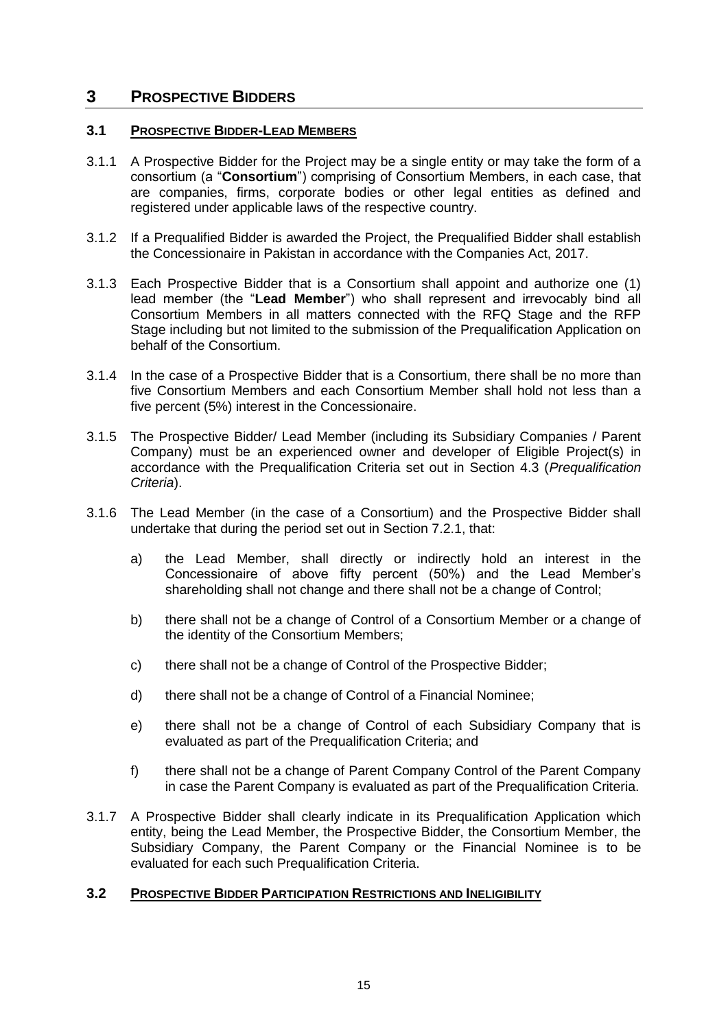# 3 PROSPECTIVE BIDDERS

## 3.1 PROSPECTIVE BIDDER-LEAD MEMBERS

3.1.1 A Prospective Bidder for the Project may be a single entity or may take the form of a consortium (a "**Consortium**") comprising of Consortium Members, in each case, that are companies, firms, corporate bodies or other legal entities as defined and registered under applicable laws of the respective country.

3.1.2 If a Prequalified Bidder is awarded the Project, the Prequalified Bidder shall establish the Concessionaire in Pakistan in accordance with the Companies Act, 2017.

3.1.3 Each Prospective Bidder that is a Consortium shall appoint and authorize one (1) lead member (the "**Lead Member**") who shall represent and irrevocably bind all Consortium Members in all matters connected with the RFQ Stage and the RFP Stage including but not limited to the submission of the Prequalification Application on behalf of the Consortium.

3.1.4 In the case of a Prospective Bidder that is a Consortium, there shall be no more than five Consortium Members and each Consortium Member shall hold not less than a five percent (5%) interest in the Concessionaire.

3.1.5 The Prospective Bidder/ Lead Member (including its Subsidiary Companies / Parent Company) must be an experienced owner and developer of Eligible Project(s) in accordance with the Prequalification Criteria set out in Section 4.3 (*Prequalification Criteria*).

3.1.6 The Lead Member (in the case of a Consortium) and the Prospective Bidder shall undertake that during the period set out in Section 7.2.1, that:

a) the Lead Member, shall directly or indirectly hold an interest in the Concessionaire of above fifty percent (50%) and the Lead Member's shareholding shall not change and there shall not be a change of Control;

b) there shall not be a change of Control of a Consortium Member or a change of the identity of the Consortium Members;

c) there shall not be a change of Control of the Prospective Bidder;

d) there shall not be a change of Control of a Financial Nominee;

e) there shall not be a change of Control of each Subsidiary Company that is evaluated as part of the Prequalification Criteria; and

f) there shall not be a change of Parent Company Control of the Parent Company in case the Parent Company is evaluated as part of the Prequalification Criteria.

3.1.7 A Prospective Bidder shall clearly indicate in its Prequalification Application which entity, being the Lead Member, the Prospective Bidder, the Consortium Member, the Subsidiary Company, the Parent Company or the Financial Nominee is to be evaluated for each such Prequalification Criteria.

## 3.2 PROSPECTIVE BIDDER PARTICIPATION RESTRICTIONS AND INELIGIBILITY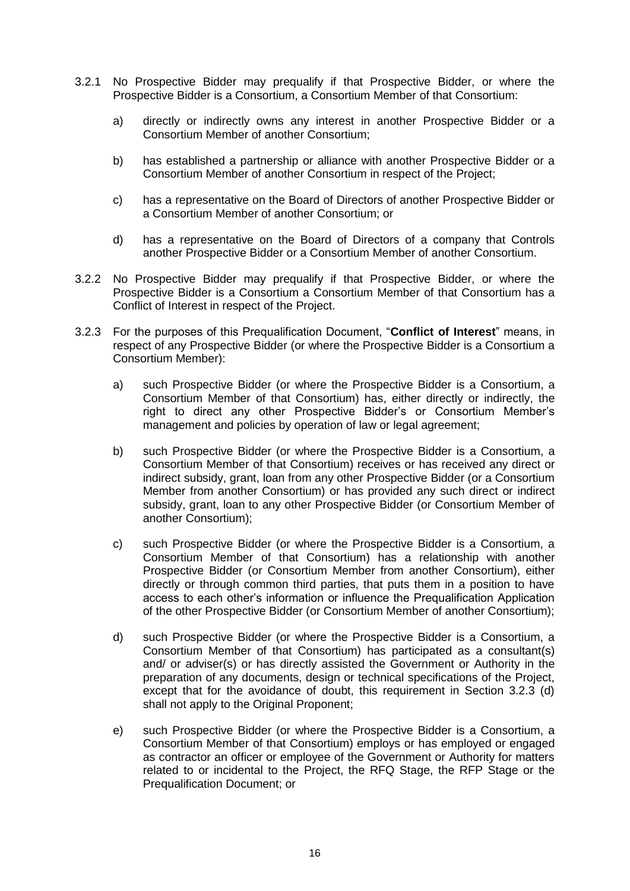3.2.1 No Prospective Bidder may prequalify if that Prospective Bidder, or where the Prospective Bidder is a Consortium, a Consortium Member of that Consortium:

a) directly or indirectly owns any interest in another Prospective Bidder or a Consortium Member of another Consortium;

b) has established a partnership or alliance with another Prospective Bidder or a Consortium Member of another Consortium in respect of the Project;

c) has a representative on the Board of Directors of another Prospective Bidder or a Consortium Member of another Consortium; or

d) has a representative on the Board of Directors of a company that Controls another Prospective Bidder or a Consortium Member of another Consortium.

3.2.2 No Prospective Bidder may prequalify if that Prospective Bidder, or where the Prospective Bidder is a Consortium a Consortium Member of that Consortium has a Conflict of Interest in respect of the Project.

3.2.3 For the purposes of this Prequalification Document, "**Conflict of Interest**" means, in respect of any Prospective Bidder (or where the Prospective Bidder is a Consortium a Consortium Member):

a) such Prospective Bidder (or where the Prospective Bidder is a Consortium, a Consortium Member of that Consortium) has, either directly or indirectly, the right to direct any other Prospective Bidder's or Consortium Member's management and policies by operation of law or legal agreement;

b) such Prospective Bidder (or where the Prospective Bidder is a Consortium, a Consortium Member of that Consortium) receives or has received any direct or indirect subsidy, grant, loan from any other Prospective Bidder (or a Consortium Member from another Consortium) or has provided any such direct or indirect subsidy, grant, loan to any other Prospective Bidder (or Consortium Member of another Consortium);

c) such Prospective Bidder (or where the Prospective Bidder is a Consortium, a Consortium Member of that Consortium) has a relationship with another Prospective Bidder (or Consortium Member from another Consortium), either directly or through common third parties, that puts them in a position to have access to each other's information or influence the Prequalification Application of the other Prospective Bidder (or Consortium Member of another Consortium);

d) such Prospective Bidder (or where the Prospective Bidder is a Consortium, a Consortium Member of that Consortium) has participated as a consultant(s) and/ or adviser(s) or has directly assisted the Government or Authority in the preparation of any documents, design or technical specifications of the Project, except that for the avoidance of doubt, this requirement in Section 3.2.3 (d) shall not apply to the Original Proponent;

e) such Prospective Bidder (or where the Prospective Bidder is a Consortium, a Consortium Member of that Consortium) employs or has employed or engaged as contractor an officer or employee of the Government or Authority for matters related to or incidental to the Project, the RFQ Stage, the RFP Stage or the Prequalification Document; or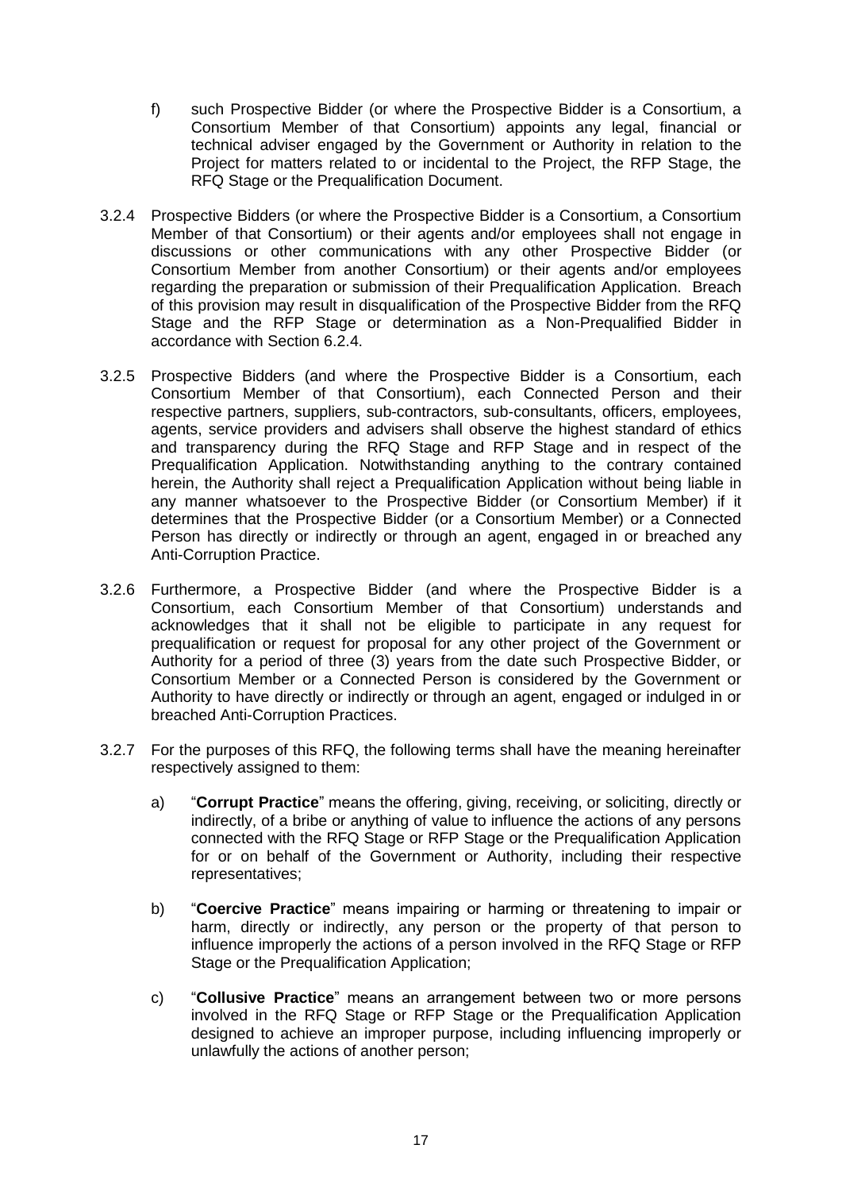f) such Prospective Bidder (or where the Prospective Bidder is a Consortium, a Consortium Member of that Consortium) appoints any legal, financial or technical adviser engaged by the Government or Authority in relation to the Project for matters related to or incidental to the Project, the RFP Stage, the RFQ Stage or the Prequalification Document.

3.2.4 Prospective Bidders (or where the Prospective Bidder is a Consortium, a Consortium Member of that Consortium) or their agents and/or employees shall not engage in discussions or other communications with any other Prospective Bidder (or Consortium Member from another Consortium) or their agents and/or employees regarding the preparation or submission of their Prequalification Application. Breach of this provision may result in disqualification of the Prospective Bidder from the RFQ Stage and the RFP Stage or determination as a Non-Prequalified Bidder in accordance with Section 6.2.4.

3.2.5 Prospective Bidders (and where the Prospective Bidder is a Consortium, each Consortium Member of that Consortium), each Connected Person and their respective partners, suppliers, sub-contractors, sub-consultants, officers, employees, agents, service providers and advisers shall observe the highest standard of ethics and transparency during the RFQ Stage and RFP Stage and in respect of the Prequalification Application. Notwithstanding anything to the contrary contained herein, the Authority shall reject a Prequalification Application without being liable in any manner whatsoever to the Prospective Bidder (or Consortium Member) if it determines that the Prospective Bidder (or a Consortium Member) or a Connected Person has directly or indirectly or through an agent, engaged in or breached any Anti-Corruption Practice.

3.2.6 Furthermore, a Prospective Bidder (and where the Prospective Bidder is a Consortium, each Consortium Member of that Consortium) understands and acknowledges that it shall not be eligible to participate in any request for prequalification or request for proposal for any other project of the Government or Authority for a period of three (3) years from the date such Prospective Bidder, or Consortium Member or a Connected Person is considered by the Government or Authority to have directly or indirectly or through an agent, engaged or indulged in or breached Anti-Corruption Practices.

3.2.7 For the purposes of this RFQ, the following terms shall have the meaning hereinafter respectively assigned to them:

a) "**Corrupt Practice**" means the offering, giving, receiving, or soliciting, directly or indirectly, of a bribe or anything of value to influence the actions of any persons connected with the RFQ Stage or RFP Stage or the Prequalification Application for or on behalf of the Government or Authority, including their respective representatives;

b) "**Coercive Practice**" means impairing or harming or threatening to impair or harm, directly or indirectly, any person or the property of that person to influence improperly the actions of a person involved in the RFQ Stage or RFP Stage or the Prequalification Application;

c) "**Collusive Practice**" means an arrangement between two or more persons involved in the RFQ Stage or RFP Stage or the Prequalification Application designed to achieve an improper purpose, including influencing improperly or unlawfully the actions of another person;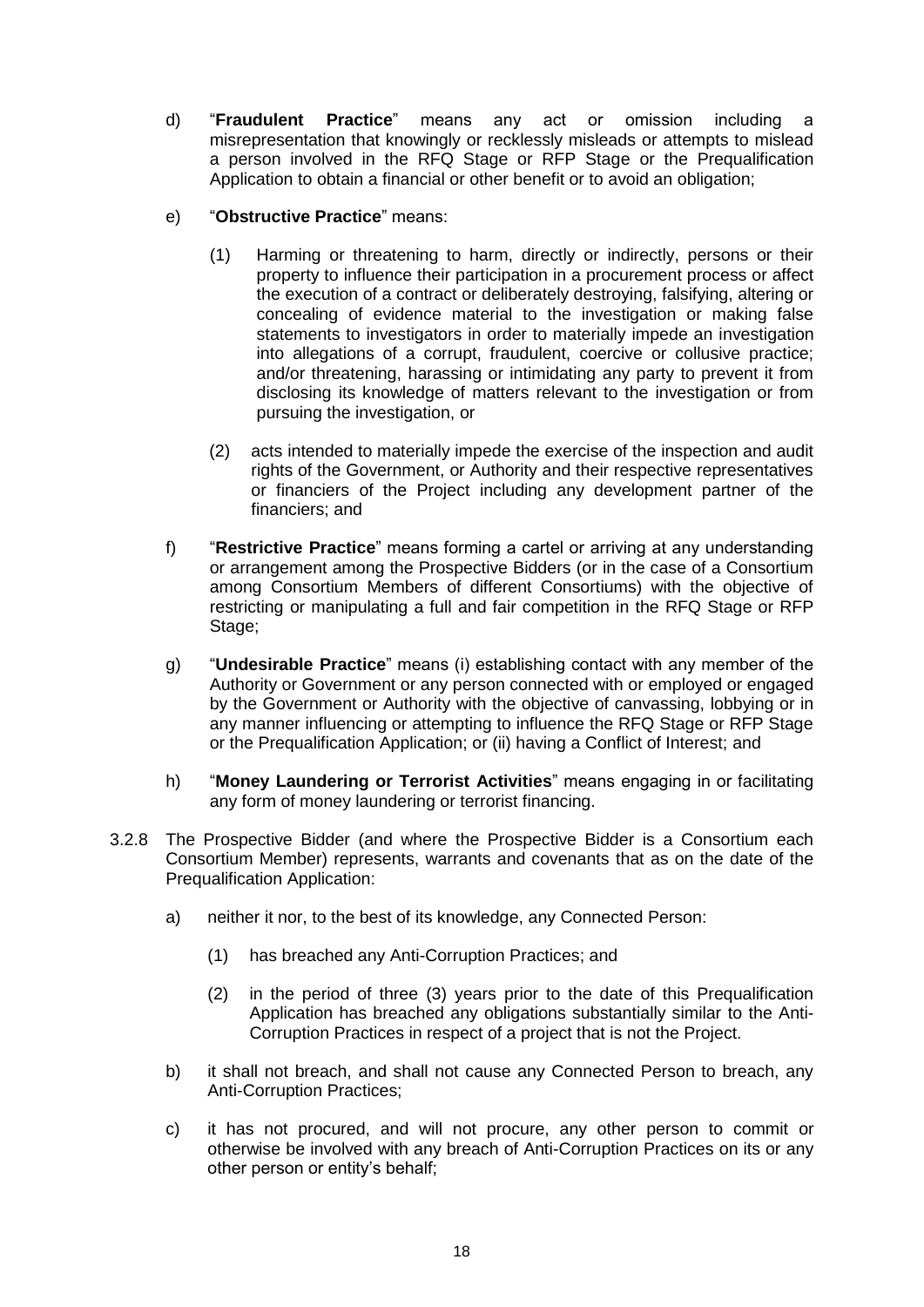d) "**Fraudulent Practice**" means any act or omission including a misrepresentation that knowingly or recklessly misleads or attempts to mislead a person involved in the RFQ Stage or RFP Stage or the Prequalification Application to obtain a financial or other benefit or to avoid an obligation;

e) "**Obstructive Practice**" means:

(1) Harming or threatening to harm, directly or indirectly, persons or their property to influence their participation in a procurement process or affect the execution of a contract or deliberately destroying, falsifying, altering or concealing of evidence material to the investigation or making false statements to investigators in order to materially impede an investigation into allegations of a corrupt, fraudulent, coercive or collusive practice; and/or threatening, harassing or intimidating any party to prevent it from disclosing its knowledge of matters relevant to the investigation or from pursuing the investigation, or

(2) acts intended to materially impede the exercise of the inspection and audit rights of the Government, or Authority and their respective representatives or financiers of the Project including any development partner of the financiers; and

f) "**Restrictive Practice**" means forming a cartel or arriving at any understanding or arrangement among the Prospective Bidders (or in the case of a Consortium among Consortium Members of different Consortiums) with the objective of restricting or manipulating a full and fair competition in the RFQ Stage or RFP Stage;

g) "**Undesirable Practice**" means (i) establishing contact with any member of the Authority or Government or any person connected with or employed or engaged by the Government or Authority with the objective of canvassing, lobbying or in any manner influencing or attempting to influence the RFQ Stage or RFP Stage or the Prequalification Application; or (ii) having a Conflict of Interest; and

h) "**Money Laundering or Terrorist Activities**" means engaging in or facilitating any form of money laundering or terrorist financing.

3.2.8 The Prospective Bidder (and where the Prospective Bidder is a Consortium each Consortium Member) represents, warrants and covenants that as on the date of the Prequalification Application:

a) neither it nor, to the best of its knowledge, any Connected Person:

(1) has breached any Anti-Corruption Practices; and

(2) in the period of three (3) years prior to the date of this Prequalification Application has breached any obligations substantially similar to the Anti-Corruption Practices in respect of a project that is not the Project.

b) it shall not breach, and shall not cause any Connected Person to breach, any Anti-Corruption Practices;

c) it has not procured, and will not procure, any other person to commit or otherwise be involved with any breach of Anti-Corruption Practices on its or any other person or entity's behalf;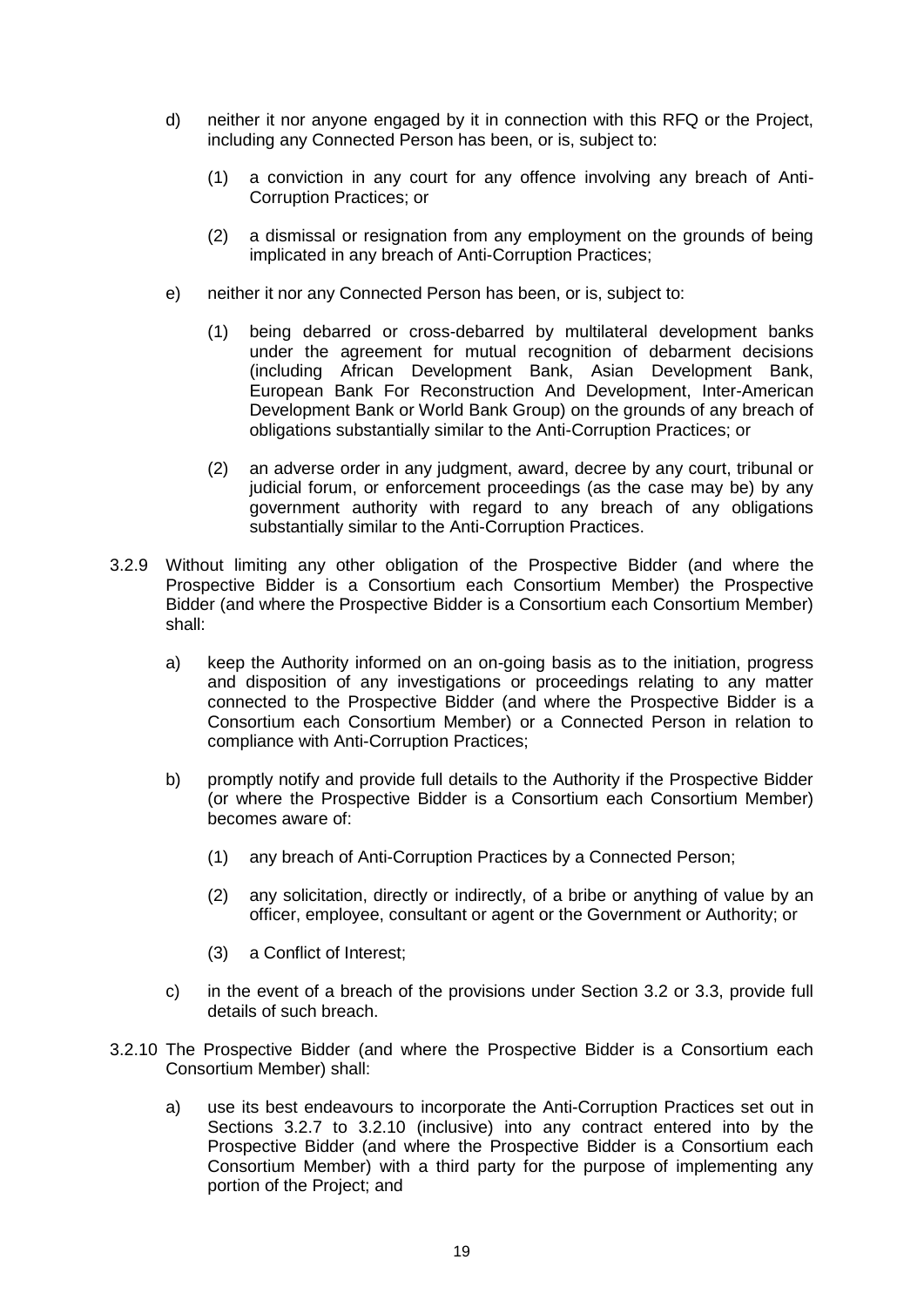d) neither it nor anyone engaged by it in connection with this RFQ or the Project, including any Connected Person has been, or is, subject to:

   (1) a conviction in any court for any offence involving any breach of Anti-Corruption Practices; or

   (2) a dismissal or resignation from any employment on the grounds of being implicated in any breach of Anti-Corruption Practices;

e) neither it nor any Connected Person has been, or is, subject to:

   (1) being debarred or cross-debarred by multilateral development banks under the agreement for mutual recognition of debarment decisions (including African Development Bank, Asian Development Bank, European Bank For Reconstruction And Development, Inter-American Development Bank or World Bank Group) on the grounds of any breach of obligations substantially similar to the Anti-Corruption Practices; or

   (2) an adverse order in any judgment, award, decree by any court, tribunal or judicial forum, or enforcement proceedings (as the case may be) by any government authority with regard to any breach of any obligations substantially similar to the Anti-Corruption Practices.

3.2.9 Without limiting any other obligation of the Prospective Bidder (and where the Prospective Bidder is a Consortium each Consortium Member) the Prospective Bidder (and where the Prospective Bidder is a Consortium each Consortium Member) shall:

a) keep the Authority informed on an on-going basis as to the initiation, progress and disposition of any investigations or proceedings relating to any matter connected to the Prospective Bidder (and where the Prospective Bidder is a Consortium each Consortium Member) or a Connected Person in relation to compliance with Anti-Corruption Practices;

b) promptly notify and provide full details to the Authority if the Prospective Bidder (or where the Prospective Bidder is a Consortium each Consortium Member) becomes aware of:

   (1) any breach of Anti-Corruption Practices by a Connected Person;

   (2) any solicitation, directly or indirectly, of a bribe or anything of value by an officer, employee, consultant or agent or the Government or Authority; or

   (3) a Conflict of Interest;

c) in the event of a breach of the provisions under Section 3.2 or 3.3, provide full details of such breach.

3.2.10 The Prospective Bidder (and where the Prospective Bidder is a Consortium each Consortium Member) shall:

a) use its best endeavours to incorporate the Anti-Corruption Practices set out in Sections 3.2.7 to 3.2.10 (inclusive) into any contract entered into by the Prospective Bidder (and where the Prospective Bidder is a Consortium each Consortium Member) with a third party for the purpose of implementing any portion of the Project; and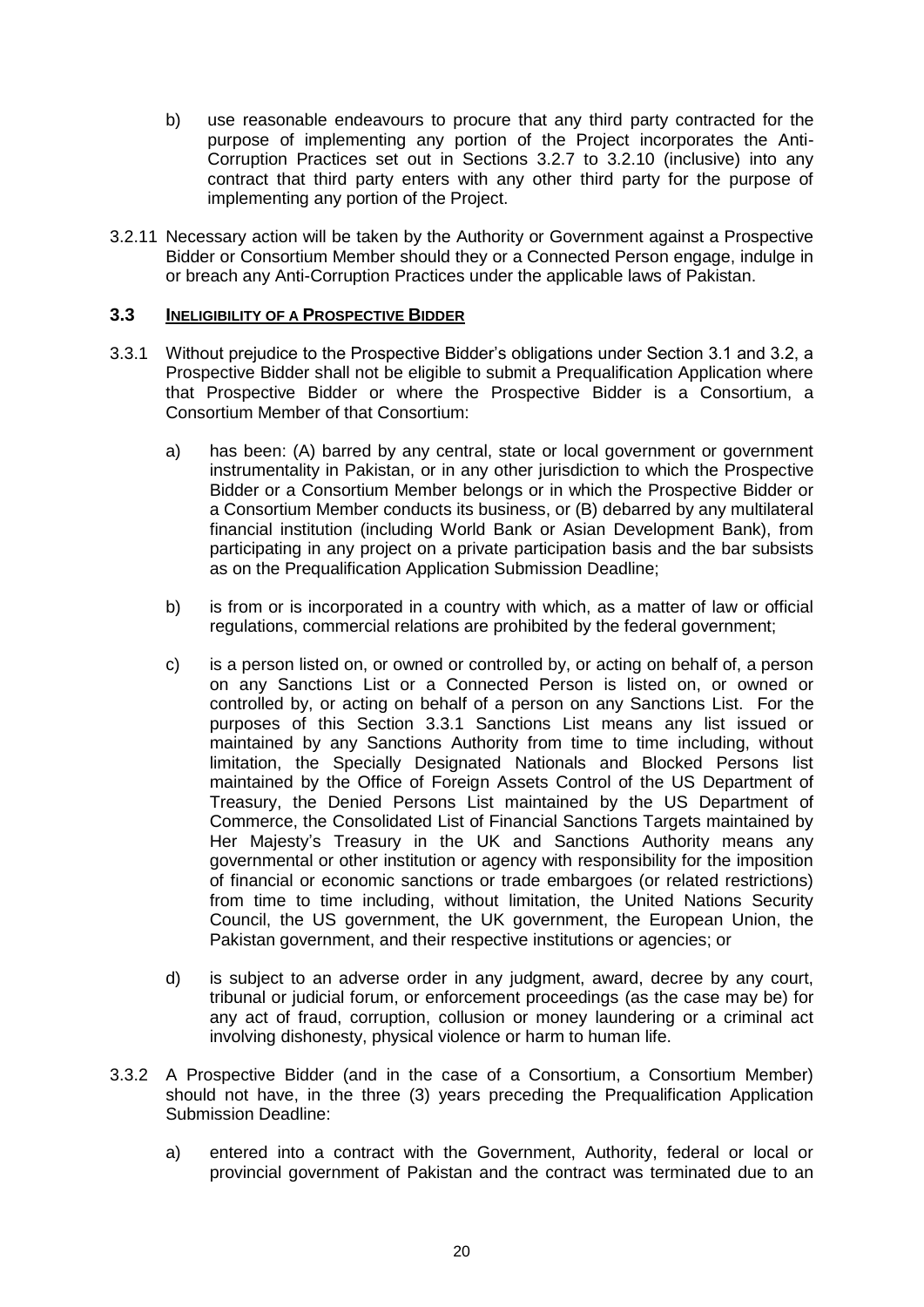b) use reasonable endeavours to procure that any third party contracted for the purpose of implementing any portion of the Project incorporates the Anti-Corruption Practices set out in Sections 3.2.7 to 3.2.10 (inclusive) into any contract that third party enters with any other third party for the purpose of implementing any portion of the Project.

3.2.11 Necessary action will be taken by the Authority or Government against a Prospective Bidder or Consortium Member should they or a Connected Person engage, indulge in or breach any Anti-Corruption Practices under the applicable laws of Pakistan.

### 3.3 INELIGIBILITY OF A PROSPECTIVE BIDDER

3.3.1 Without prejudice to the Prospective Bidder's obligations under Section 3.1 and 3.2, a Prospective Bidder shall not be eligible to submit a Prequalification Application where that Prospective Bidder or where the Prospective Bidder is a Consortium, a Consortium Member of that Consortium:

a) has been: (A) barred by any central, state or local government or government instrumentality in Pakistan, or in any other jurisdiction to which the Prospective Bidder or a Consortium Member belongs or in which the Prospective Bidder or a Consortium Member conducts its business, or (B) debarred by any multilateral financial institution (including World Bank or Asian Development Bank), from participating in any project on a private participation basis and the bar subsists as on the Prequalification Application Submission Deadline;

b) is from or is incorporated in a country with which, as a matter of law or official regulations, commercial relations are prohibited by the federal government;

c) is a person listed on, or owned or controlled by, or acting on behalf of, a person on any Sanctions List or a Connected Person is listed on, or owned or controlled by, or acting on behalf of a person on any Sanctions List. For the purposes of this Section 3.3.1 Sanctions List means any list issued or maintained by any Sanctions Authority from time to time including, without limitation, the Specially Designated Nationals and Blocked Persons list maintained by the Office of Foreign Assets Control of the US Department of Treasury, the Denied Persons List maintained by the US Department of Commerce, the Consolidated List of Financial Sanctions Targets maintained by Her Majesty's Treasury in the UK and Sanctions Authority means any governmental or other institution or agency with responsibility for the imposition of financial or economic sanctions or trade embargoes (or related restrictions) from time to time including, without limitation, the United Nations Security Council, the US government, the UK government, the European Union, the Pakistan government, and their respective institutions or agencies; or

d) is subject to an adverse order in any judgment, award, decree by any court, tribunal or judicial forum, or enforcement proceedings (as the case may be) for any act of fraud, corruption, collusion or money laundering or a criminal act involving dishonesty, physical violence or harm to human life.

3.3.2 A Prospective Bidder (and in the case of a Consortium, a Consortium Member) should not have, in the three (3) years preceding the Prequalification Application Submission Deadline:

a) entered into a contract with the Government, Authority, federal or local or provincial government of Pakistan and the contract was terminated due to an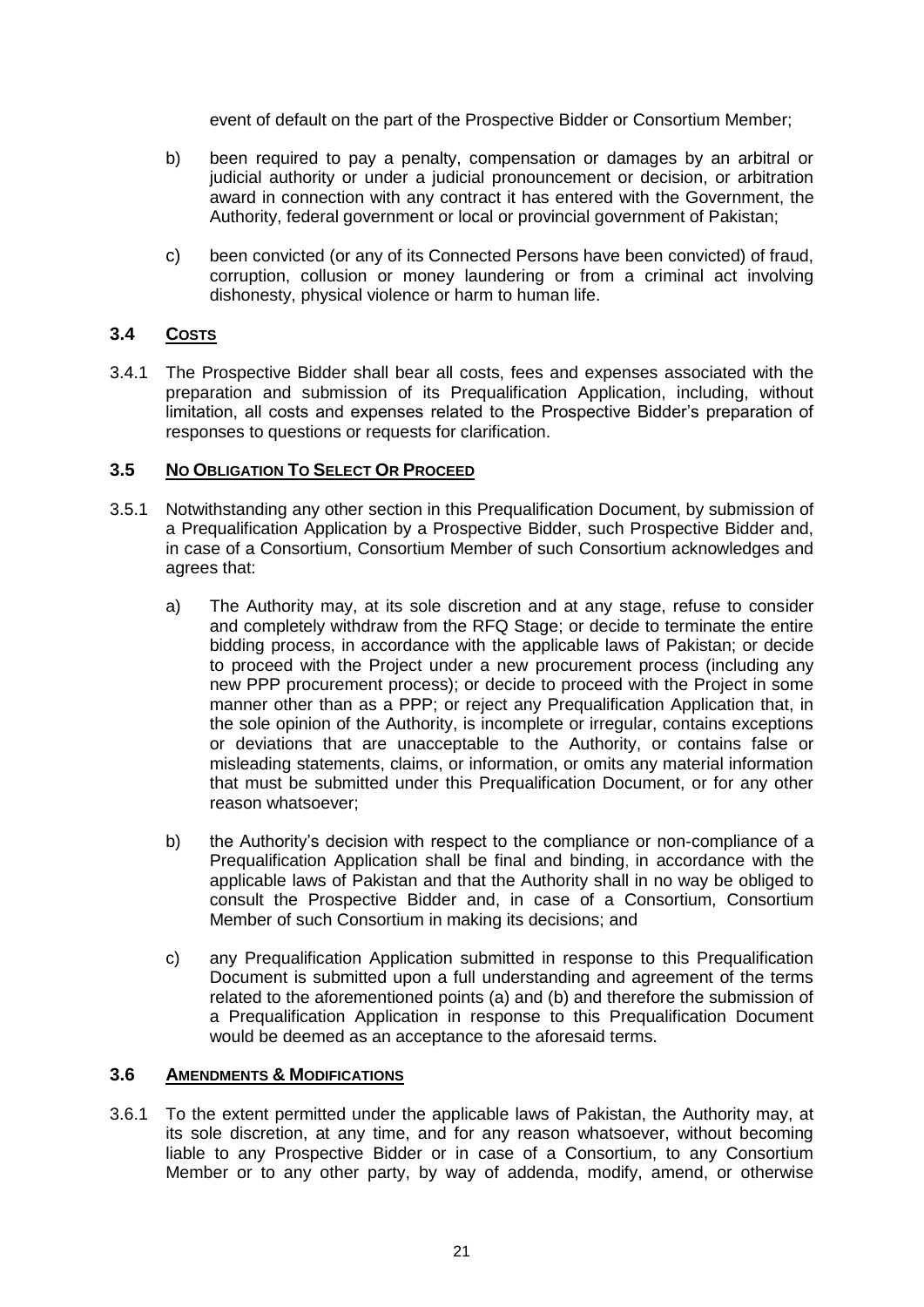event of default on the part of the Prospective Bidder or Consortium Member;

b) been required to pay a penalty, compensation or damages by an arbitral or judicial authority or under a judicial pronouncement or decision, or arbitration award in connection with any contract it has entered with the Government, the Authority, federal government or local or provincial government of Pakistan;

c) been convicted (or any of its Connected Persons have been convicted) of fraud, corruption, collusion or money laundering or from a criminal act involving dishonesty, physical violence or harm to human life.

### 3.4 COSTS

3.4.1 The Prospective Bidder shall bear all costs, fees and expenses associated with the preparation and submission of its Prequalification Application, including, without limitation, all costs and expenses related to the Prospective Bidder's preparation of responses to questions or requests for clarification.

### 3.5 NO OBLIGATION TO SELECT OR PROCEED

3.5.1 Notwithstanding any other section in this Prequalification Document, by submission of a Prequalification Application by a Prospective Bidder, such Prospective Bidder and, in case of a Consortium, Consortium Member of such Consortium acknowledges and agrees that:

a) The Authority may, at its sole discretion and at any stage, refuse to consider and completely withdraw from the RFQ Stage; or decide to terminate the entire bidding process, in accordance with the applicable laws of Pakistan; or decide to proceed with the Project under a new procurement process (including any new PPP procurement process); or decide to proceed with the Project in some manner other than as a PPP; or reject any Prequalification Application that, in the sole opinion of the Authority, is incomplete or irregular, contains exceptions or deviations that are unacceptable to the Authority, or contains false or misleading statements, claims, or information, or omits any material information that must be submitted under this Prequalification Document, or for any other reason whatsoever;

b) the Authority's decision with respect to the compliance or non-compliance of a Prequalification Application shall be final and binding, in accordance with the applicable laws of Pakistan and that the Authority shall in no way be obliged to consult the Prospective Bidder and, in case of a Consortium, Consortium Member of such Consortium in making its decisions; and

c) any Prequalification Application submitted in response to this Prequalification Document is submitted upon a full understanding and agreement of the terms related to the aforementioned points (a) and (b) and therefore the submission of a Prequalification Application in response to this Prequalification Document would be deemed as an acceptance to the aforesaid terms.

### 3.6 AMENDMENTS & MODIFICATIONS

3.6.1 To the extent permitted under the applicable laws of Pakistan, the Authority may, at its sole discretion, at any time, and for any reason whatsoever, without becoming liable to any Prospective Bidder or in case of a Consortium, to any Consortium Member or to any other party, by way of addenda, modify, amend, or otherwise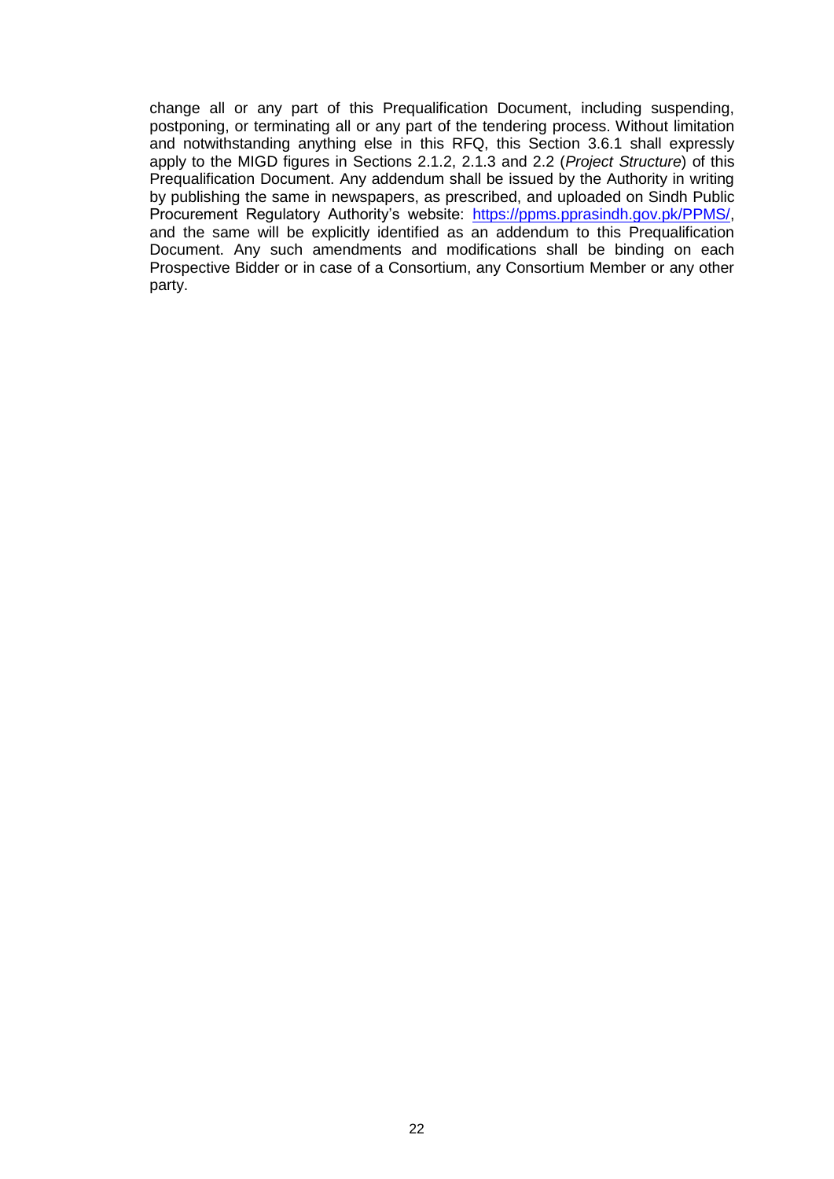change all or any part of this Prequalification Document, including suspending, postponing, or terminating all or any part of the tendering process. Without limitation and notwithstanding anything else in this RFQ, this Section 3.6.1 shall expressly apply to the MIGD figures in Sections 2.1.2, 2.1.3 and 2.2 (*Project Structure*) of this Prequalification Document. Any addendum shall be issued by the Authority in writing by publishing the same in newspapers, as prescribed, and uploaded on Sindh Public Procurement Regulatory Authority's website: [https://ppms.pprasindh.gov.pk/PPMS/](https://ppms.pprasindh.gov.pk/PPMS/), and the same will be explicitly identified as an addendum to this Prequalification Document. Any such amendments and modifications shall be binding on each Prospective Bidder or in case of a Consortium, any Consortium Member or any other party.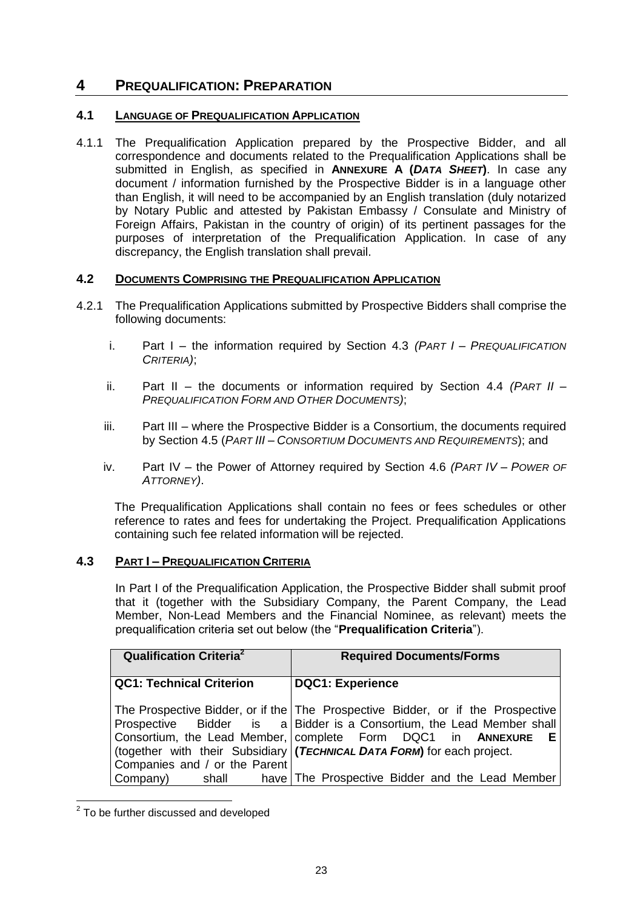# 4 PREQUALIFICATION: PREPARATION

## 4.1 LANGUAGE OF PREQUALIFICATION APPLICATION

4.1.1 The Prequalification Application prepared by the Prospective Bidder, and all correspondence and documents related to the Prequalification Applications shall be submitted in English, as specified in **ANNEXURE A (*DATA SHEET*)**. In case any document / information furnished by the Prospective Bidder is in a language other than English, it will need to be accompanied by an English translation (duly notarized by Notary Public and attested by Pakistan Embassy / Consulate and Ministry of Foreign Affairs, Pakistan in the country of origin) of its pertinent passages for the purposes of interpretation of the Prequalification Application. In case of any discrepancy, the English translation shall prevail.

## 4.2 DOCUMENTS COMPRISING THE PREQUALIFICATION APPLICATION

4.2.1 The Prequalification Applications submitted by Prospective Bidders shall comprise the following documents:

i. Part I – the information required by Section 4.3 *(PART I – PREQUALIFICATION CRITERIA)*;

ii. Part II – the documents or information required by Section 4.4 *(PART II – PREQUALIFICATION FORM AND OTHER DOCUMENTS)*;

iii. Part III – where the Prospective Bidder is a Consortium, the documents required by Section 4.5 (*PART III – CONSORTIUM DOCUMENTS AND REQUIREMENTS*); and

iv. Part IV – the Power of Attorney required by Section 4.6 *(PART IV – POWER OF ATTORNEY)*.

The Prequalification Applications shall contain no fees or fees schedules or other reference to rates and fees for undertaking the Project. Prequalification Applications containing such fee related information will be rejected.

## 4.3 PART I – PREQUALIFICATION CRITERIA

In Part I of the Prequalification Application, the Prospective Bidder shall submit proof that it (together with the Subsidiary Company, the Parent Company, the Lead Member, Non-Lead Members and the Financial Nominee, as relevant) meets the prequalification criteria set out below (the "**Prequalification Criteria**").

| Qualification Criteria[2] | Required Documents/Forms |
|---|---|
| **QC1: Technical Criterion**<br><br>The Prospective Bidder, or if the Prospective Bidder is a Consortium, the Lead Member, (together with their Subsidiary Companies and / or the Parent Company) shall have | **DQC1: Experience**<br><br>The Prospective Bidder, or if the Prospective Bidder is a Consortium, the Lead Member shall complete Form DQC1 in **ANNEXURE E (*TECHNICAL DATA FORM*)** for each project.<br><br>The Prospective Bidder and the Lead Member |

[2] To be further discussed and developed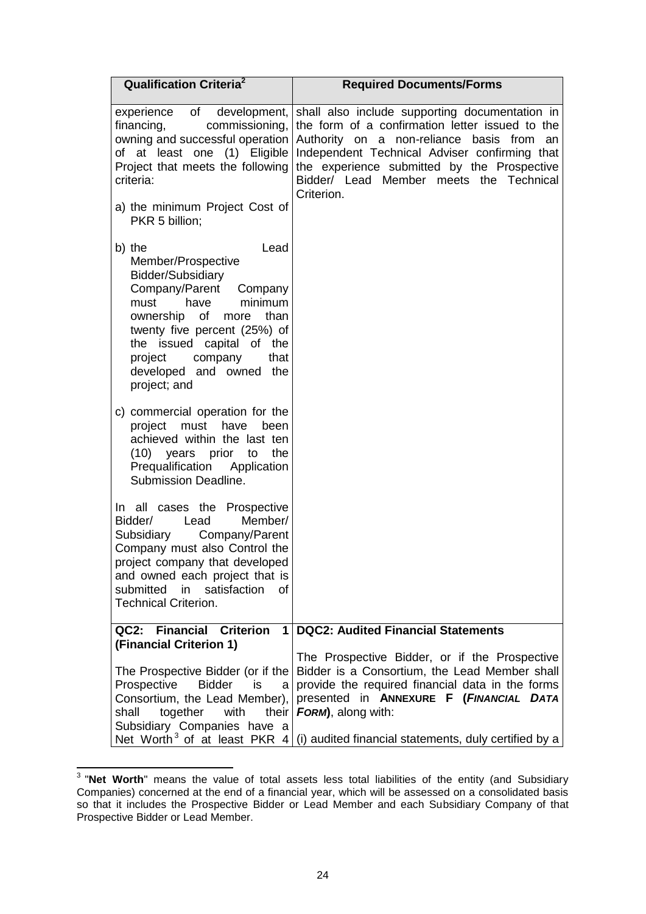| Qualification Criteria[2] | Required Documents/Forms |
|---|---|
| experience of development, financing, commissioning, owning and successful operation of at least one (1) Eligible Project that meets the following criteria:<br><br>a) the minimum Project Cost of PKR 5 billion;<br><br>b) the Lead Member/Prospective Bidder/Subsidiary Company/Parent Company must have minimum ownership of more than twenty five percent (25%) of the issued capital of the project company that developed and owned the project; and<br><br>c) commercial operation for the project must have been achieved within the last ten (10) years prior to the Prequalification Application Submission Deadline.<br><br>In all cases the Prospective Bidder/ Lead Member/ Subsidiary Company/Parent Company must also Control the project company that developed and owned each project that is submitted in satisfaction of Technical Criterion. | shall also include supporting documentation in the form of a confirmation letter issued to the Authority on a non-reliance basis from an Independent Technical Adviser confirming that the experience submitted by the Prospective Bidder/ Lead Member meets the Technical Criterion. |
| **QC2: Financial Criterion 1 (Financial Criterion 1)**<br><br>The Prospective Bidder (or if the Prospective Bidder is a Consortium, the Lead Member), shall together with their Subsidiary Companies have a Net Worth[3] of at least PKR 4 | **DQC2: Audited Financial Statements**<br><br>The Prospective Bidder, or if the Prospective Bidder is a Consortium, the Lead Member shall provide the required financial data in the forms presented in **ANNEXURE F (*FINANCIAL DATA FORM*)**, along with:<br><br>(i) audited financial statements, duly certified by a |

[3] "**Net Worth**" means the value of total assets less total liabilities of the entity (and Subsidiary Companies) concerned at the end of a financial year, which will be assessed on a consolidated basis so that it includes the Prospective Bidder or Lead Member and each Subsidiary Company of that Prospective Bidder or Lead Member.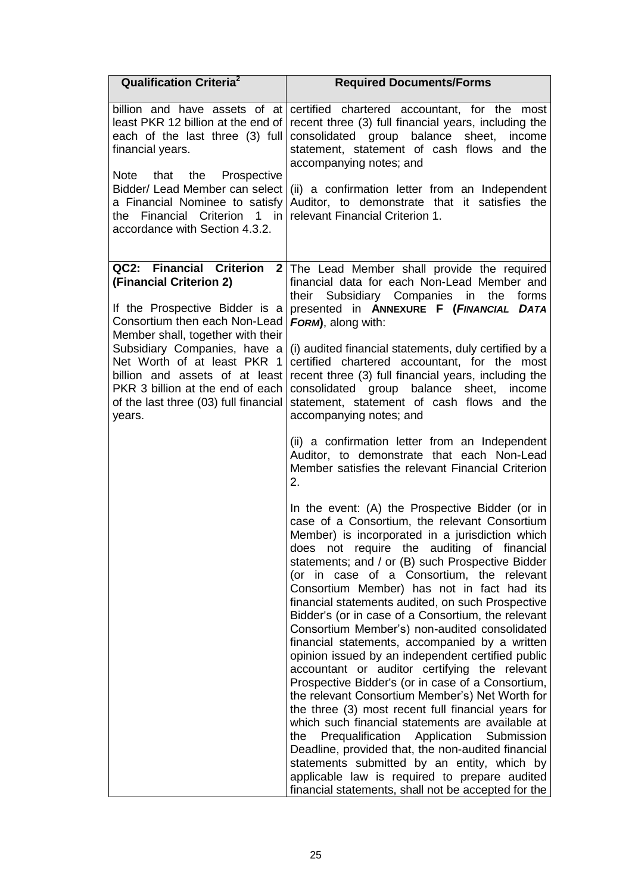| Qualification Criteria[2] | Required Documents/Forms |
| --- | --- |
| billion and have assets of at least PKR 12 billion at the end of each of the last three (3) full financial years.<br><br>Note that the Prospective Bidder/ Lead Member can select a Financial Nominee to satisfy the Financial Criterion 1 in accordance with Section 4.3.2. | certified chartered accountant, for the most recent three (3) full financial years, including the consolidated group balance sheet, income statement, statement of cash flows and the accompanying notes; and<br><br>(ii) a confirmation letter from an Independent Auditor, to demonstrate that it satisfies the relevant Financial Criterion 1. |
| **QC2: Financial Criterion 2 (Financial Criterion 2)**<br><br>If the Prospective Bidder is a Consortium then each Non-Lead Member shall, together with their Subsidiary Companies, have a Net Worth of at least PKR 1 billion and assets of at least PKR 3 billion at the end of each of the last three (03) full financial years. | The Lead Member shall provide the required financial data for each Non-Lead Member and their Subsidiary Companies in the forms presented in **ANNEXURE F (*FINANCIAL DATA FORM*)**, along with:<br><br>(i) audited financial statements, duly certified by a certified chartered accountant, for the most recent three (3) full financial years, including the consolidated group balance sheet, income statement, statement of cash flows and the accompanying notes; and<br><br>(ii) a confirmation letter from an Independent Auditor, to demonstrate that each Non-Lead Member satisfies the relevant Financial Criterion 2.<br><br>In the event: (A) the Prospective Bidder (or in case of a Consortium, the relevant Consortium Member) is incorporated in a jurisdiction which does not require the auditing of financial statements; and / or (B) such Prospective Bidder (or in case of a Consortium, the relevant Consortium Member) has not in fact had its financial statements audited, on such Prospective Bidder's (or in case of a Consortium, the relevant Consortium Member's) non-audited consolidated financial statements, accompanied by a written opinion issued by an independent certified public accountant or auditor certifying the relevant Prospective Bidder's (or in case of a Consortium, the relevant Consortium Member's) Net Worth for the three (3) most recent full financial years for which such financial statements are available at the Prequalification Application Submission Deadline, provided that, the non-audited financial statements submitted by an entity, which by applicable law is required to prepare audited financial statements, shall not be accepted for the |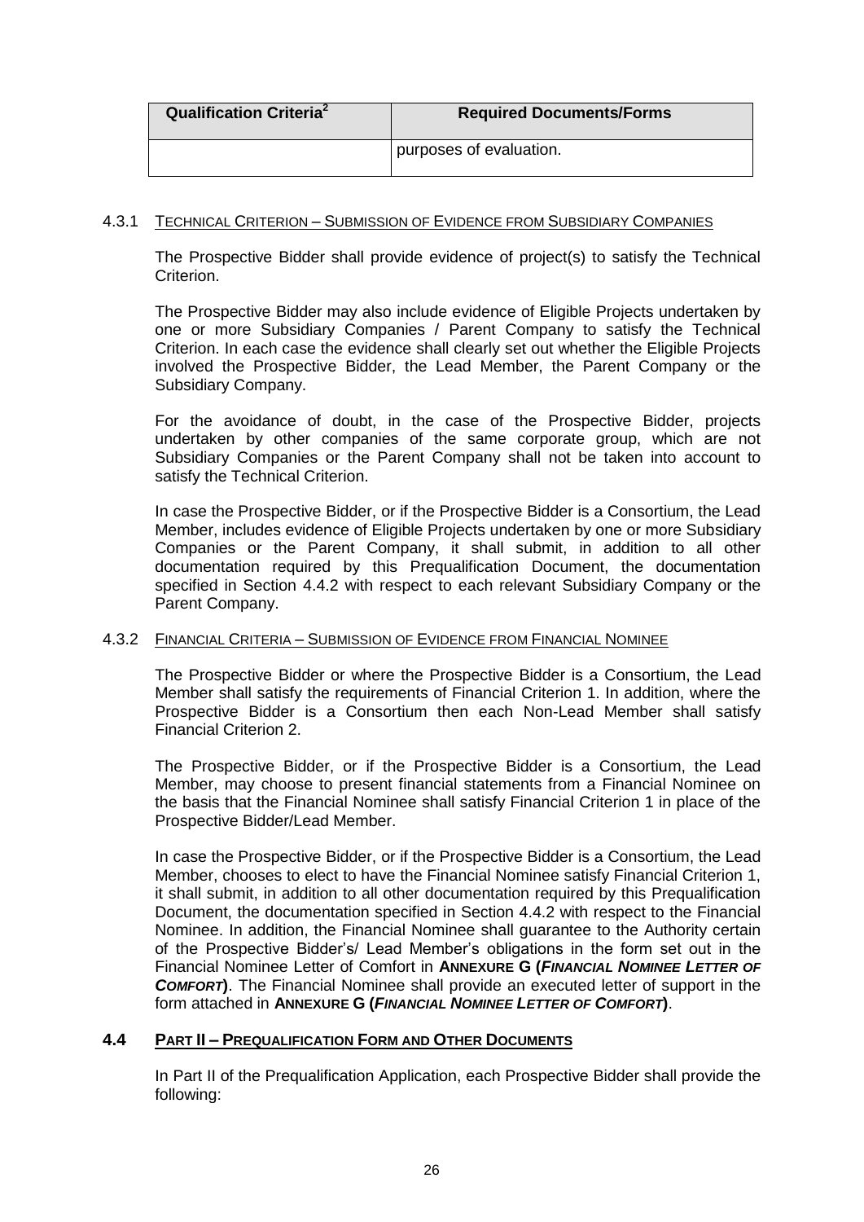| Qualification Criteria[2] | Required Documents/Forms |
| --- | --- |
| | purposes of evaluation. |

#### 4.3.1 TECHNICAL CRITERION – SUBMISSION OF EVIDENCE FROM SUBSIDIARY COMPANIES

The Prospective Bidder shall provide evidence of project(s) to satisfy the Technical Criterion.

The Prospective Bidder may also include evidence of Eligible Projects undertaken by one or more Subsidiary Companies / Parent Company to satisfy the Technical Criterion. In each case the evidence shall clearly set out whether the Eligible Projects involved the Prospective Bidder, the Lead Member, the Parent Company or the Subsidiary Company.

For the avoidance of doubt, in the case of the Prospective Bidder, projects undertaken by other companies of the same corporate group, which are not Subsidiary Companies or the Parent Company shall not be taken into account to satisfy the Technical Criterion.

In case the Prospective Bidder, or if the Prospective Bidder is a Consortium, the Lead Member, includes evidence of Eligible Projects undertaken by one or more Subsidiary Companies or the Parent Company, it shall submit, in addition to all other documentation required by this Prequalification Document, the documentation specified in Section 4.4.2 with respect to each relevant Subsidiary Company or the Parent Company.

#### 4.3.2 FINANCIAL CRITERIA – SUBMISSION OF EVIDENCE FROM FINANCIAL NOMINEE

The Prospective Bidder or where the Prospective Bidder is a Consortium, the Lead Member shall satisfy the requirements of Financial Criterion 1. In addition, where the Prospective Bidder is a Consortium then each Non-Lead Member shall satisfy Financial Criterion 2.

The Prospective Bidder, or if the Prospective Bidder is a Consortium, the Lead Member, may choose to present financial statements from a Financial Nominee on the basis that the Financial Nominee shall satisfy Financial Criterion 1 in place of the Prospective Bidder/Lead Member.

In case the Prospective Bidder, or if the Prospective Bidder is a Consortium, the Lead Member, chooses to elect to have the Financial Nominee satisfy Financial Criterion 1, it shall submit, in addition to all other documentation required by this Prequalification Document, the documentation specified in Section 4.4.2 with respect to the Financial Nominee. In addition, the Financial Nominee shall guarantee to the Authority certain of the Prospective Bidder's/ Lead Member's obligations in the form set out in the Financial Nominee Letter of Comfort in **ANNEXURE G (*FINANCIAL NOMINEE LETTER OF COMFORT*)**. The Financial Nominee shall provide an executed letter of support in the form attached in **ANNEXURE G (*FINANCIAL NOMINEE LETTER OF COMFORT*)**.

### 4.4 PART II – PREQUALIFICATION FORM AND OTHER DOCUMENTS

In Part II of the Prequalification Application, each Prospective Bidder shall provide the following: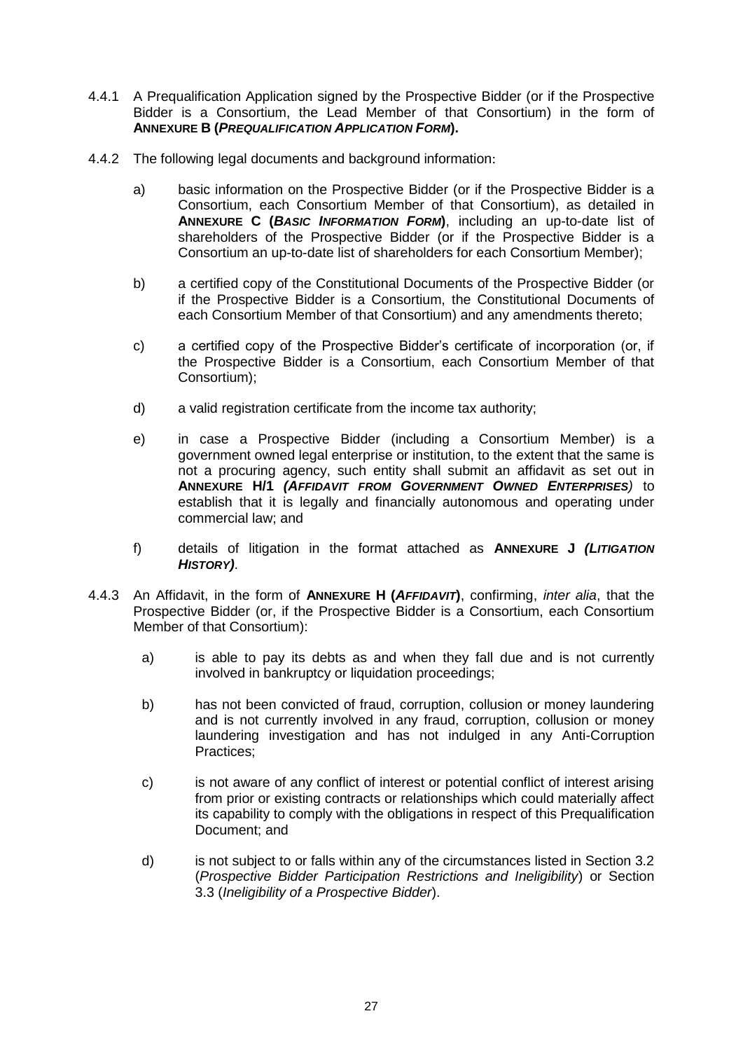4.4.1 A Prequalification Application signed by the Prospective Bidder (or if the Prospective Bidder is a Consortium, the Lead Member of that Consortium) in the form of **ANNEXURE B (*PREQUALIFICATION APPLICATION FORM*).**

4.4.2 The following legal documents and background information:

a) basic information on the Prospective Bidder (or if the Prospective Bidder is a Consortium, each Consortium Member of that Consortium), as detailed in **ANNEXURE C (*BASIC INFORMATION FORM*)**, including an up-to-date list of shareholders of the Prospective Bidder (or if the Prospective Bidder is a Consortium an up-to-date list of shareholders for each Consortium Member);

b) a certified copy of the Constitutional Documents of the Prospective Bidder (or if the Prospective Bidder is a Consortium, the Constitutional Documents of each Consortium Member of that Consortium) and any amendments thereto;

c) a certified copy of the Prospective Bidder's certificate of incorporation (or, if the Prospective Bidder is a Consortium, each Consortium Member of that Consortium);

d) a valid registration certificate from the income tax authority;

e) in case a Prospective Bidder (including a Consortium Member) is a government owned legal enterprise or institution, to the extent that the same is not a procuring agency, such entity shall submit an affidavit as set out in **ANNEXURE H/1 *(AFFIDAVIT FROM GOVERNMENT OWNED ENTERPRISES)*** to establish that it is legally and financially autonomous and operating under commercial law; and

f) details of litigation in the format attached as **ANNEXURE J *(LITIGATION HISTORY)***.

4.4.3 An Affidavit, in the form of **ANNEXURE H (*AFFIDAVIT*)**, confirming, *inter alia*, that the Prospective Bidder (or, if the Prospective Bidder is a Consortium, each Consortium Member of that Consortium):

a) is able to pay its debts as and when they fall due and is not currently involved in bankruptcy or liquidation proceedings;

b) has not been convicted of fraud, corruption, collusion or money laundering and is not currently involved in any fraud, corruption, collusion or money laundering investigation and has not indulged in any Anti-Corruption Practices;

c) is not aware of any conflict of interest or potential conflict of interest arising from prior or existing contracts or relationships which could materially affect its capability to comply with the obligations in respect of this Prequalification Document; and

d) is not subject to or falls within any of the circumstances listed in Section 3.2 (*Prospective Bidder Participation Restrictions and Ineligibility*) or Section 3.3 (*Ineligibility of a Prospective Bidder*).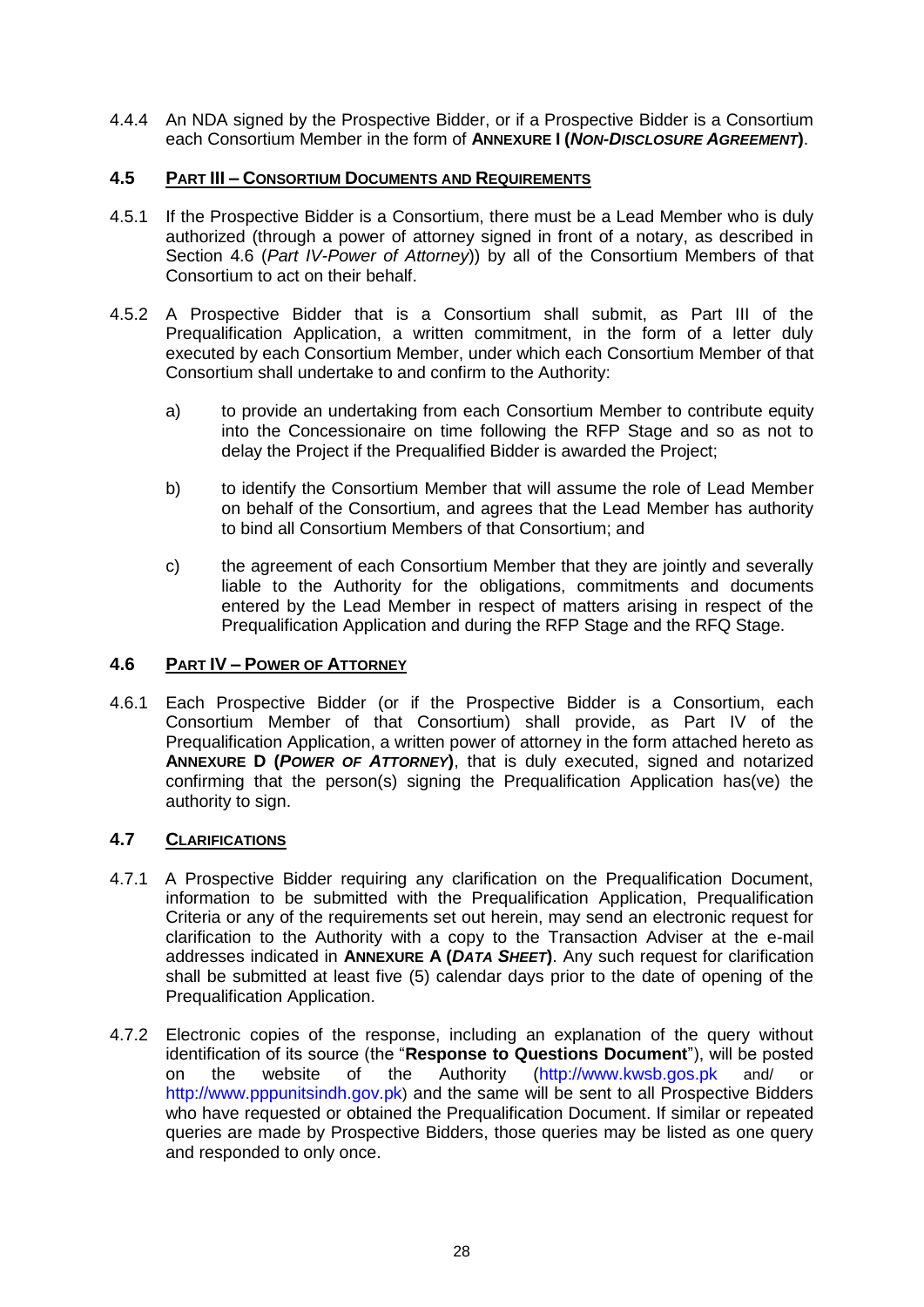4.4.4 An NDA signed by the Prospective Bidder, or if a Prospective Bidder is a Consortium each Consortium Member in the form of **ANNEXURE I (*NON-DISCLOSURE AGREEMENT*)**.

### 4.5 PART III – CONSORTIUM DOCUMENTS AND REQUIREMENTS

4.5.1 If the Prospective Bidder is a Consortium, there must be a Lead Member who is duly authorized (through a power of attorney signed in front of a notary, as described in Section 4.6 (*Part IV-Power of Attorney*)) by all of the Consortium Members of that Consortium to act on their behalf.

4.5.2 A Prospective Bidder that is a Consortium shall submit, as Part III of the Prequalification Application, a written commitment, in the form of a letter duly executed by each Consortium Member, under which each Consortium Member of that Consortium shall undertake to and confirm to the Authority:

a) to provide an undertaking from each Consortium Member to contribute equity into the Concessionaire on time following the RFP Stage and so as not to delay the Project if the Prequalified Bidder is awarded the Project;

b) to identify the Consortium Member that will assume the role of Lead Member on behalf of the Consortium, and agrees that the Lead Member has authority to bind all Consortium Members of that Consortium; and

c) the agreement of each Consortium Member that they are jointly and severally liable to the Authority for the obligations, commitments and documents entered by the Lead Member in respect of matters arising in respect of the Prequalification Application and during the RFP Stage and the RFQ Stage.

### 4.6 PART IV – POWER OF ATTORNEY

4.6.1 Each Prospective Bidder (or if the Prospective Bidder is a Consortium, each Consortium Member of that Consortium) shall provide, as Part IV of the Prequalification Application, a written power of attorney in the form attached hereto as **ANNEXURE D (*POWER OF ATTORNEY*)**, that is duly executed, signed and notarized confirming that the person(s) signing the Prequalification Application has(ve) the authority to sign.

### 4.7 CLARIFICATIONS

4.7.1 A Prospective Bidder requiring any clarification on the Prequalification Document, information to be submitted with the Prequalification Application, Prequalification Criteria or any of the requirements set out herein, may send an electronic request for clarification to the Authority with a copy to the Transaction Adviser at the e-mail addresses indicated in **ANNEXURE A (*DATA SHEET*)**. Any such request for clarification shall be submitted at least five (5) calendar days prior to the date of opening of the Prequalification Application.

4.7.2 Electronic copies of the response, including an explanation of the query without identification of its source (the "**Response to Questions Document**"), will be posted on the website of the Authority (http://www.kwsb.gos.pk and/ or http://www.pppunitsindh.gov.pk) and the same will be sent to all Prospective Bidders who have requested or obtained the Prequalification Document. If similar or repeated queries are made by Prospective Bidders, those queries may be listed as one query and responded to only once.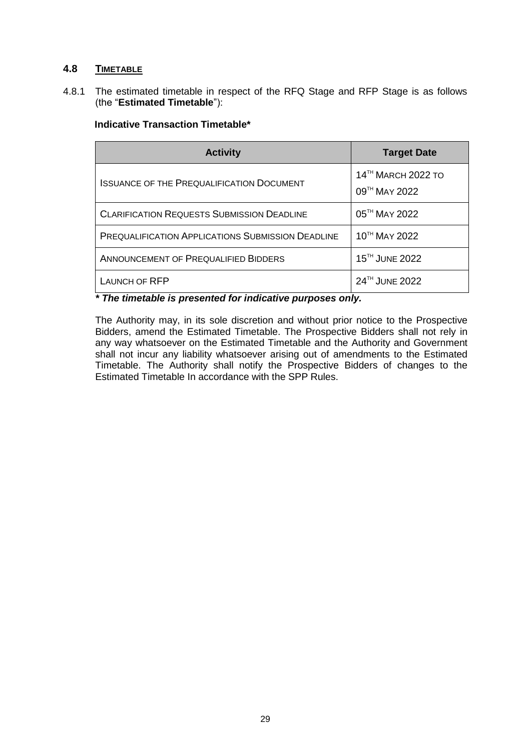### 4.8 TIMETABLE

4.8.1 The estimated timetable in respect of the RFQ Stage and RFP Stage is as follows (the "**Estimated Timetable**"):

**Indicative Transaction Timetable***

| Activity | Target Date |
|---|---|
| Issuance of the Prequalification Document | 14th March 2022 to 09th May 2022 |
| Clarification Requests Submission Deadline | 05th May 2022 |
| Prequalification Applications Submission Deadline | 10th May 2022 |
| Announcement of Prequalified Bidders | 15th June 2022 |
| Launch of RFP | 24th June 2022 |

***The timetable is presented for indicative purposes only.***

The Authority may, in its sole discretion and without prior notice to the Prospective Bidders, amend the Estimated Timetable. The Prospective Bidders shall not rely in any way whatsoever on the Estimated Timetable and the Authority and Government shall not incur any liability whatsoever arising out of amendments to the Estimated Timetable. The Authority shall notify the Prospective Bidders of changes to the Estimated Timetable In accordance with the SPP Rules.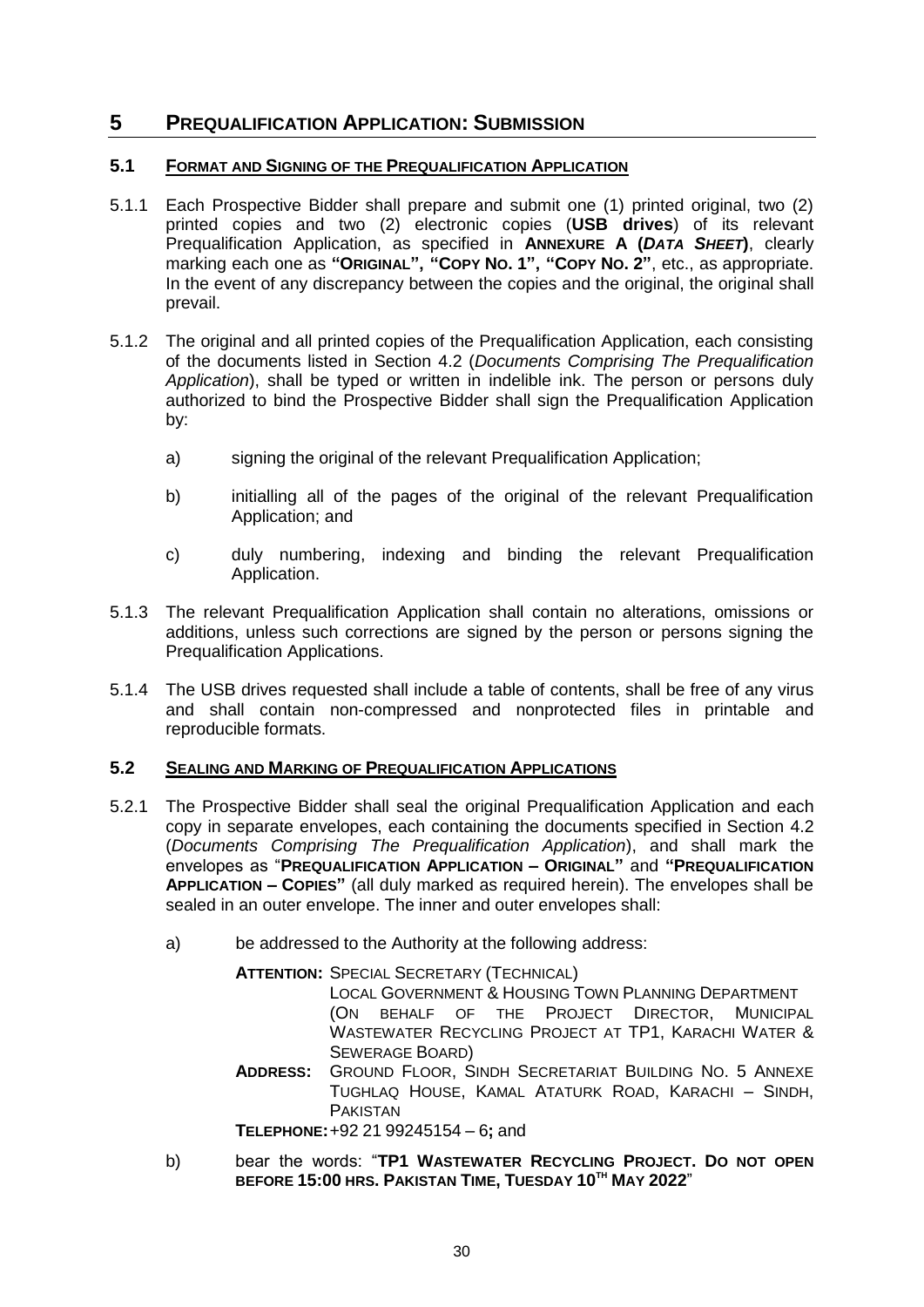# 5 PREQUALIFICATION APPLICATION: SUBMISSION

## 5.1 FORMAT AND SIGNING OF THE PREQUALIFICATION APPLICATION

5.1.1 Each Prospective Bidder shall prepare and submit one (1) printed original, two (2) printed copies and two (2) electronic copies (**USB drives**) of its relevant Prequalification Application, as specified in **ANNEXURE A (*DATA SHEET*)**, clearly marking each one as **"ORIGINAL", "COPY NO. 1", "COPY NO. 2"**, etc., as appropriate. In the event of any discrepancy between the copies and the original, the original shall prevail.

5.1.2 The original and all printed copies of the Prequalification Application, each consisting of the documents listed in Section 4.2 (*Documents Comprising The Prequalification Application*), shall be typed or written in indelible ink. The person or persons duly authorized to bind the Prospective Bidder shall sign the Prequalification Application by:

a) signing the original of the relevant Prequalification Application;

b) initialling all of the pages of the original of the relevant Prequalification Application; and

c) duly numbering, indexing and binding the relevant Prequalification Application.

5.1.3 The relevant Prequalification Application shall contain no alterations, omissions or additions, unless such corrections are signed by the person or persons signing the Prequalification Applications.

5.1.4 The USB drives requested shall include a table of contents, shall be free of any virus and shall contain non-compressed and nonprotected files in printable and reproducible formats.

## 5.2 SEALING AND MARKING OF PREQUALIFICATION APPLICATIONS

5.2.1 The Prospective Bidder shall seal the original Prequalification Application and each copy in separate envelopes, each containing the documents specified in Section 4.2 (*Documents Comprising The Prequalification Application*), and shall mark the envelopes as "**PREQUALIFICATION APPLICATION – ORIGINAL"** and **"PREQUALIFICATION APPLICATION – COPIES"** (all duly marked as required herein). The envelopes shall be sealed in an outer envelope. The inner and outer envelopes shall:

a) be addressed to the Authority at the following address:

**ATTENTION:** SPECIAL SECRETARY (TECHNICAL)
LOCAL GOVERNMENT & HOUSING TOWN PLANNING DEPARTMENT
(ON BEHALF OF THE PROJECT DIRECTOR, MUNICIPAL WASTEWATER RECYCLING PROJECT AT TP1, KARACHI WATER & SEWERAGE BOARD)

**ADDRESS:** GROUND FLOOR, SINDH SECRETARIAT BUILDING NO. 5 ANNEXE TUGHLAQ HOUSE, KAMAL ATATURK ROAD, KARACHI – SINDH, PAKISTAN

**TELEPHONE:** +92 21 99245154 – 6**;** and

b) bear the words: "**TP1 WASTEWATER RECYCLING PROJECT. DO NOT OPEN BEFORE 15:00 HRS. PAKISTAN TIME, TUESDAY 10TH MAY 2022**"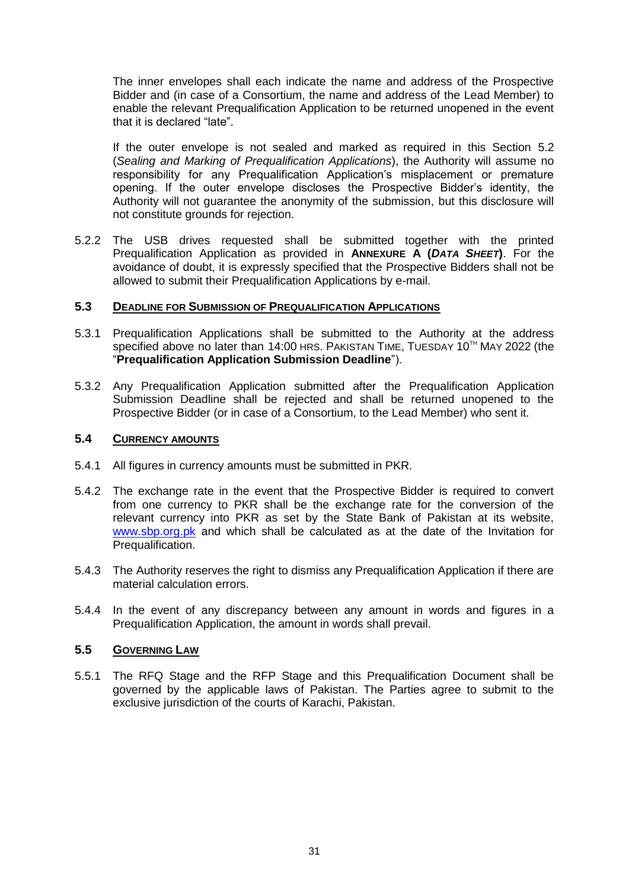The inner envelopes shall each indicate the name and address of the Prospective Bidder and (in case of a Consortium, the name and address of the Lead Member) to enable the relevant Prequalification Application to be returned unopened in the event that it is declared "late".

If the outer envelope is not sealed and marked as required in this Section 5.2 (*Sealing and Marking of Prequalification Applications*), the Authority will assume no responsibility for any Prequalification Application's misplacement or premature opening. If the outer envelope discloses the Prospective Bidder's identity, the Authority will not guarantee the anonymity of the submission, but this disclosure will not constitute grounds for rejection.

5.2.2 The USB drives requested shall be submitted together with the printed Prequalification Application as provided in **ANNEXURE A (*DATA SHEET*)**. For the avoidance of doubt, it is expressly specified that the Prospective Bidders shall not be allowed to submit their Prequalification Applications by e-mail.

### 5.3 DEADLINE FOR SUBMISSION OF PREQUALIFICATION APPLICATIONS

5.3.1 Prequalification Applications shall be submitted to the Authority at the address specified above no later than 14:00 HRS. PAKISTAN TIME, TUESDAY 10TH MAY 2022 (the "**Prequalification Application Submission Deadline**").

5.3.2 Any Prequalification Application submitted after the Prequalification Application Submission Deadline shall be rejected and shall be returned unopened to the Prospective Bidder (or in case of a Consortium, to the Lead Member) who sent it.

### 5.4 CURRENCY AMOUNTS

5.4.1 All figures in currency amounts must be submitted in PKR.

5.4.2 The exchange rate in the event that the Prospective Bidder is required to convert from one currency to PKR shall be the exchange rate for the conversion of the relevant currency into PKR as set by the State Bank of Pakistan at its website, www.sbp.org.pk and which shall be calculated as at the date of the Invitation for Prequalification.

5.4.3 The Authority reserves the right to dismiss any Prequalification Application if there are material calculation errors.

5.4.4 In the event of any discrepancy between any amount in words and figures in a Prequalification Application, the amount in words shall prevail.

### 5.5 GOVERNING LAW

5.5.1 The RFQ Stage and the RFP Stage and this Prequalification Document shall be governed by the applicable laws of Pakistan. The Parties agree to submit to the exclusive jurisdiction of the courts of Karachi, Pakistan.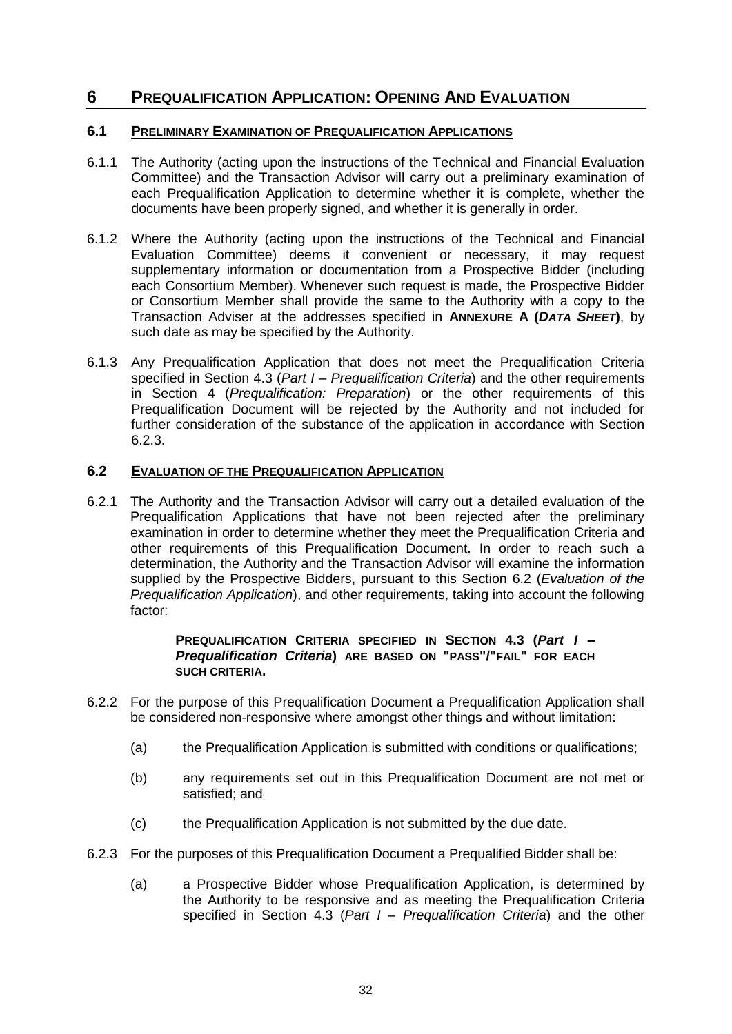# 6 PREQUALIFICATION APPLICATION: OPENING AND EVALUATION

## 6.1 PRELIMINARY EXAMINATION OF PREQUALIFICATION APPLICATIONS

6.1.1 The Authority (acting upon the instructions of the Technical and Financial Evaluation Committee) and the Transaction Advisor will carry out a preliminary examination of each Prequalification Application to determine whether it is complete, whether the documents have been properly signed, and whether it is generally in order.

6.1.2 Where the Authority (acting upon the instructions of the Technical and Financial Evaluation Committee) deems it convenient or necessary, it may request supplementary information or documentation from a Prospective Bidder (including each Consortium Member). Whenever such request is made, the Prospective Bidder or Consortium Member shall provide the same to the Authority with a copy to the Transaction Adviser at the addresses specified in **ANNEXURE A (*DATA SHEET*)**, by such date as may be specified by the Authority.

6.1.3 Any Prequalification Application that does not meet the Prequalification Criteria specified in Section 4.3 (*Part I – Prequalification Criteria*) and the other requirements in Section 4 (*Prequalification: Preparation*) or the other requirements of this Prequalification Document will be rejected by the Authority and not included for further consideration of the substance of the application in accordance with Section 6.2.3.

## 6.2 EVALUATION OF THE PREQUALIFICATION APPLICATION

6.2.1 The Authority and the Transaction Advisor will carry out a detailed evaluation of the Prequalification Applications that have not been rejected after the preliminary examination in order to determine whether they meet the Prequalification Criteria and other requirements of this Prequalification Document. In order to reach such a determination, the Authority and the Transaction Advisor will examine the information supplied by the Prospective Bidders, pursuant to this Section 6.2 (*Evaluation of the Prequalification Application*), and other requirements, taking into account the following factor:

> **PREQUALIFICATION CRITERIA SPECIFIED IN SECTION 4.3 (*Part I – Prequalification Criteria*) ARE BASED ON "PASS"/"FAIL" FOR EACH SUCH CRITERIA.**

6.2.2 For the purpose of this Prequalification Document a Prequalification Application shall be considered non-responsive where amongst other things and without limitation:

(a) the Prequalification Application is submitted with conditions or qualifications;

(b) any requirements set out in this Prequalification Document are not met or satisfied; and

(c) the Prequalification Application is not submitted by the due date.

6.2.3 For the purposes of this Prequalification Document a Prequalified Bidder shall be:

(a) a Prospective Bidder whose Prequalification Application, is determined by the Authority to be responsive and as meeting the Prequalification Criteria specified in Section 4.3 (*Part I – Prequalification Criteria*) and the other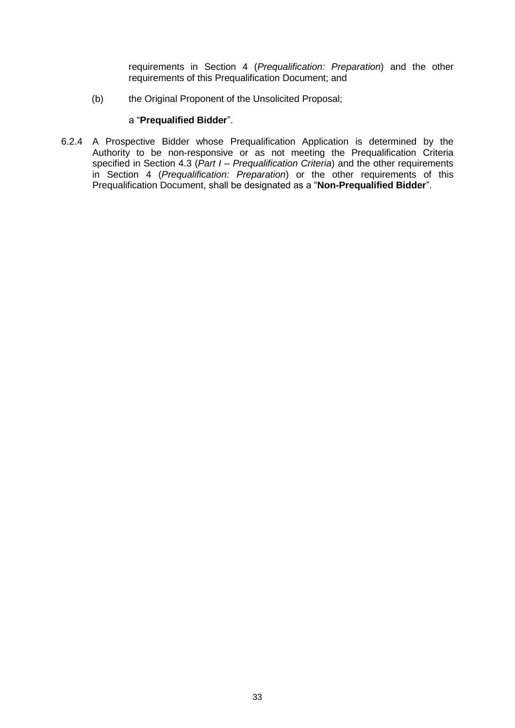requirements in Section 4 (*Prequalification: Preparation*) and the other requirements of this Prequalification Document; and

(b) the Original Proponent of the Unsolicited Proposal;

a "**Prequalified Bidder**".

6.2.4 A Prospective Bidder whose Prequalification Application is determined by the Authority to be non-responsive or as not meeting the Prequalification Criteria specified in Section 4.3 (*Part I – Prequalification Criteria*) and the other requirements in Section 4 (*Prequalification: Preparation*) or the other requirements of this Prequalification Document, shall be designated as a "**Non-Prequalified Bidder**".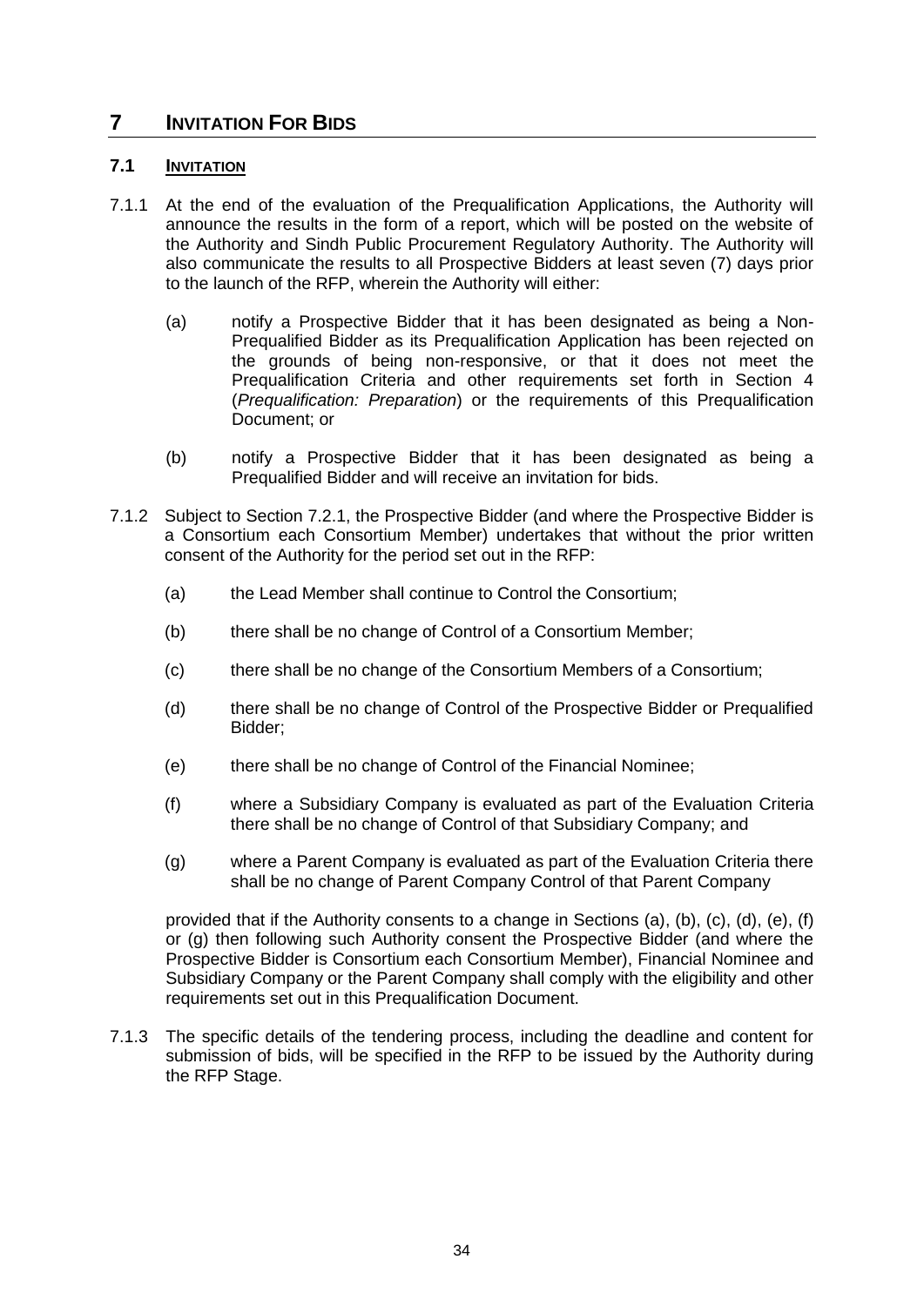# 7 INVITATION FOR BIDS

## 7.1 INVITATION

7.1.1 At the end of the evaluation of the Prequalification Applications, the Authority will announce the results in the form of a report, which will be posted on the website of the Authority and Sindh Public Procurement Regulatory Authority. The Authority will also communicate the results to all Prospective Bidders at least seven (7) days prior to the launch of the RFP, wherein the Authority will either:

(a) notify a Prospective Bidder that it has been designated as being a Non-Prequalified Bidder as its Prequalification Application has been rejected on the grounds of being non-responsive, or that it does not meet the Prequalification Criteria and other requirements set forth in Section 4 (*Prequalification: Preparation*) or the requirements of this Prequalification Document; or

(b) notify a Prospective Bidder that it has been designated as being a Prequalified Bidder and will receive an invitation for bids.

7.1.2 Subject to Section 7.2.1, the Prospective Bidder (and where the Prospective Bidder is a Consortium each Consortium Member) undertakes that without the prior written consent of the Authority for the period set out in the RFP:

(a) the Lead Member shall continue to Control the Consortium;

(b) there shall be no change of Control of a Consortium Member;

(c) there shall be no change of the Consortium Members of a Consortium;

(d) there shall be no change of Control of the Prospective Bidder or Prequalified Bidder;

(e) there shall be no change of Control of the Financial Nominee;

(f) where a Subsidiary Company is evaluated as part of the Evaluation Criteria there shall be no change of Control of that Subsidiary Company; and

(g) where a Parent Company is evaluated as part of the Evaluation Criteria there shall be no change of Parent Company Control of that Parent Company

provided that if the Authority consents to a change in Sections (a), (b), (c), (d), (e), (f) or (g) then following such Authority consent the Prospective Bidder (and where the Prospective Bidder is Consortium each Consortium Member), Financial Nominee and Subsidiary Company or the Parent Company shall comply with the eligibility and other requirements set out in this Prequalification Document.

7.1.3 The specific details of the tendering process, including the deadline and content for submission of bids, will be specified in the RFP to be issued by the Authority during the RFP Stage.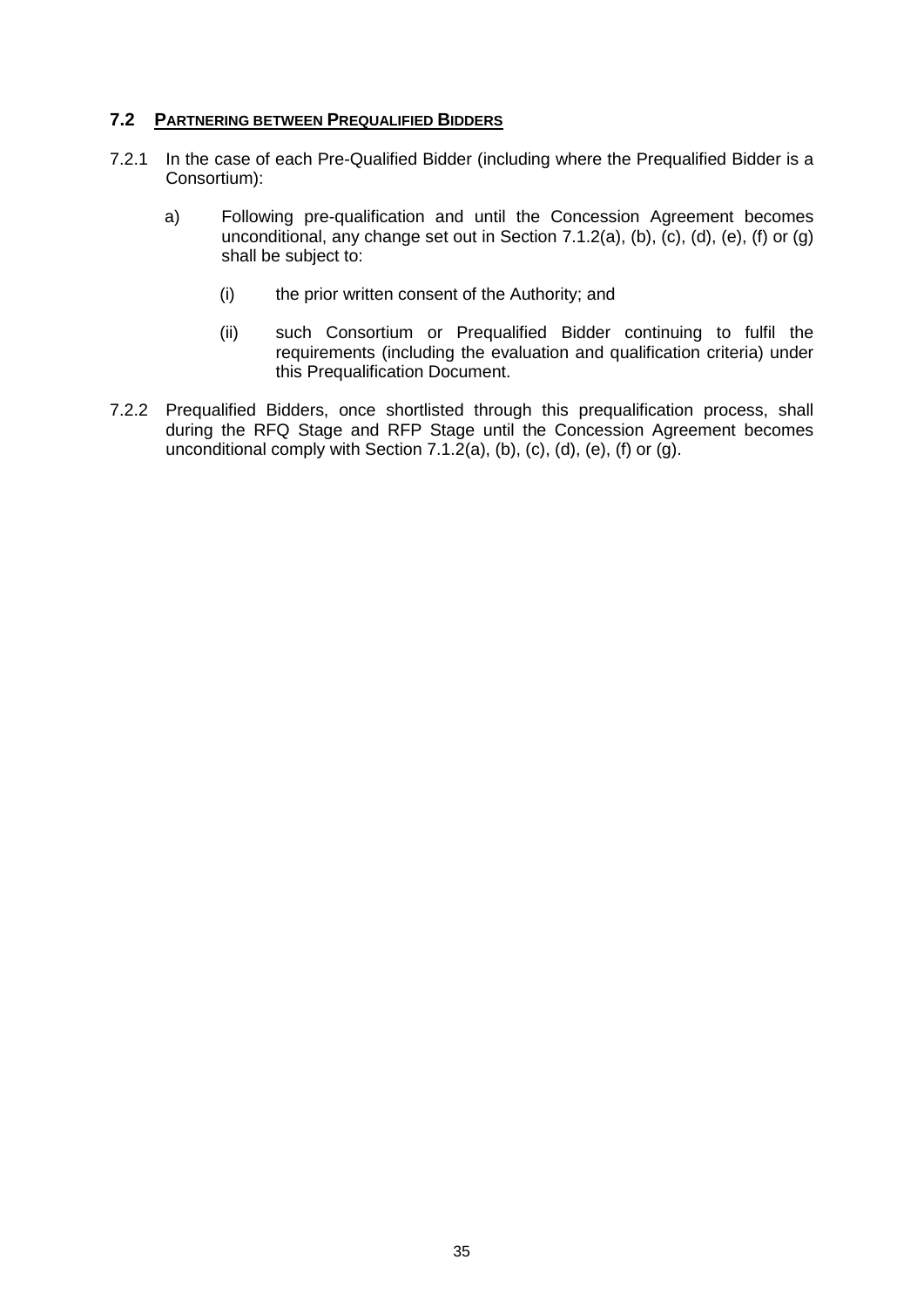## 7.2 PARTNERING BETWEEN PREQUALIFIED BIDDERS

7.2.1 In the case of each Pre-Qualified Bidder (including where the Prequalified Bidder is a Consortium):

a) Following pre-qualification and until the Concession Agreement becomes unconditional, any change set out in Section 7.1.2(a), (b), (c), (d), (e), (f) or (g) shall be subject to:

(i) the prior written consent of the Authority; and

(ii) such Consortium or Prequalified Bidder continuing to fulfil the requirements (including the evaluation and qualification criteria) under this Prequalification Document.

7.2.2 Prequalified Bidders, once shortlisted through this prequalification process, shall during the RFQ Stage and RFP Stage until the Concession Agreement becomes unconditional comply with Section 7.1.2(a), (b), (c), (d), (e), (f) or (g).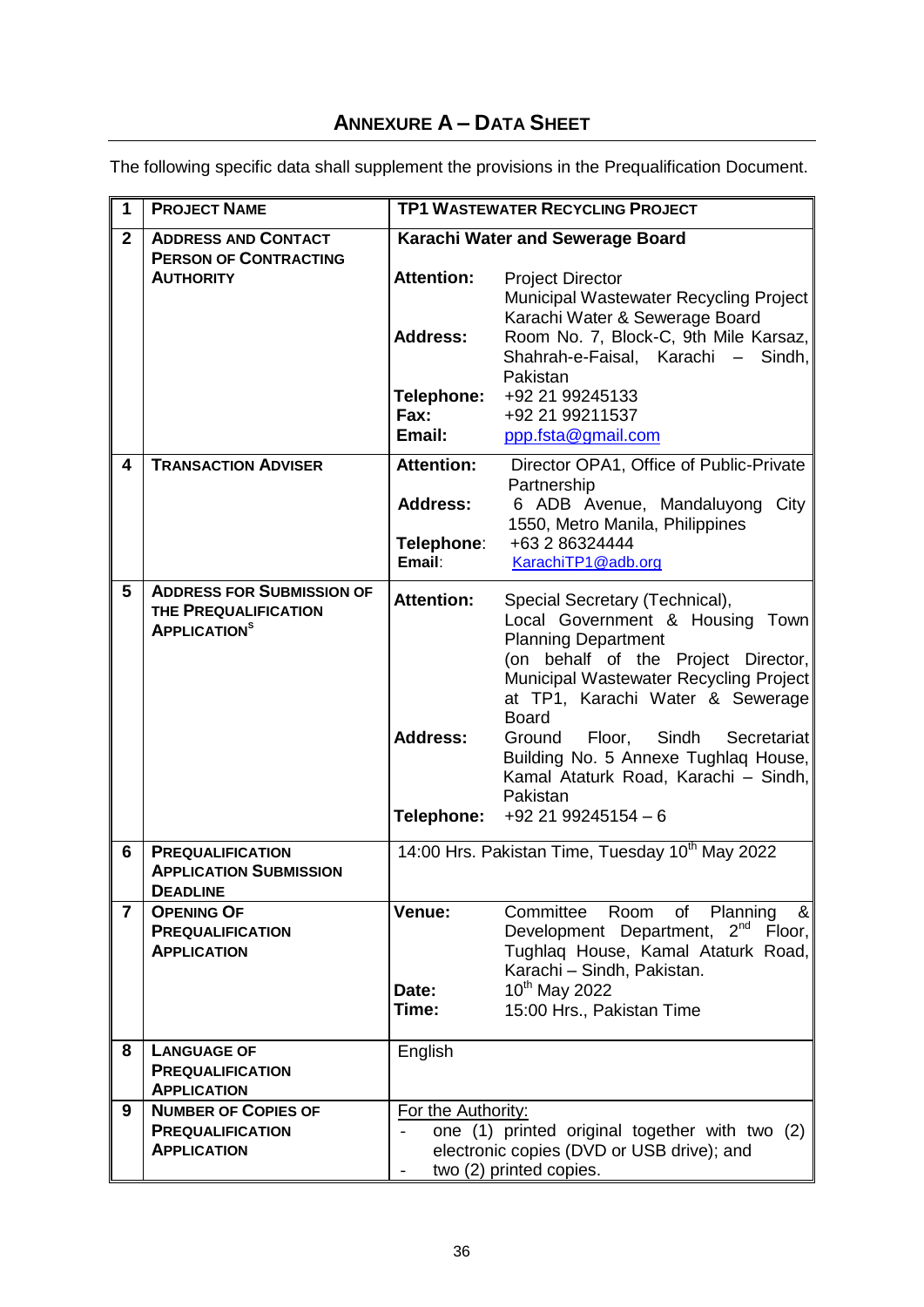## ANNEXURE A – DATA SHEET

The following specific data shall supplement the provisions in the Prequalification Document.

| | | |
|---|---|---|
| **1** | **PROJECT NAME** | **TP1 WASTEWATER RECYCLING PROJECT** |
| **2** | **ADDRESS AND CONTACT PERSON OF CONTRACTING AUTHORITY** | **Karachi Water and Sewerage Board**<br>**Attention:** Project Director<br>Municipal Wastewater Recycling Project<br>Karachi Water & Sewerage Board<br>**Address:** Room No. 7, Block-C, 9th Mile Karsaz, Shahrah-e-Faisal, Karachi – Sindh, Pakistan<br>**Telephone:** +92 21 99245133<br>**Fax:** +92 21 99211537<br>**Email:** ppp.fsta@gmail.com |
| **4** | **TRANSACTION ADVISER** | **Attention:** Director OPA1, Office of Public-Private Partnership<br>**Address:** 6 ADB Avenue, Mandaluyong City 1550, Metro Manila, Philippines<br>**Telephone:** +63 2 86324444<br>**Email:** KarachiTP1@adb.org |
| **5** | **ADDRESS FOR SUBMISSION OF THE PREQUALIFICATION APPLICATIONS** | **Attention:** Special Secretary (Technical), Local Government & Housing Town Planning Department<br>(on behalf of the Project Director, Municipal Wastewater Recycling Project at TP1, Karachi Water & Sewerage Board<br>**Address:** Ground Floor, Sindh Secretariat Building No. 5 Annexe Tughlaq House, Kamal Ataturk Road, Karachi – Sindh, Pakistan<br>**Telephone:** +92 21 99245154 – 6 |
| **6** | **PREQUALIFICATION APPLICATION SUBMISSION DEADLINE** | 14:00 Hrs. Pakistan Time, Tuesday 10th May 2022 |
| **7** | **OPENING OF PREQUALIFICATION APPLICATION** | **Venue:** Committee Room of Planning & Development Department, 2nd Floor, Tughlaq House, Kamal Ataturk Road, Karachi – Sindh, Pakistan.<br>**Date:** 10th May 2022<br>**Time:** 15:00 Hrs., Pakistan Time |
| **8** | **LANGUAGE OF PREQUALIFICATION APPLICATION** | English |
| **9** | **NUMBER OF COPIES OF PREQUALIFICATION APPLICATION** | For the Authority:<br>- one (1) printed original together with two (2) electronic copies (DVD or USB drive); and<br>- two (2) printed copies. |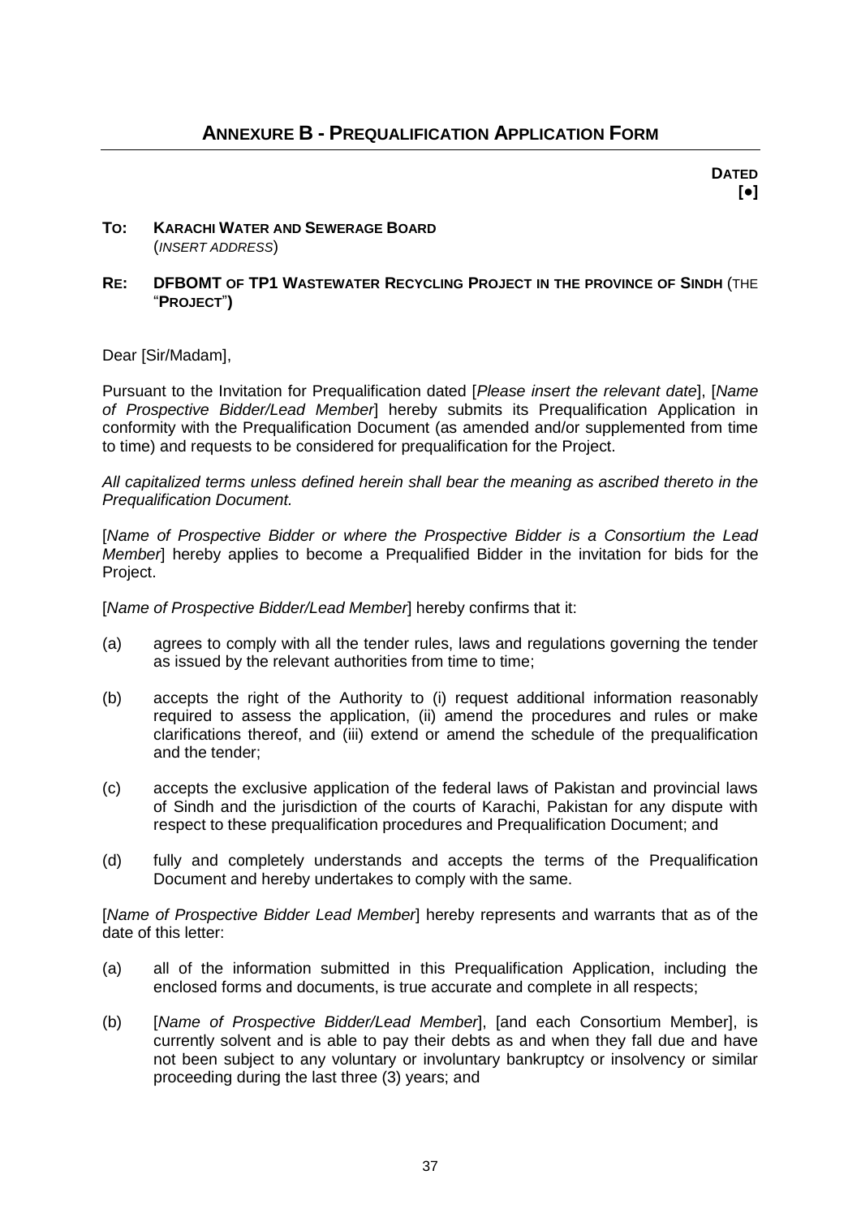# ANNEXURE B - PREQUALIFICATION APPLICATION FORM

**DATED**
**[•]**

**TO: KARACHI WATER AND SEWERAGE BOARD**
(*INSERT ADDRESS*)

**RE: DFBOMT OF TP1 WASTEWATER RECYCLING PROJECT IN THE PROVINCE OF SINDH** (THE "**PROJECT**"**)**

Dear [Sir/Madam],

Pursuant to the Invitation for Prequalification dated [*Please insert the relevant date*], [*Name of Prospective Bidder/Lead Member*] hereby submits its Prequalification Application in conformity with the Prequalification Document (as amended and/or supplemented from time to time) and requests to be considered for prequalification for the Project.

*All capitalized terms unless defined herein shall bear the meaning as ascribed thereto in the Prequalification Document.*

[*Name of Prospective Bidder or where the Prospective Bidder is a Consortium the Lead Member*] hereby applies to become a Prequalified Bidder in the invitation for bids for the Project.

[*Name of Prospective Bidder/Lead Member*] hereby confirms that it:

(a) agrees to comply with all the tender rules, laws and regulations governing the tender as issued by the relevant authorities from time to time;

(b) accepts the right of the Authority to (i) request additional information reasonably required to assess the application, (ii) amend the procedures and rules or make clarifications thereof, and (iii) extend or amend the schedule of the prequalification and the tender;

(c) accepts the exclusive application of the federal laws of Pakistan and provincial laws of Sindh and the jurisdiction of the courts of Karachi, Pakistan for any dispute with respect to these prequalification procedures and Prequalification Document; and

(d) fully and completely understands and accepts the terms of the Prequalification Document and hereby undertakes to comply with the same.

[*Name of Prospective Bidder Lead Member*] hereby represents and warrants that as of the date of this letter:

(a) all of the information submitted in this Prequalification Application, including the enclosed forms and documents, is true accurate and complete in all respects;

(b) [*Name of Prospective Bidder/Lead Member*], [and each Consortium Member], is currently solvent and is able to pay their debts as and when they fall due and have not been subject to any voluntary or involuntary bankruptcy or insolvency or similar proceeding during the last three (3) years; and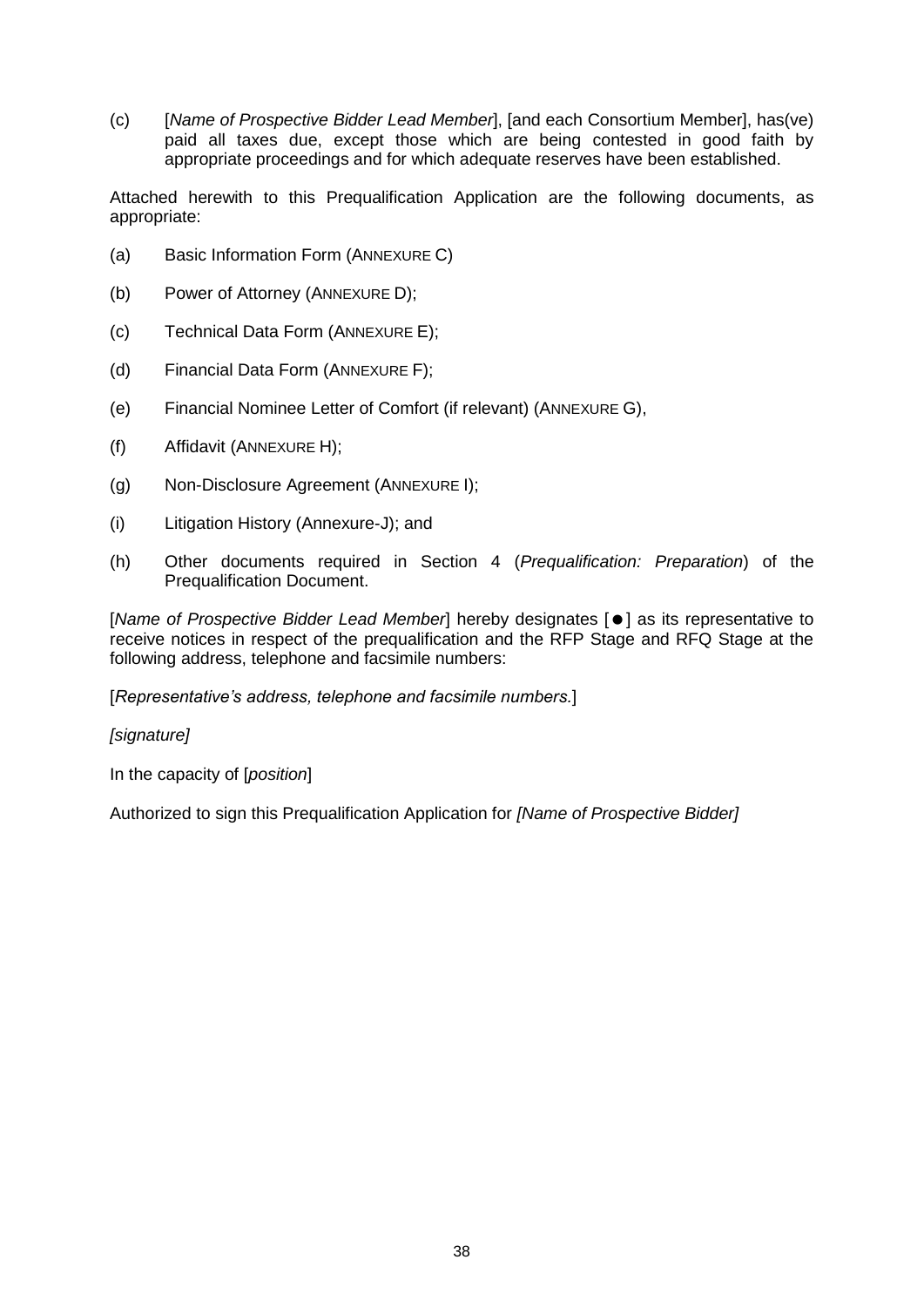(c) [*Name of Prospective Bidder Lead Member*], [and each Consortium Member], has(ve) paid all taxes due, except those which are being contested in good faith by appropriate proceedings and for which adequate reserves have been established.

Attached herewith to this Prequalification Application are the following documents, as appropriate:

(a) Basic Information Form (ANNEXURE C)

(b) Power of Attorney (ANNEXURE D);

(c) Technical Data Form (ANNEXURE E);

(d) Financial Data Form (ANNEXURE F);

(e) Financial Nominee Letter of Comfort (if relevant) (ANNEXURE G),

(f) Affidavit (ANNEXURE H);

(g) Non-Disclosure Agreement (ANNEXURE I);

(i) Litigation History (Annexure-J); and

(h) Other documents required in Section 4 (*Prequalification: Preparation*) of the Prequalification Document.

[*Name of Prospective Bidder Lead Member*] hereby designates [●] as its representative to receive notices in respect of the prequalification and the RFP Stage and RFQ Stage at the following address, telephone and facsimile numbers:

[*Representative's address, telephone and facsimile numbers.*]

*[signature]*

In the capacity of [*position*]

Authorized to sign this Prequalification Application for *[Name of Prospective Bidder]*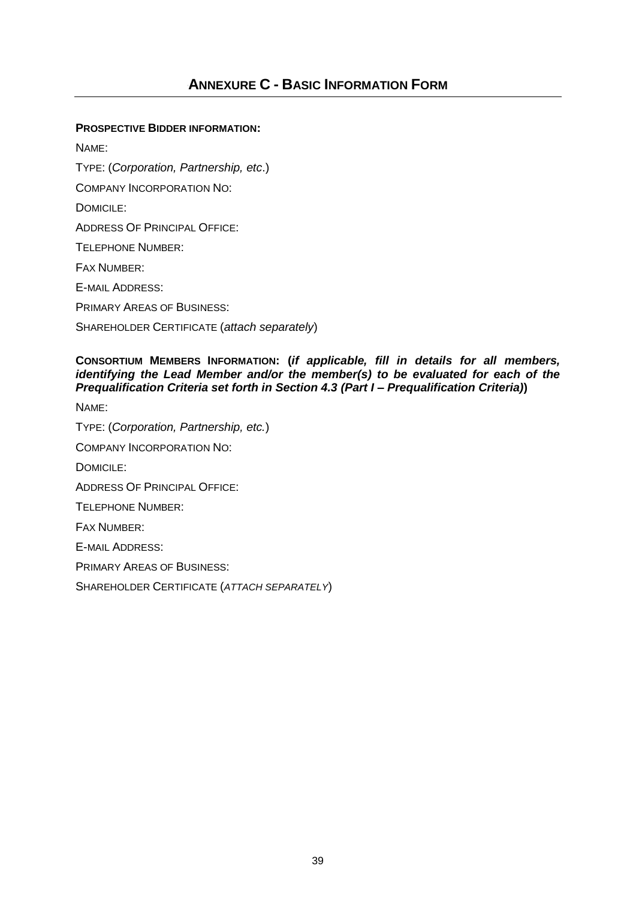# ANNEXURE C - BASIC INFORMATION FORM

**PROSPECTIVE BIDDER INFORMATION:**

NAME:

TYPE: (*Corporation, Partnership, etc*.)

COMPANY INCORPORATION NO:

DOMICILE:

ADDRESS OF PRINCIPAL OFFICE:

TELEPHONE NUMBER:

FAX NUMBER:

E-MAIL ADDRESS:

PRIMARY AREAS OF BUSINESS:

SHAREHOLDER CERTIFICATE (*attach separately*)

**CONSORTIUM MEMBERS INFORMATION: (*if applicable, fill in details for all members, identifying the Lead Member and/or the member(s) to be evaluated for each of the Prequalification Criteria set forth in Section 4.3 (Part I – Prequalification Criteria)*)**

NAME:

TYPE: (*Corporation, Partnership, etc.*)

COMPANY INCORPORATION NO:

DOMICILE:

ADDRESS OF PRINCIPAL OFFICE:

TELEPHONE NUMBER:

FAX NUMBER:

E-MAIL ADDRESS:

PRIMARY AREAS OF BUSINESS:

SHAREHOLDER CERTIFICATE (*ATTACH SEPARATELY*)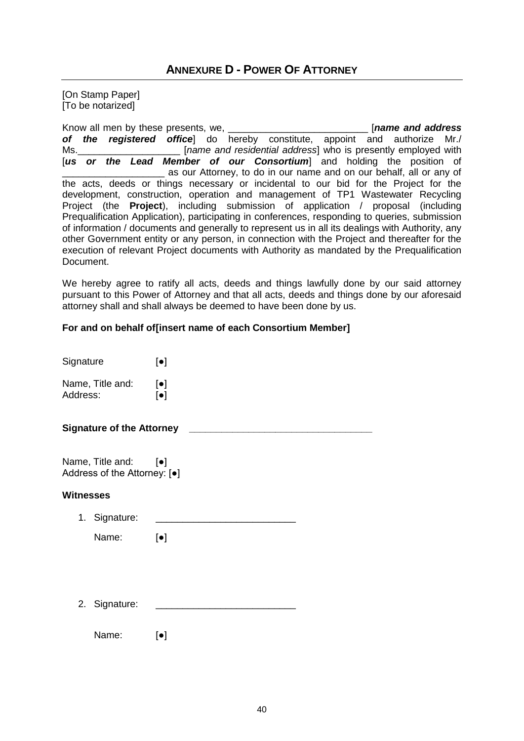## ANNEXURE D - POWER OF ATTORNEY

[On Stamp Paper]
[To be notarized]

Know all men by these presents, we, __________________________ [***name and address of the registered office***] do hereby constitute, appoint and authorize Mr./ Ms.___________________ [*name and residential address*] who is presently employed with [***us or the Lead Member of our Consortium***] and holding the position of ___________________ as our Attorney, to do in our name and on our behalf, all or any of the acts, deeds or things necessary or incidental to our bid for the Project for the development, construction, operation and management of TP1 Wastewater Recycling Project (the **Project**), including submission of application / proposal (including Prequalification Application), participating in conferences, responding to queries, submission of information / documents and generally to represent us in all its dealings with Authority, any other Government entity or any person, in connection with the Project and thereafter for the execution of relevant Project documents with Authority as mandated by the Prequalification Document.

We hereby agree to ratify all acts, deeds and things lawfully done by our said attorney pursuant to this Power of Attorney and that all acts, deeds and things done by our aforesaid attorney shall and shall always be deemed to have been done by us.

**For and on behalf of[insert name of each Consortium Member]**

Signature [●]

Name, Title and: [●]
Address: [●]

**Signature of the Attorney** _________________________________

Name, Title and: [●]
Address of the Attorney: [●]

**Witnesses**

1. Signature: _________________________

   Name: [●]

2. Signature: _________________________

   Name: [●]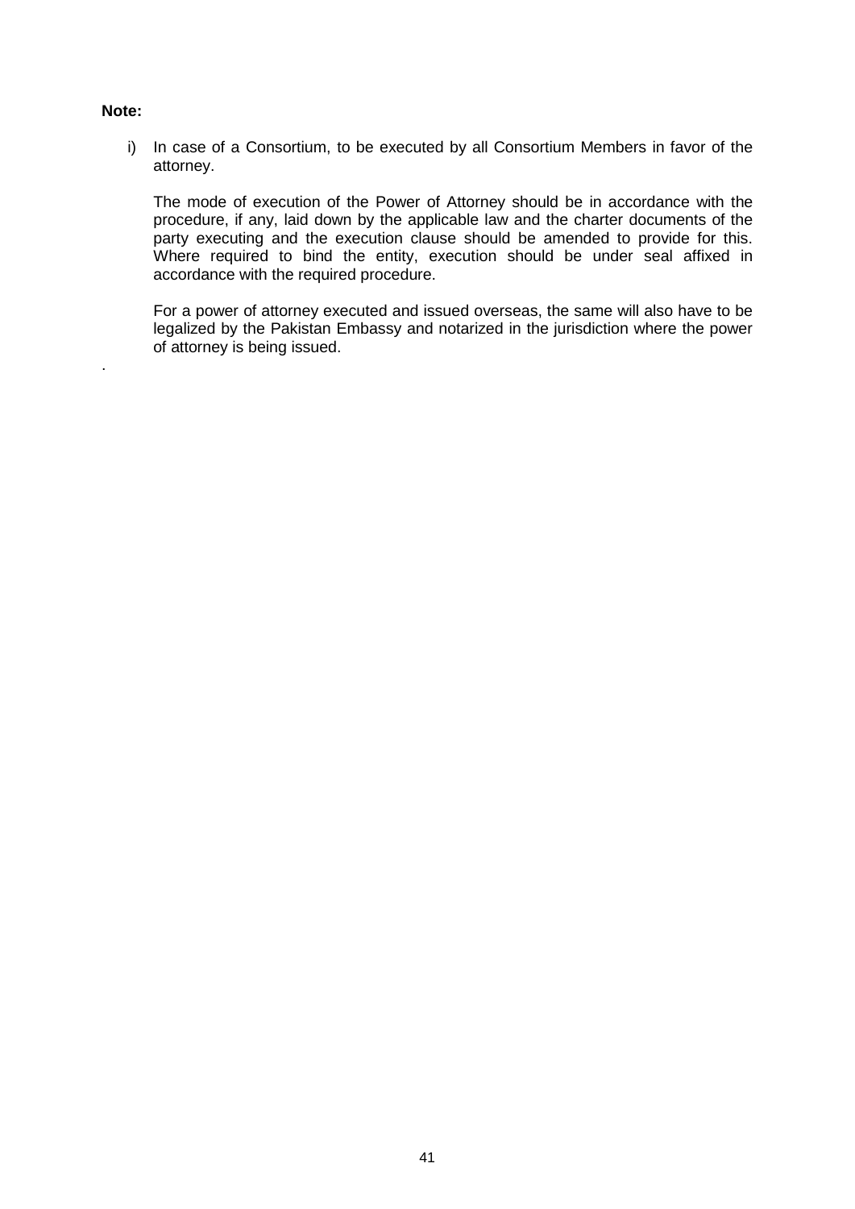**Note:**

i) In case of a Consortium, to be executed by all Consortium Members in favor of the attorney.

   The mode of execution of the Power of Attorney should be in accordance with the procedure, if any, laid down by the applicable law and the charter documents of the party executing and the execution clause should be amended to provide for this. Where required to bind the entity, execution should be under seal affixed in accordance with the required procedure.

   For a power of attorney executed and issued overseas, the same will also have to be legalized by the Pakistan Embassy and notarized in the jurisdiction where the power of attorney is being issued.

.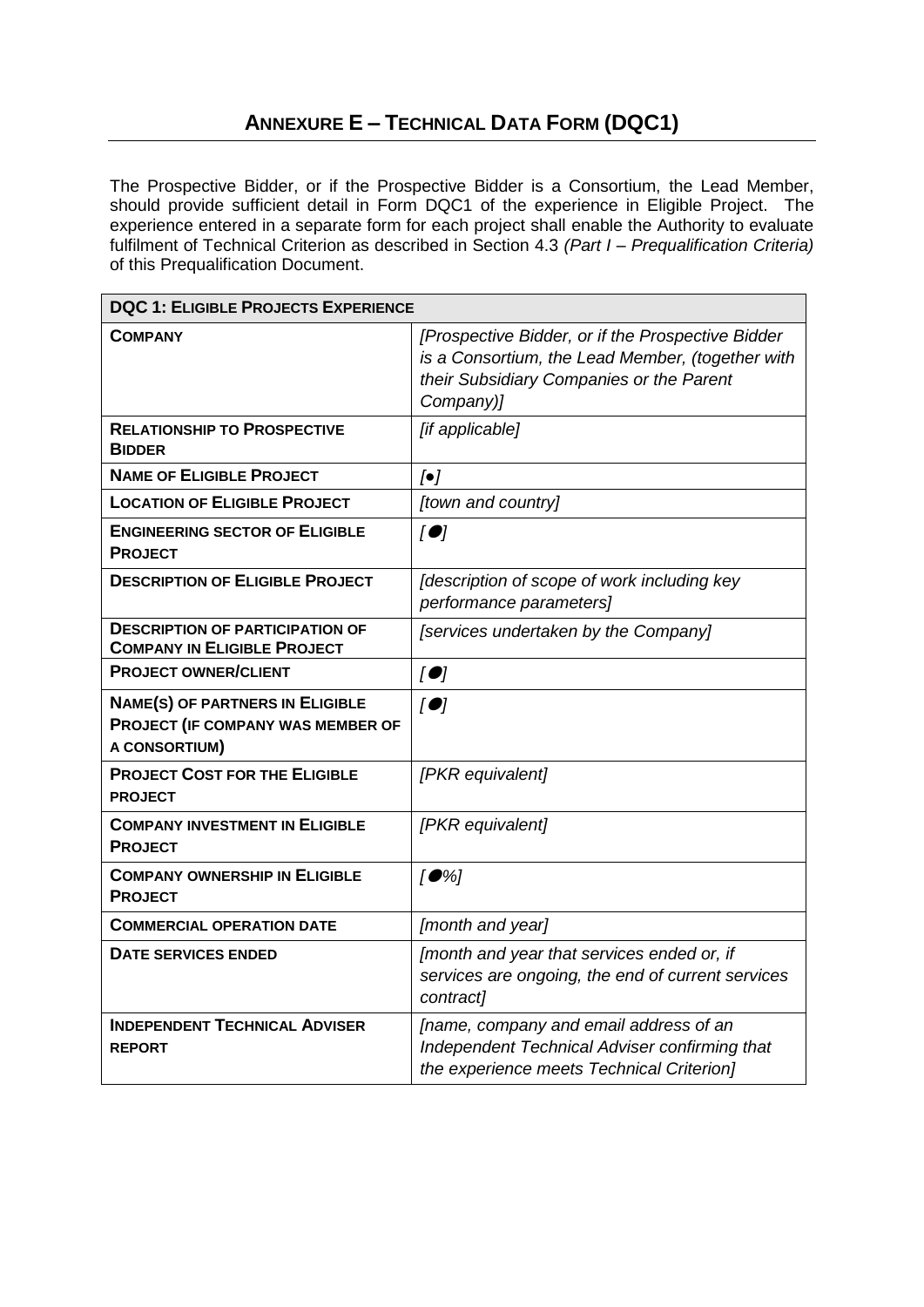# ANNEXURE E – TECHNICAL DATA FORM (DQC1)

The Prospective Bidder, or if the Prospective Bidder is a Consortium, the Lead Member, should provide sufficient detail in Form DQC1 of the experience in Eligible Project. The experience entered in a separate form for each project shall enable the Authority to evaluate fulfilment of Technical Criterion as described in Section 4.3 *(Part I – Prequalification Criteria)* of this Prequalification Document.

| **DQC 1: ELIGIBLE PROJECTS EXPERIENCE** | |
|---|---|
| **COMPANY** | *[Prospective Bidder, or if the Prospective Bidder is a Consortium, the Lead Member, (together with their Subsidiary Companies or the Parent Company)]* |
| **RELATIONSHIP TO PROSPECTIVE BIDDER** | *[if applicable]* |
| **NAME OF ELIGIBLE PROJECT** | *[●]* |
| **LOCATION OF ELIGIBLE PROJECT** | *[town and country]* |
| **ENGINEERING SECTOR OF ELIGIBLE PROJECT** | *[●]* |
| **DESCRIPTION OF ELIGIBLE PROJECT** | *[description of scope of work including key performance parameters]* |
| **DESCRIPTION OF PARTICIPATION OF COMPANY IN ELIGIBLE PROJECT** | *[services undertaken by the Company]* |
| **PROJECT OWNER/CLIENT** | *[●]* |
| **NAME(S) OF PARTNERS IN ELIGIBLE PROJECT (IF COMPANY WAS MEMBER OF A CONSORTIUM)** | *[●]* |
| **PROJECT COST FOR THE ELIGIBLE PROJECT** | *[PKR equivalent]* |
| **COMPANY INVESTMENT IN ELIGIBLE PROJECT** | *[PKR equivalent]* |
| **COMPANY OWNERSHIP IN ELIGIBLE PROJECT** | *[●%]* |
| **COMMERCIAL OPERATION DATE** | *[month and year]* |
| **DATE SERVICES ENDED** | *[month and year that services ended or, if services are ongoing, the end of current services contract]* |
| **INDEPENDENT TECHNICAL ADVISER REPORT** | *[name, company and email address of an Independent Technical Adviser confirming that the experience meets Technical Criterion]* |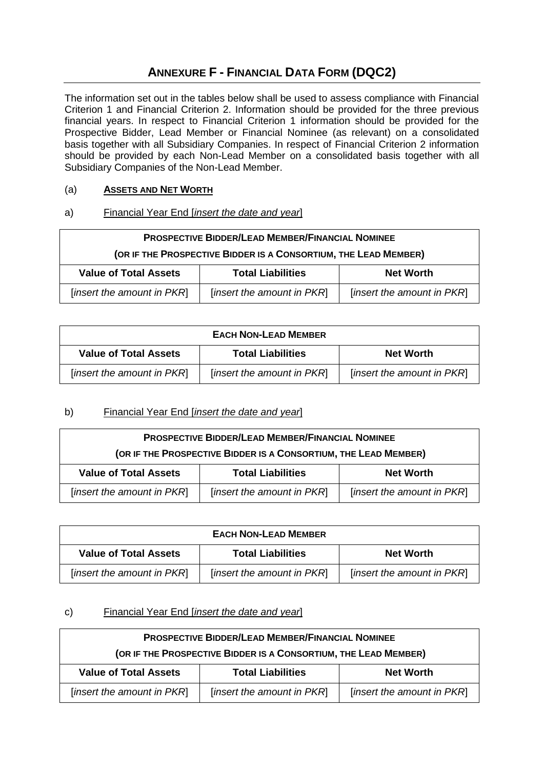## ANNEXURE F - FINANCIAL DATA FORM (DQC2)

The information set out in the tables below shall be used to assess compliance with Financial Criterion 1 and Financial Criterion 2. Information should be provided for the three previous financial years. In respect to Financial Criterion 1 information should be provided for the Prospective Bidder, Lead Member or Financial Nominee (as relevant) on a consolidated basis together with all Subsidiary Companies. In respect of Financial Criterion 2 information should be provided by each Non-Lead Member on a consolidated basis together with all Subsidiary Companies of the Non-Lead Member.

(a) **ASSETS AND NET WORTH**

a) Financial Year End [*insert the date and year*]

| PROSPECTIVE BIDDER/LEAD MEMBER/FINANCIAL NOMINEE (OR IF THE PROSPECTIVE BIDDER IS A CONSORTIUM, THE LEAD MEMBER) | | |
|---|---|---|
| **Value of Total Assets** | **Total Liabilities** | **Net Worth** |
| [*insert the amount in PKR*] | [*insert the amount in PKR*] | [*insert the amount in PKR*] |

| EACH NON-LEAD MEMBER | | |
|---|---|---|
| **Value of Total Assets** | **Total Liabilities** | **Net Worth** |
| [*insert the amount in PKR*] | [*insert the amount in PKR*] | [*insert the amount in PKR*] |

b) Financial Year End [*insert the date and year*]

| PROSPECTIVE BIDDER/LEAD MEMBER/FINANCIAL NOMINEE (OR IF THE PROSPECTIVE BIDDER IS A CONSORTIUM, THE LEAD MEMBER) | | |
|---|---|---|
| **Value of Total Assets** | **Total Liabilities** | **Net Worth** |
| [*insert the amount in PKR*] | [*insert the amount in PKR*] | [*insert the amount in PKR*] |

| EACH NON-LEAD MEMBER | | |
|---|---|---|
| **Value of Total Assets** | **Total Liabilities** | **Net Worth** |
| [*insert the amount in PKR*] | [*insert the amount in PKR*] | [*insert the amount in PKR*] |

c) Financial Year End [*insert the date and year*]

| PROSPECTIVE BIDDER/LEAD MEMBER/FINANCIAL NOMINEE (OR IF THE PROSPECTIVE BIDDER IS A CONSORTIUM, THE LEAD MEMBER) | | |
|---|---|---|
| **Value of Total Assets** | **Total Liabilities** | **Net Worth** |
| [*insert the amount in PKR*] | [*insert the amount in PKR*] | [*insert the amount in PKR*] |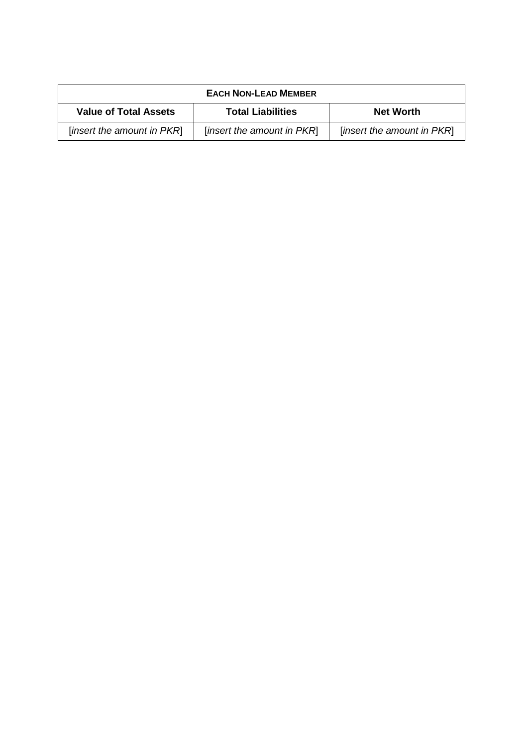| **Each Non-Lead Member** | | |
|---|---|---|
| **Value of Total Assets** | **Total Liabilities** | **Net Worth** |
| [*insert the amount in PKR*] | [*insert the amount in PKR*] | [*insert the amount in PKR*] |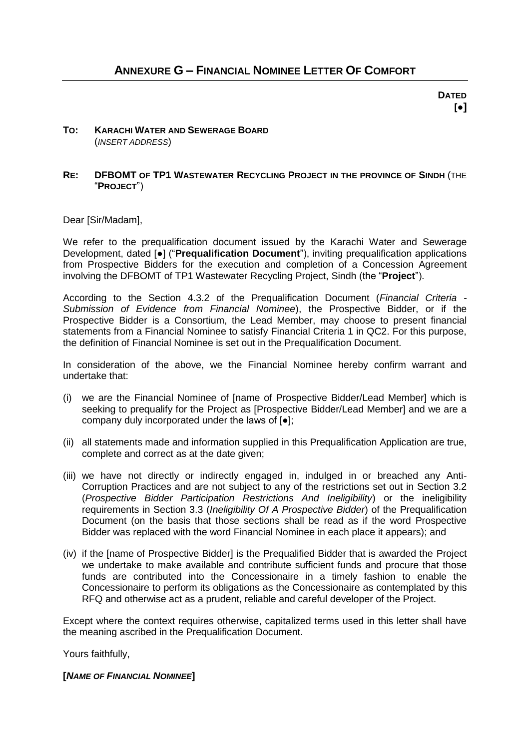# ANNEXURE G – FINANCIAL NOMINEE LETTER OF COMFORT

**DATED [•]**

**TO: KARACHI WATER AND SEWERAGE BOARD**
(*INSERT ADDRESS*)

**RE: DFBOMT OF TP1 WASTEWATER RECYCLING PROJECT IN THE PROVINCE OF SINDH** (THE "**PROJECT**")

Dear [Sir/Madam],

We refer to the prequalification document issued by the Karachi Water and Sewerage Development, dated [●] ("**Prequalification Document**"), inviting prequalification applications from Prospective Bidders for the execution and completion of a Concession Agreement involving the DFBOMT of TP1 Wastewater Recycling Project, Sindh (the "**Project**").

According to the Section 4.3.2 of the Prequalification Document (*Financial Criteria - Submission of Evidence from Financial Nominee*), the Prospective Bidder, or if the Prospective Bidder is a Consortium, the Lead Member, may choose to present financial statements from a Financial Nominee to satisfy Financial Criteria 1 in QC2. For this purpose, the definition of Financial Nominee is set out in the Prequalification Document.

In consideration of the above, we the Financial Nominee hereby confirm warrant and undertake that:

(i) we are the Financial Nominee of [name of Prospective Bidder/Lead Member] which is seeking to prequalify for the Project as [Prospective Bidder/Lead Member] and we are a company duly incorporated under the laws of [●];

(ii) all statements made and information supplied in this Prequalification Application are true, complete and correct as at the date given;

(iii) we have not directly or indirectly engaged in, indulged in or breached any Anti-Corruption Practices and are not subject to any of the restrictions set out in Section 3.2 (*Prospective Bidder Participation Restrictions And Ineligibility*) or the ineligibility requirements in Section 3.3 (*Ineligibility Of A Prospective Bidder*) of the Prequalification Document (on the basis that those sections shall be read as if the word Prospective Bidder was replaced with the word Financial Nominee in each place it appears); and

(iv) if the [name of Prospective Bidder] is the Prequalified Bidder that is awarded the Project we undertake to make available and contribute sufficient funds and procure that those funds are contributed into the Concessionaire in a timely fashion to enable the Concessionaire to perform its obligations as the Concessionaire as contemplated by this RFQ and otherwise act as a prudent, reliable and careful developer of the Project.

Except where the context requires otherwise, capitalized terms used in this letter shall have the meaning ascribed in the Prequalification Document.

Yours faithfully,

**[*NAME OF FINANCIAL NOMINEE*]**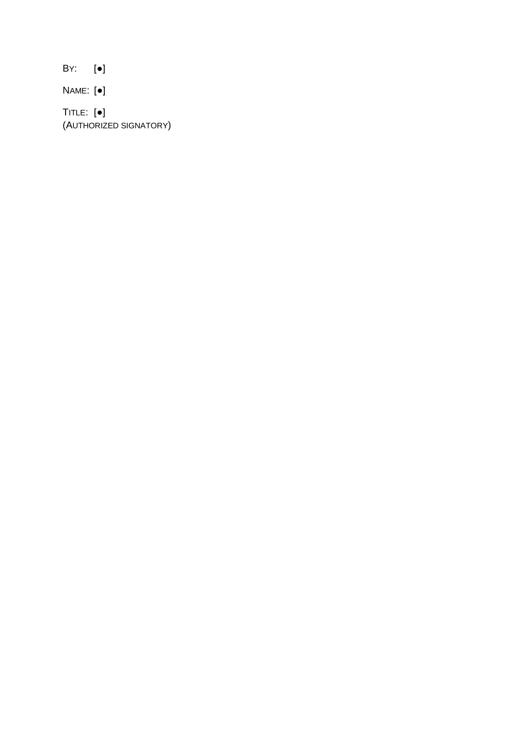BY: [●]

NAME: [●]

TITLE: [●]
(AUTHORIZED SIGNATORY)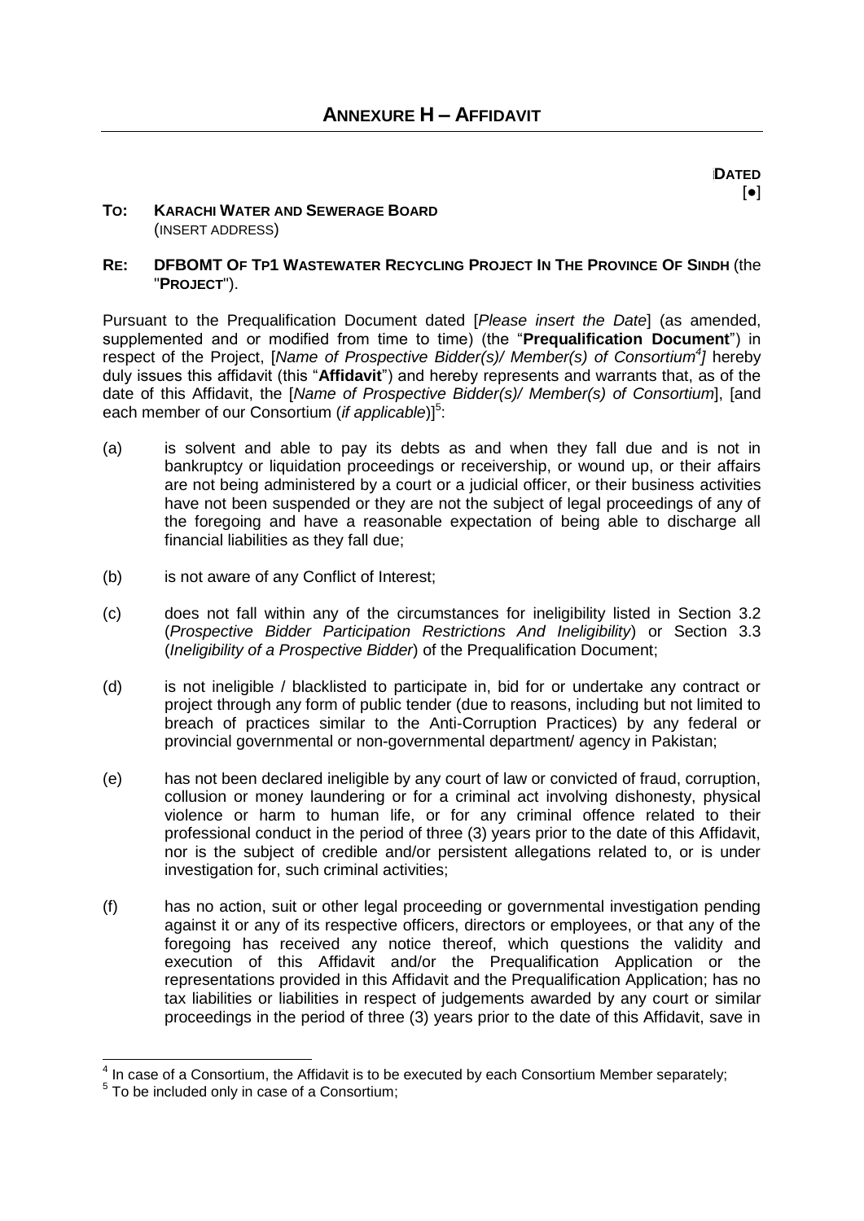# ANNEXURE H – AFFIDAVIT

**DATED**
[●]

**TO: KARACHI WATER AND SEWERAGE BOARD**
(INSERT ADDRESS)

**RE: DFBOMT OF TP1 WASTEWATER RECYCLING PROJECT IN THE PROVINCE OF SINDH** (the "**PROJECT**").

Pursuant to the Prequalification Document dated [*Please insert the Date*] (as amended, supplemented and or modified from time to time) (the "**Prequalification Document**") in respect of the Project, [*Name of Prospective Bidder(s)/ Member(s) of Consortium*[4]] hereby duly issues this affidavit (this "**Affidavit**") and hereby represents and warrants that, as of the date of this Affidavit, the [*Name of Prospective Bidder(s)/ Member(s) of Consortium*], [and each member of our Consortium (*if applicable*)][5]:

(a) is solvent and able to pay its debts as and when they fall due and is not in bankruptcy or liquidation proceedings or receivership, or wound up, or their affairs are not being administered by a court or a judicial officer, or their business activities have not been suspended or they are not the subject of legal proceedings of any of the foregoing and have a reasonable expectation of being able to discharge all financial liabilities as they fall due;

(b) is not aware of any Conflict of Interest;

(c) does not fall within any of the circumstances for ineligibility listed in Section 3.2 (*Prospective Bidder Participation Restrictions And Ineligibility*) or Section 3.3 (*Ineligibility of a Prospective Bidder*) of the Prequalification Document;

(d) is not ineligible / blacklisted to participate in, bid for or undertake any contract or project through any form of public tender (due to reasons, including but not limited to breach of practices similar to the Anti-Corruption Practices) by any federal or provincial governmental or non-governmental department/ agency in Pakistan;

(e) has not been declared ineligible by any court of law or convicted of fraud, corruption, collusion or money laundering or for a criminal act involving dishonesty, physical violence or harm to human life, or for any criminal offence related to their professional conduct in the period of three (3) years prior to the date of this Affidavit, nor is the subject of credible and/or persistent allegations related to, or is under investigation for, such criminal activities;

(f) has no action, suit or other legal proceeding or governmental investigation pending against it or any of its respective officers, directors or employees, or that any of the foregoing has received any notice thereof, which questions the validity and execution of this Affidavit and/or the Prequalification Application or the representations provided in this Affidavit and the Prequalification Application; has no tax liabilities or liabilities in respect of judgements awarded by any court or similar proceedings in the period of three (3) years prior to the date of this Affidavit, save in

---

[4] In case of a Consortium, the Affidavit is to be executed by each Consortium Member separately;

[5] To be included only in case of a Consortium;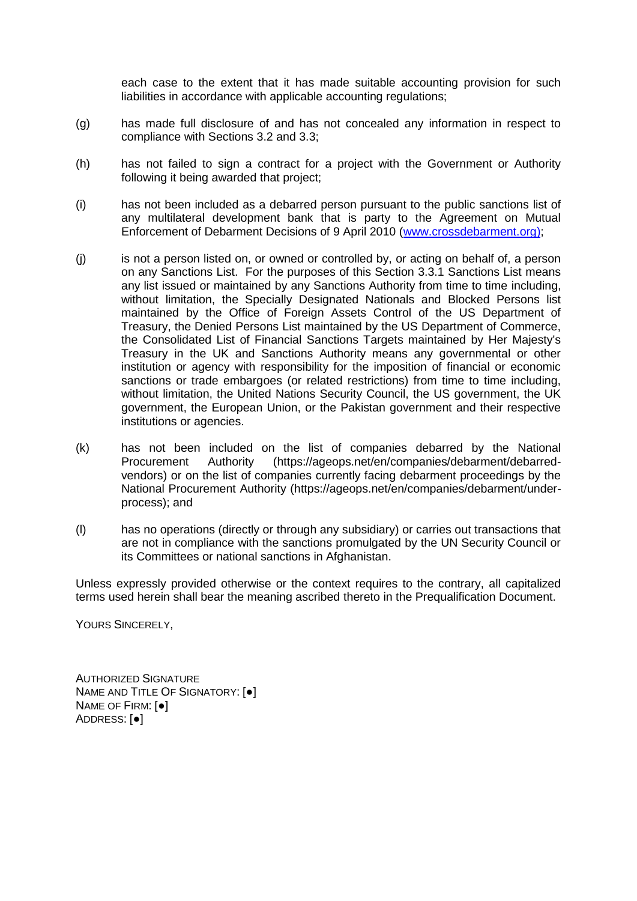each case to the extent that it has made suitable accounting provision for such liabilities in accordance with applicable accounting regulations;

(g) has made full disclosure of and has not concealed any information in respect to compliance with Sections 3.2 and 3.3;

(h) has not failed to sign a contract for a project with the Government or Authority following it being awarded that project;

(i) has not been included as a debarred person pursuant to the public sanctions list of any multilateral development bank that is party to the Agreement on Mutual Enforcement of Debarment Decisions of 9 April 2010 (www.crossdebarment.org);

(j) is not a person listed on, or owned or controlled by, or acting on behalf of, a person on any Sanctions List. For the purposes of this Section 3.3.1 Sanctions List means any list issued or maintained by any Sanctions Authority from time to time including, without limitation, the Specially Designated Nationals and Blocked Persons list maintained by the Office of Foreign Assets Control of the US Department of Treasury, the Denied Persons List maintained by the US Department of Commerce, the Consolidated List of Financial Sanctions Targets maintained by Her Majesty's Treasury in the UK and Sanctions Authority means any governmental or other institution or agency with responsibility for the imposition of financial or economic sanctions or trade embargoes (or related restrictions) from time to time including, without limitation, the United Nations Security Council, the US government, the UK government, the European Union, or the Pakistan government and their respective institutions or agencies.

(k) has not been included on the list of companies debarred by the National Procurement Authority (https://ageops.net/en/companies/debarment/debarred-vendors) or on the list of companies currently facing debarment proceedings by the National Procurement Authority (https://ageops.net/en/companies/debarment/under-process); and

(l) has no operations (directly or through any subsidiary) or carries out transactions that are not in compliance with the sanctions promulgated by the UN Security Council or its Committees or national sanctions in Afghanistan.

Unless expressly provided otherwise or the context requires to the contrary, all capitalized terms used herein shall bear the meaning ascribed thereto in the Prequalification Document.

YOURS SINCERELY,

AUTHORIZED SIGNATURE
NAME AND TITLE OF SIGNATORY: [●]
NAME OF FIRM: [●]
ADDRESS: [●]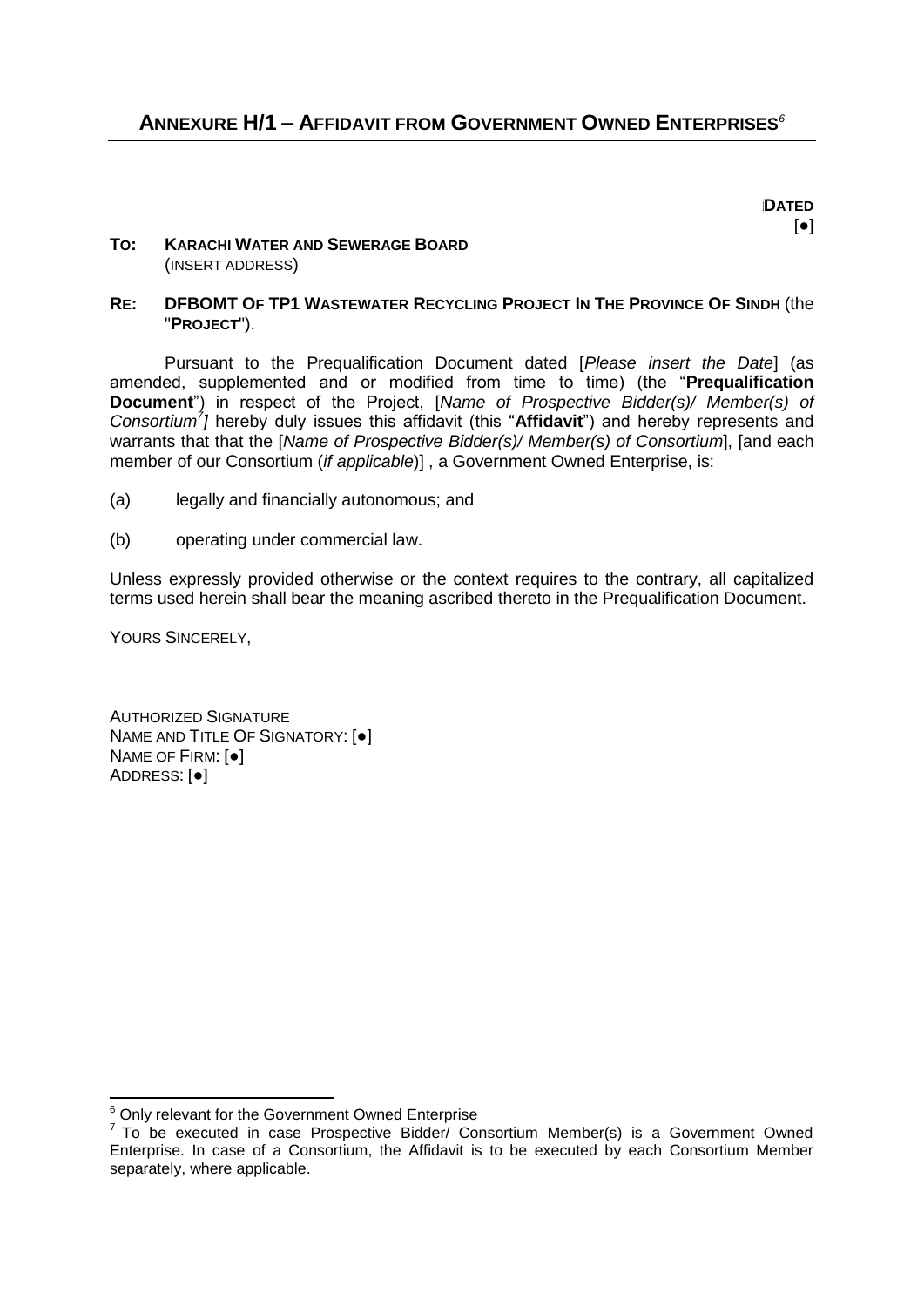## ANNEXURE H/1 – AFFIDAVIT FROM GOVERNMENT OWNED ENTERPRISES[6]

**DATED**
[●]

**TO: KARACHI WATER AND SEWERAGE BOARD**
(INSERT ADDRESS)

**RE: DFBOMT OF TP1 WASTEWATER RECYCLING PROJECT IN THE PROVINCE OF SINDH** (the "**PROJECT**").

Pursuant to the Prequalification Document dated [*Please insert the Date*] (as amended, supplemented and or modified from time to time) (the "**Prequalification Document**") in respect of the Project, [*Name of Prospective Bidder(s)/ Member(s) of Consortium*[7]] hereby duly issues this affidavit (this "**Affidavit**") and hereby represents and warrants that that the [*Name of Prospective Bidder(s)/ Member(s) of Consortium*], [and each member of our Consortium (*if applicable*)] , a Government Owned Enterprise, is:

(a) legally and financially autonomous; and

(b) operating under commercial law.

Unless expressly provided otherwise or the context requires to the contrary, all capitalized terms used herein shall bear the meaning ascribed thereto in the Prequalification Document.

YOURS SINCERELY,

AUTHORIZED SIGNATURE
NAME AND TITLE OF SIGNATORY: [●]
NAME OF FIRM: [●]
ADDRESS: [●]

---

[6] Only relevant for the Government Owned Enterprise

[7] To be executed in case Prospective Bidder/ Consortium Member(s) is a Government Owned Enterprise. In case of a Consortium, the Affidavit is to be executed by each Consortium Member separately, where applicable.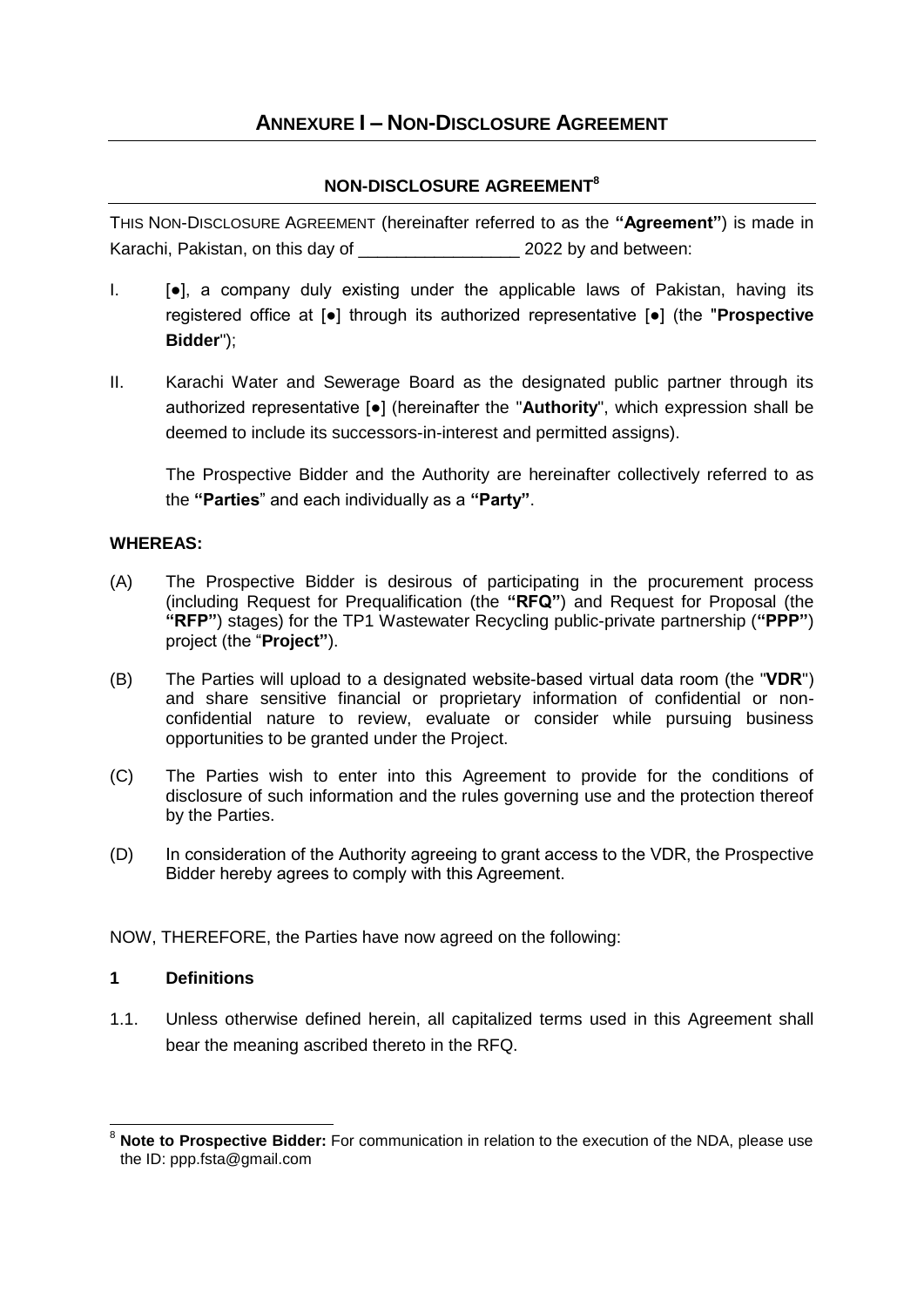# ANNEXURE I – NON-DISCLOSURE AGREEMENT

## NON-DISCLOSURE AGREEMENT[8]

THIS NON-DISCLOSURE AGREEMENT (hereinafter referred to as the **"Agreement"**) is made in Karachi, Pakistan, on this day of _________________ 2022 by and between:

I. [●], a company duly existing under the applicable laws of Pakistan, having its registered office at [●] through its authorized representative [●] (the **"Prospective Bidder"**);

II. Karachi Water and Sewerage Board as the designated public partner through its authorized representative [●] (hereinafter the "**Authority**", which expression shall be deemed to include its successors-in-interest and permitted assigns).

The Prospective Bidder and the Authority are hereinafter collectively referred to as the **"Parties"** and each individually as a **"Party"**.

**WHEREAS:**

(A) The Prospective Bidder is desirous of participating in the procurement process (including Request for Prequalification (the **"RFQ"**) and Request for Proposal (the **"RFP"**) stages) for the TP1 Wastewater Recycling public-private partnership (**"PPP"**) project (the "**Project"**).

(B) The Parties will upload to a designated website-based virtual data room (the "**VDR**") and share sensitive financial or proprietary information of confidential or non-confidential nature to review, evaluate or consider while pursuing business opportunities to be granted under the Project.

(C) The Parties wish to enter into this Agreement to provide for the conditions of disclosure of such information and the rules governing use and the protection thereof by the Parties.

(D) In consideration of the Authority agreeing to grant access to the VDR, the Prospective Bidder hereby agrees to comply with this Agreement.

NOW, THEREFORE, the Parties have now agreed on the following:

**1 Definitions**

1.1. Unless otherwise defined herein, all capitalized terms used in this Agreement shall bear the meaning ascribed thereto in the RFQ.

---

[8] **Note to Prospective Bidder:** For communication in relation to the execution of the NDA, please use the ID: ppp.fsta@gmail.com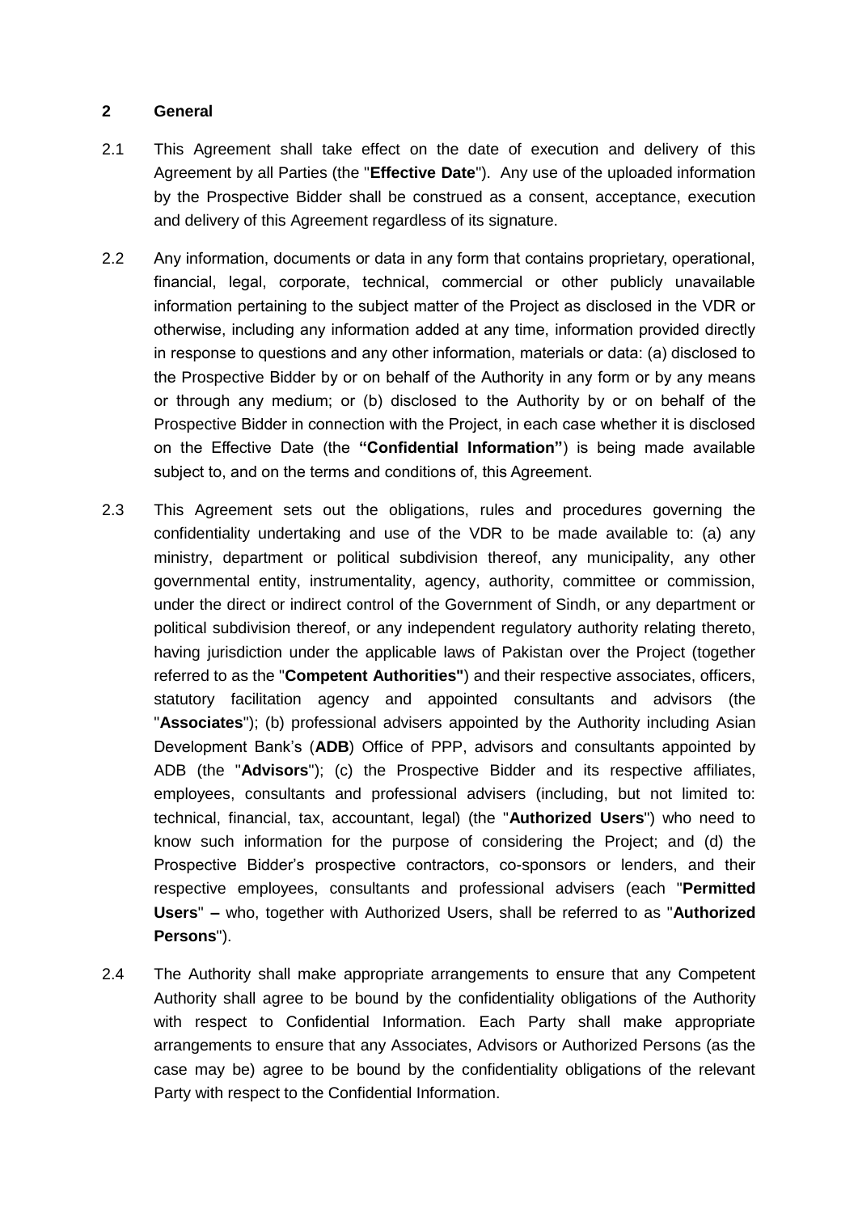## 2 General

2.1 This Agreement shall take effect on the date of execution and delivery of this Agreement by all Parties (the "**Effective Date**"). Any use of the uploaded information by the Prospective Bidder shall be construed as a consent, acceptance, execution and delivery of this Agreement regardless of its signature.

2.2 Any information, documents or data in any form that contains proprietary, operational, financial, legal, corporate, technical, commercial or other publicly unavailable information pertaining to the subject matter of the Project as disclosed in the VDR or otherwise, including any information added at any time, information provided directly in response to questions and any other information, materials or data: (a) disclosed to the Prospective Bidder by or on behalf of the Authority in any form or by any means or through any medium; or (b) disclosed to the Authority by or on behalf of the Prospective Bidder in connection with the Project, in each case whether it is disclosed on the Effective Date (the **"Confidential Information"**) is being made available subject to, and on the terms and conditions of, this Agreement.

2.3 This Agreement sets out the obligations, rules and procedures governing the confidentiality undertaking and use of the VDR to be made available to: (a) any ministry, department or political subdivision thereof, any municipality, any other governmental entity, instrumentality, agency, authority, committee or commission, under the direct or indirect control of the Government of Sindh, or any department or political subdivision thereof, or any independent regulatory authority relating thereto, having jurisdiction under the applicable laws of Pakistan over the Project (together referred to as the "**Competent Authorities"**) and their respective associates, officers, statutory facilitation agency and appointed consultants and advisors (the "**Associates**"); (b) professional advisers appointed by the Authority including Asian Development Bank's (**ADB**) Office of PPP, advisors and consultants appointed by ADB (the "**Advisors**"); (c) the Prospective Bidder and its respective affiliates, employees, consultants and professional advisers (including, but not limited to: technical, financial, tax, accountant, legal) (the "**Authorized Users**") who need to know such information for the purpose of considering the Project; and (d) the Prospective Bidder's prospective contractors, co-sponsors or lenders, and their respective employees, consultants and professional advisers (each "**Permitted Users**" **–** who, together with Authorized Users, shall be referred to as "**Authorized Persons**").

2.4 The Authority shall make appropriate arrangements to ensure that any Competent Authority shall agree to be bound by the confidentiality obligations of the Authority with respect to Confidential Information. Each Party shall make appropriate arrangements to ensure that any Associates, Advisors or Authorized Persons (as the case may be) agree to be bound by the confidentiality obligations of the relevant Party with respect to the Confidential Information.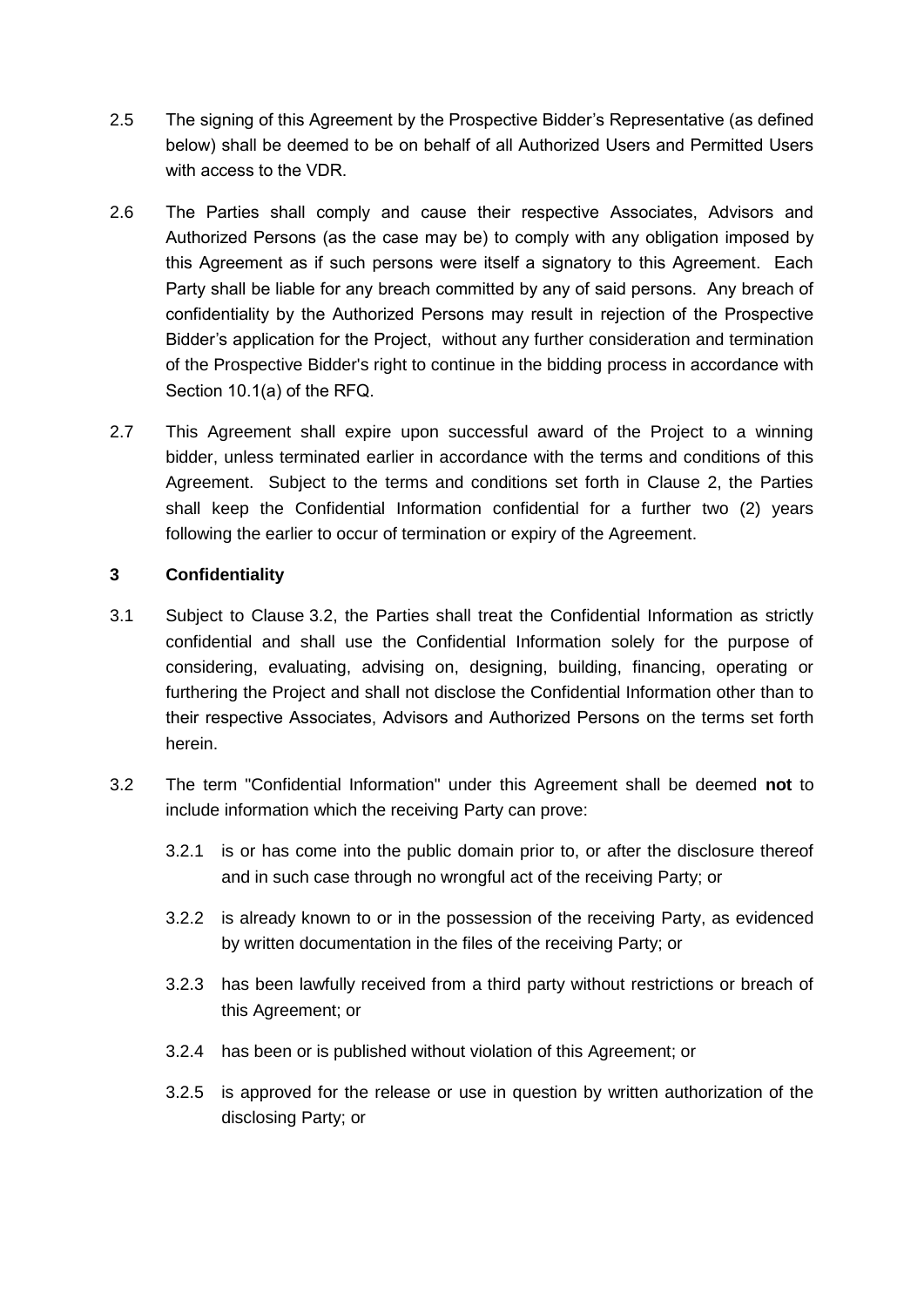2.5 The signing of this Agreement by the Prospective Bidder's Representative (as defined below) shall be deemed to be on behalf of all Authorized Users and Permitted Users with access to the VDR.

2.6 The Parties shall comply and cause their respective Associates, Advisors and Authorized Persons (as the case may be) to comply with any obligation imposed by this Agreement as if such persons were itself a signatory to this Agreement. Each Party shall be liable for any breach committed by any of said persons. Any breach of confidentiality by the Authorized Persons may result in rejection of the Prospective Bidder's application for the Project, without any further consideration and termination of the Prospective Bidder's right to continue in the bidding process in accordance with Section 10.1(a) of the RFQ.

2.7 This Agreement shall expire upon successful award of the Project to a winning bidder, unless terminated earlier in accordance with the terms and conditions of this Agreement. Subject to the terms and conditions set forth in Clause 2, the Parties shall keep the Confidential Information confidential for a further two (2) years following the earlier to occur of termination or expiry of the Agreement.

## 3 Confidentiality

3.1 Subject to Clause 3.2, the Parties shall treat the Confidential Information as strictly confidential and shall use the Confidential Information solely for the purpose of considering, evaluating, advising on, designing, building, financing, operating or furthering the Project and shall not disclose the Confidential Information other than to their respective Associates, Advisors and Authorized Persons on the terms set forth herein.

3.2 The term "Confidential Information" under this Agreement shall be deemed **not** to include information which the receiving Party can prove:

3.2.1 is or has come into the public domain prior to, or after the disclosure thereof and in such case through no wrongful act of the receiving Party; or

3.2.2 is already known to or in the possession of the receiving Party, as evidenced by written documentation in the files of the receiving Party; or

3.2.3 has been lawfully received from a third party without restrictions or breach of this Agreement; or

3.2.4 has been or is published without violation of this Agreement; or

3.2.5 is approved for the release or use in question by written authorization of the disclosing Party; or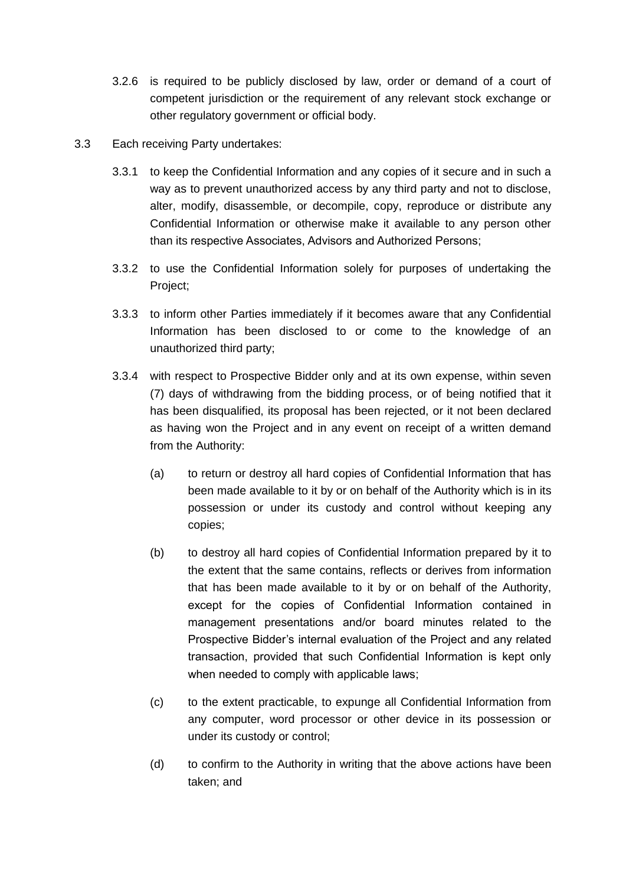3.2.6 is required to be publicly disclosed by law, order or demand of a court of competent jurisdiction or the requirement of any relevant stock exchange or other regulatory government or official body.

3.3 Each receiving Party undertakes:

3.3.1 to keep the Confidential Information and any copies of it secure and in such a way as to prevent unauthorized access by any third party and not to disclose, alter, modify, disassemble, or decompile, copy, reproduce or distribute any Confidential Information or otherwise make it available to any person other than its respective Associates, Advisors and Authorized Persons;

3.3.2 to use the Confidential Information solely for purposes of undertaking the Project;

3.3.3 to inform other Parties immediately if it becomes aware that any Confidential Information has been disclosed to or come to the knowledge of an unauthorized third party;

3.3.4 with respect to Prospective Bidder only and at its own expense, within seven (7) days of withdrawing from the bidding process, or of being notified that it has been disqualified, its proposal has been rejected, or it not been declared as having won the Project and in any event on receipt of a written demand from the Authority:

(a) to return or destroy all hard copies of Confidential Information that has been made available to it by or on behalf of the Authority which is in its possession or under its custody and control without keeping any copies;

(b) to destroy all hard copies of Confidential Information prepared by it to the extent that the same contains, reflects or derives from information that has been made available to it by or on behalf of the Authority, except for the copies of Confidential Information contained in management presentations and/or board minutes related to the Prospective Bidder's internal evaluation of the Project and any related transaction, provided that such Confidential Information is kept only when needed to comply with applicable laws;

(c) to the extent practicable, to expunge all Confidential Information from any computer, word processor or other device in its possession or under its custody or control;

(d) to confirm to the Authority in writing that the above actions have been taken; and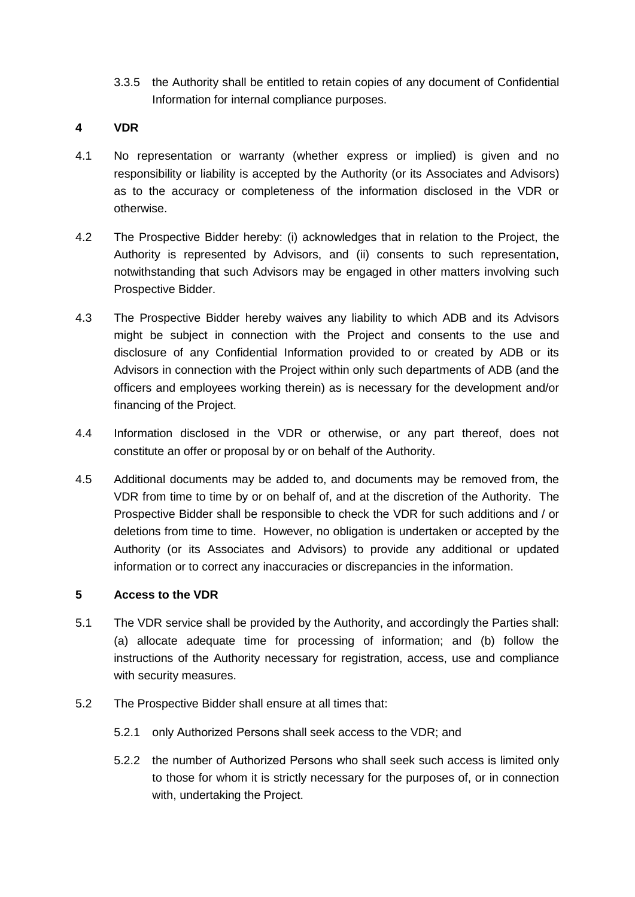3.3.5 the Authority shall be entitled to retain copies of any document of Confidential Information for internal compliance purposes.

**4 VDR**

4.1 No representation or warranty (whether express or implied) is given and no responsibility or liability is accepted by the Authority (or its Associates and Advisors) as to the accuracy or completeness of the information disclosed in the VDR or otherwise.

4.2 The Prospective Bidder hereby: (i) acknowledges that in relation to the Project, the Authority is represented by Advisors, and (ii) consents to such representation, notwithstanding that such Advisors may be engaged in other matters involving such Prospective Bidder.

4.3 The Prospective Bidder hereby waives any liability to which ADB and its Advisors might be subject in connection with the Project and consents to the use and disclosure of any Confidential Information provided to or created by ADB or its Advisors in connection with the Project within only such departments of ADB (and the officers and employees working therein) as is necessary for the development and/or financing of the Project.

4.4 Information disclosed in the VDR or otherwise, or any part thereof, does not constitute an offer or proposal by or on behalf of the Authority.

4.5 Additional documents may be added to, and documents may be removed from, the VDR from time to time by or on behalf of, and at the discretion of the Authority. The Prospective Bidder shall be responsible to check the VDR for such additions and / or deletions from time to time. However, no obligation is undertaken or accepted by the Authority (or its Associates and Advisors) to provide any additional or updated information or to correct any inaccuracies or discrepancies in the information.

**5 Access to the VDR**

5.1 The VDR service shall be provided by the Authority, and accordingly the Parties shall: (a) allocate adequate time for processing of information; and (b) follow the instructions of the Authority necessary for registration, access, use and compliance with security measures.

5.2 The Prospective Bidder shall ensure at all times that:

5.2.1 only Authorized Persons shall seek access to the VDR; and

5.2.2 the number of Authorized Persons who shall seek such access is limited only to those for whom it is strictly necessary for the purposes of, or in connection with, undertaking the Project.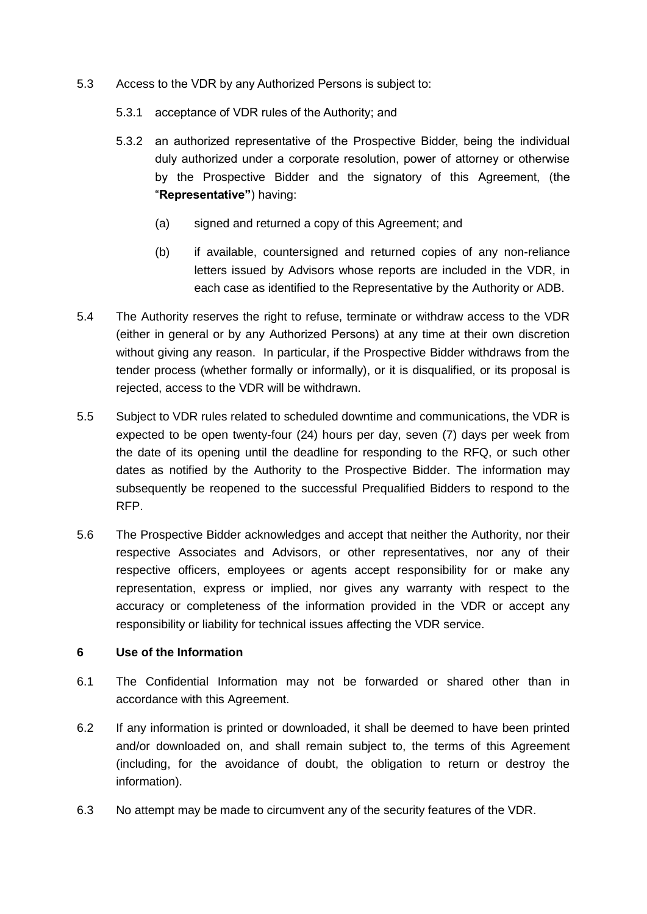5.3 Access to the VDR by any Authorized Persons is subject to:

5.3.1 acceptance of VDR rules of the Authority; and

5.3.2 an authorized representative of the Prospective Bidder, being the individual duly authorized under a corporate resolution, power of attorney or otherwise by the Prospective Bidder and the signatory of this Agreement, (the "**Representative"**) having:

(a) signed and returned a copy of this Agreement; and

(b) if available, countersigned and returned copies of any non-reliance letters issued by Advisors whose reports are included in the VDR, in each case as identified to the Representative by the Authority or ADB.

5.4 The Authority reserves the right to refuse, terminate or withdraw access to the VDR (either in general or by any Authorized Persons) at any time at their own discretion without giving any reason. In particular, if the Prospective Bidder withdraws from the tender process (whether formally or informally), or it is disqualified, or its proposal is rejected, access to the VDR will be withdrawn.

5.5 Subject to VDR rules related to scheduled downtime and communications, the VDR is expected to be open twenty-four (24) hours per day, seven (7) days per week from the date of its opening until the deadline for responding to the RFQ, or such other dates as notified by the Authority to the Prospective Bidder. The information may subsequently be reopened to the successful Prequalified Bidders to respond to the RFP.

5.6 The Prospective Bidder acknowledges and accept that neither the Authority, nor their respective Associates and Advisors, or other representatives, nor any of their respective officers, employees or agents accept responsibility for or make any representation, express or implied, nor gives any warranty with respect to the accuracy or completeness of the information provided in the VDR or accept any responsibility or liability for technical issues affecting the VDR service.

**6 Use of the Information**

6.1 The Confidential Information may not be forwarded or shared other than in accordance with this Agreement.

6.2 If any information is printed or downloaded, it shall be deemed to have been printed and/or downloaded on, and shall remain subject to, the terms of this Agreement (including, for the avoidance of doubt, the obligation to return or destroy the information).

6.3 No attempt may be made to circumvent any of the security features of the VDR.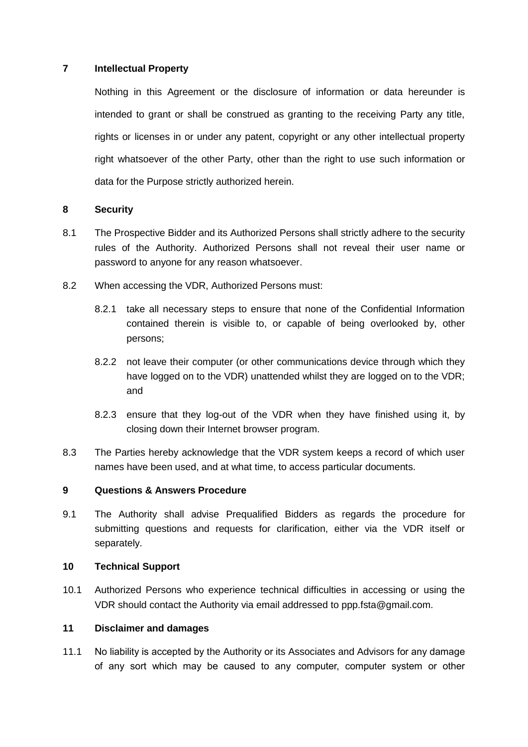## 7 Intellectual Property

Nothing in this Agreement or the disclosure of information or data hereunder is intended to grant or shall be construed as granting to the receiving Party any title, rights or licenses in or under any patent, copyright or any other intellectual property right whatsoever of the other Party, other than the right to use such information or data for the Purpose strictly authorized herein.

## 8 Security

8.1 The Prospective Bidder and its Authorized Persons shall strictly adhere to the security rules of the Authority. Authorized Persons shall not reveal their user name or password to anyone for any reason whatsoever.

8.2 When accessing the VDR, Authorized Persons must:

- 8.2.1 take all necessary steps to ensure that none of the Confidential Information contained therein is visible to, or capable of being overlooked by, other persons;
- 8.2.2 not leave their computer (or other communications device through which they have logged on to the VDR) unattended whilst they are logged on to the VDR; and
- 8.2.3 ensure that they log-out of the VDR when they have finished using it, by closing down their Internet browser program.

8.3 The Parties hereby acknowledge that the VDR system keeps a record of which user names have been used, and at what time, to access particular documents.

## 9 Questions & Answers Procedure

9.1 The Authority shall advise Prequalified Bidders as regards the procedure for submitting questions and requests for clarification, either via the VDR itself or separately.

## 10 Technical Support

10.1 Authorized Persons who experience technical difficulties in accessing or using the VDR should contact the Authority via email addressed to ppp.fsta@gmail.com.

## 11 Disclaimer and damages

11.1 No liability is accepted by the Authority or its Associates and Advisors for any damage of any sort which may be caused to any computer, computer system or other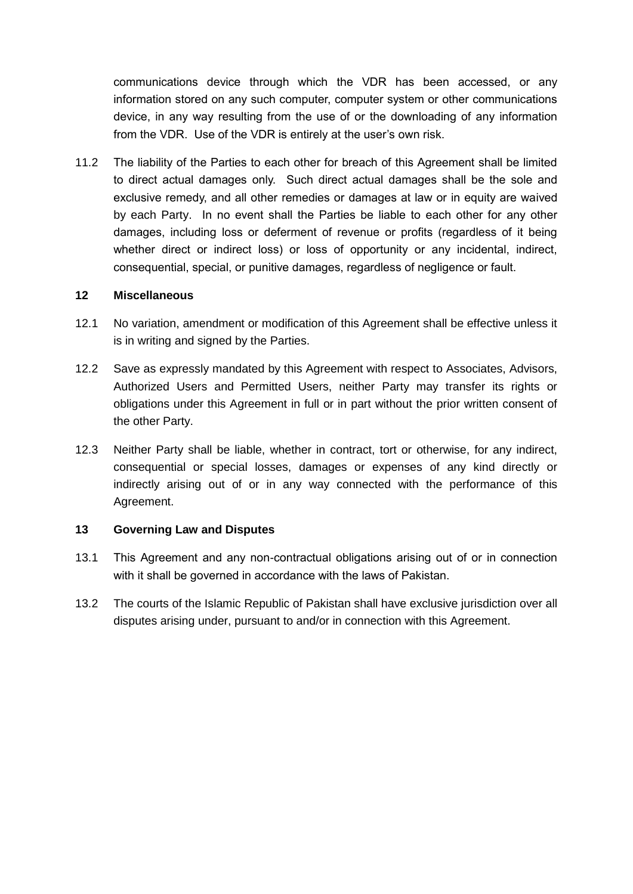communications device through which the VDR has been accessed, or any information stored on any such computer, computer system or other communications device, in any way resulting from the use of or the downloading of any information from the VDR. Use of the VDR is entirely at the user's own risk.

11.2 The liability of the Parties to each other for breach of this Agreement shall be limited to direct actual damages only. Such direct actual damages shall be the sole and exclusive remedy, and all other remedies or damages at law or in equity are waived by each Party. In no event shall the Parties be liable to each other for any other damages, including loss or deferment of revenue or profits (regardless of it being whether direct or indirect loss) or loss of opportunity or any incidental, indirect, consequential, special, or punitive damages, regardless of negligence or fault.

## 12 Miscellaneous

12.1 No variation, amendment or modification of this Agreement shall be effective unless it is in writing and signed by the Parties.

12.2 Save as expressly mandated by this Agreement with respect to Associates, Advisors, Authorized Users and Permitted Users, neither Party may transfer its rights or obligations under this Agreement in full or in part without the prior written consent of the other Party.

12.3 Neither Party shall be liable, whether in contract, tort or otherwise, for any indirect, consequential or special losses, damages or expenses of any kind directly or indirectly arising out of or in any way connected with the performance of this Agreement.

## 13 Governing Law and Disputes

13.1 This Agreement and any non-contractual obligations arising out of or in connection with it shall be governed in accordance with the laws of Pakistan.

13.2 The courts of the Islamic Republic of Pakistan shall have exclusive jurisdiction over all disputes arising under, pursuant to and/or in connection with this Agreement.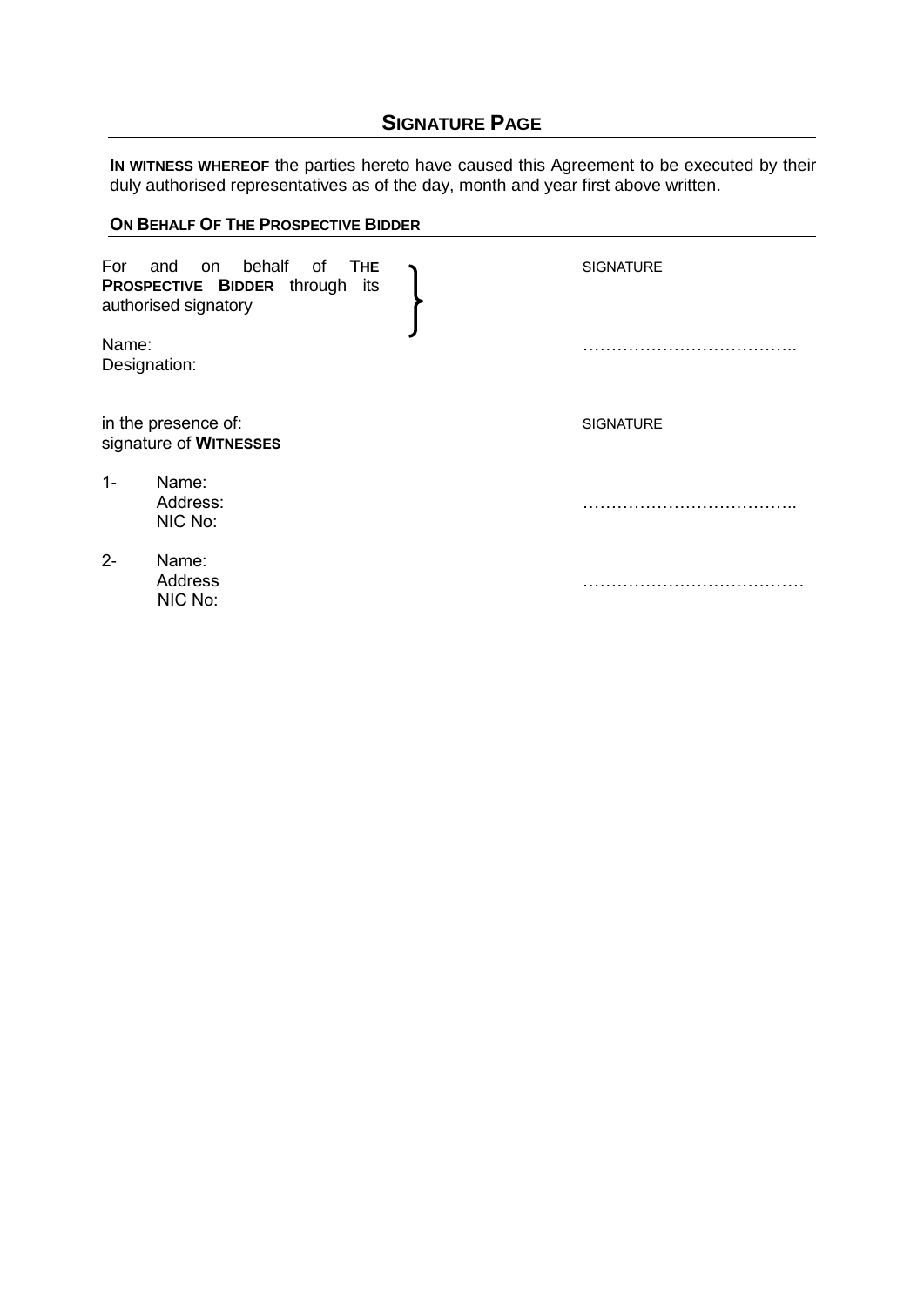## **SIGNATURE PAGE**

**IN WITNESS WHEREOF** the parties hereto have caused this Agreement to be executed by their duly authorised representatives as of the day, month and year first above written.

**ON BEHALF OF THE PROSPECTIVE BIDDER**

| | |
|---|---|
| For and on behalf of **THE PROSPECTIVE BIDDER** through its authorised signatory } | SIGNATURE |
| Name:<br>Designation: | ……………………………….. |
| in the presence of:<br>signature of **WITNESSES** | SIGNATURE |
| 1- Name:<br>Address:<br>NIC No: | ……………………………….. |
| 2- Name:<br>Address<br>NIC No: | ………………………………… |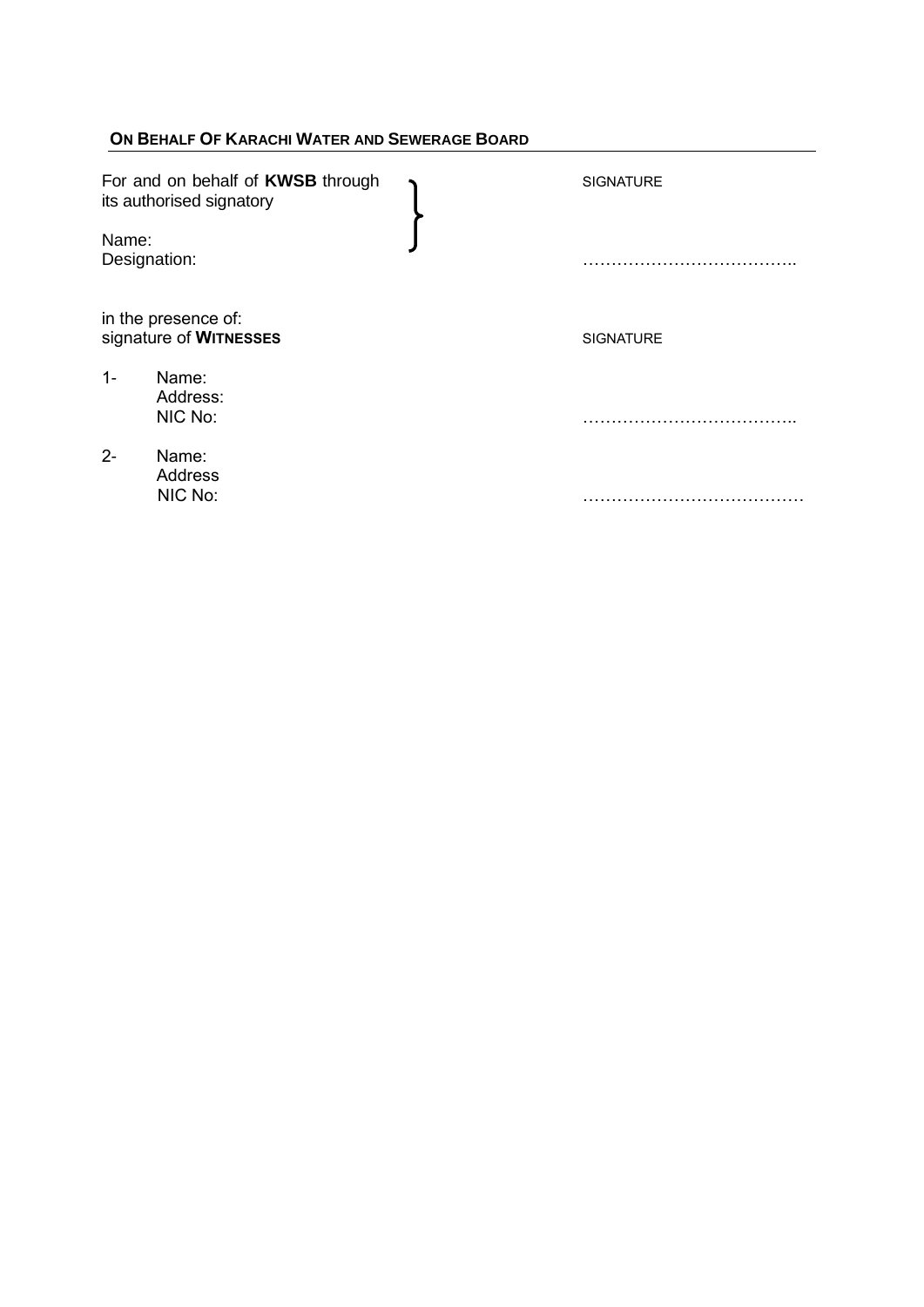## ON BEHALF OF KARACHI WATER AND SEWERAGE BOARD

| | | |
|---|---|---|
| For and on behalf of **KWSB** through its authorised signatory<br><br>Name:<br>Designation: | } | SIGNATURE<br><br><br>……………………………….. |

in the presence of:
signature of **WITNESSES** SIGNATURE

1- Name:
   Address:
   NIC No: ………………………………..

2- Name:
   Address
   NIC No: …………………………………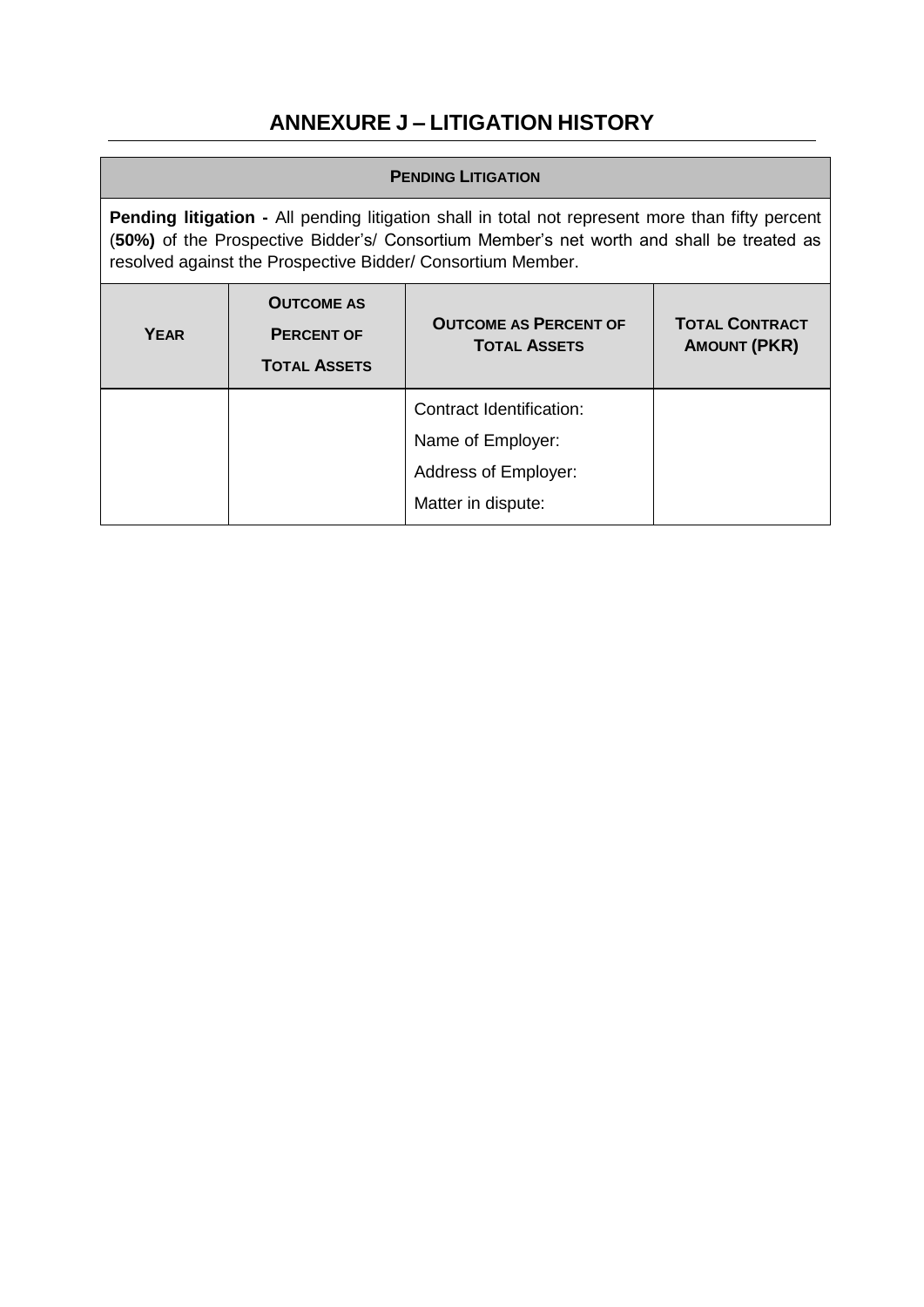# ANNEXURE J – LITIGATION HISTORY

| PENDING LITIGATION | | | |
|---|---|---|---|
| **Pending litigation -** All pending litigation shall in total not represent more than fifty percent (**50%)** of the Prospective Bidder's/ Consortium Member's net worth and shall be treated as resolved against the Prospective Bidder/ Consortium Member. | | | |
| **YEAR** | **OUTCOME AS PERCENT OF TOTAL ASSETS** | **OUTCOME AS PERCENT OF TOTAL ASSETS** | **TOTAL CONTRACT AMOUNT (PKR)** |
| | | Contract Identification:<br>Name of Employer:<br>Address of Employer:<br>Matter in dispute: | |